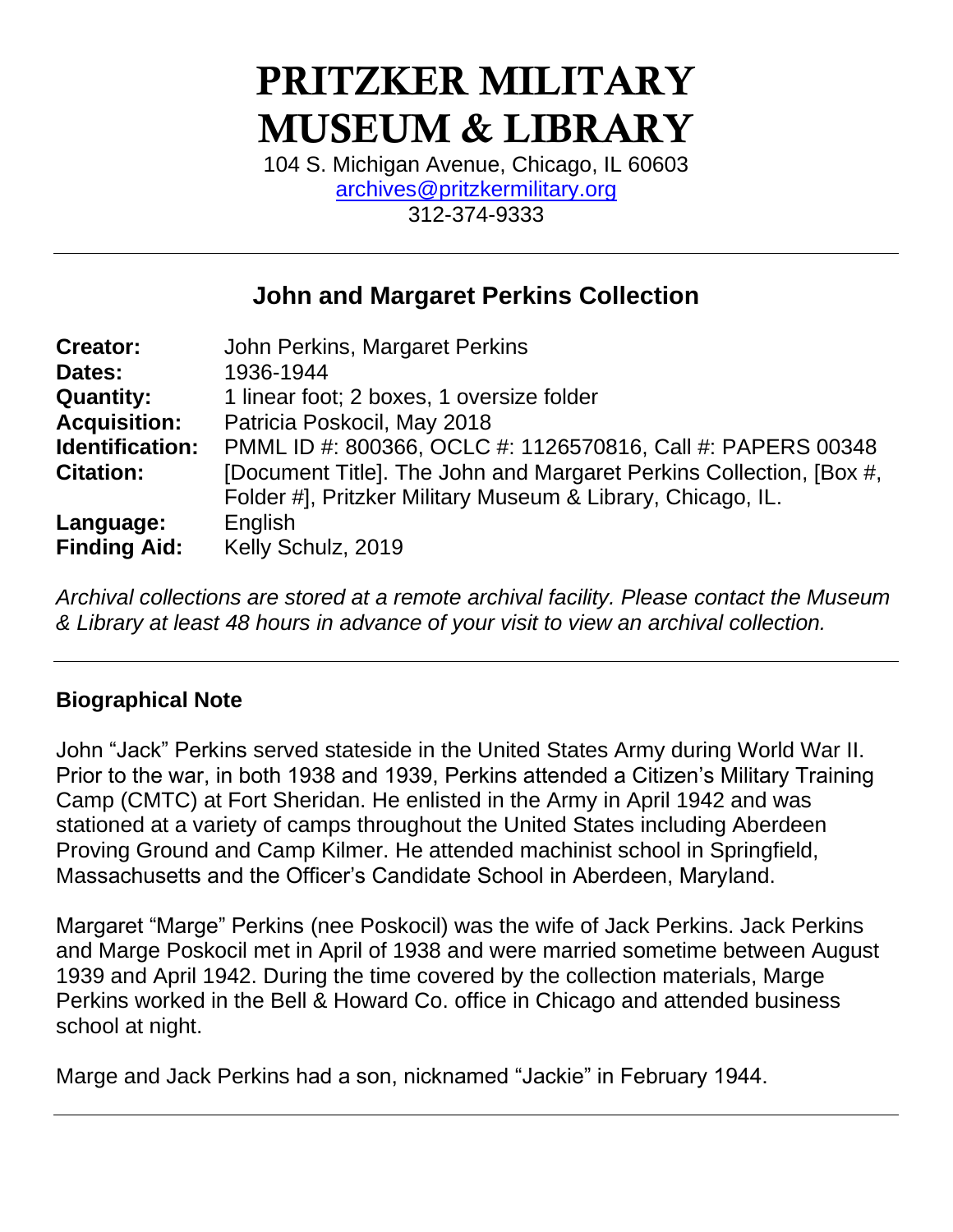# PRITZKER MILITARY MUSEUM & LIBRARY

104 S. Michigan Avenue, Chicago, IL 60603
archives@pritzkermilitary.org
312-374-9333

---

## John and Margaret Perkins Collection

**Creator:** John Perkins, Margaret Perkins
**Dates:** 1936-1944
**Quantity:** 1 linear foot; 2 boxes, 1 oversize folder
**Acquisition:** Patricia Poskocil, May 2018
**Identification:** PMML ID #: 800366, OCLC #: 1126570816, Call #: PAPERS 00348
**Citation:** [Document Title]. The John and Margaret Perkins Collection, [Box #, Folder #], Pritzker Military Museum & Library, Chicago, IL.
**Language:** English
**Finding Aid:** Kelly Schulz, 2019

*Archival collections are stored at a remote archival facility. Please contact the Museum & Library at least 48 hours in advance of your visit to view an archival collection.*

---

### Biographical Note

John "Jack" Perkins served stateside in the United States Army during World War II. Prior to the war, in both 1938 and 1939, Perkins attended a Citizen's Military Training Camp (CMTC) at Fort Sheridan. He enlisted in the Army in April 1942 and was stationed at a variety of camps throughout the United States including Aberdeen Proving Ground and Camp Kilmer. He attended machinist school in Springfield, Massachusetts and the Officer's Candidate School in Aberdeen, Maryland.

Margaret "Marge" Perkins (nee Poskocil) was the wife of Jack Perkins. Jack Perkins and Marge Poskocil met in April of 1938 and were married sometime between August 1939 and April 1942. During the time covered by the collection materials, Marge Perkins worked in the Bell & Howard Co. office in Chicago and attended business school at night.

Marge and Jack Perkins had a son, nicknamed "Jackie" in February 1944.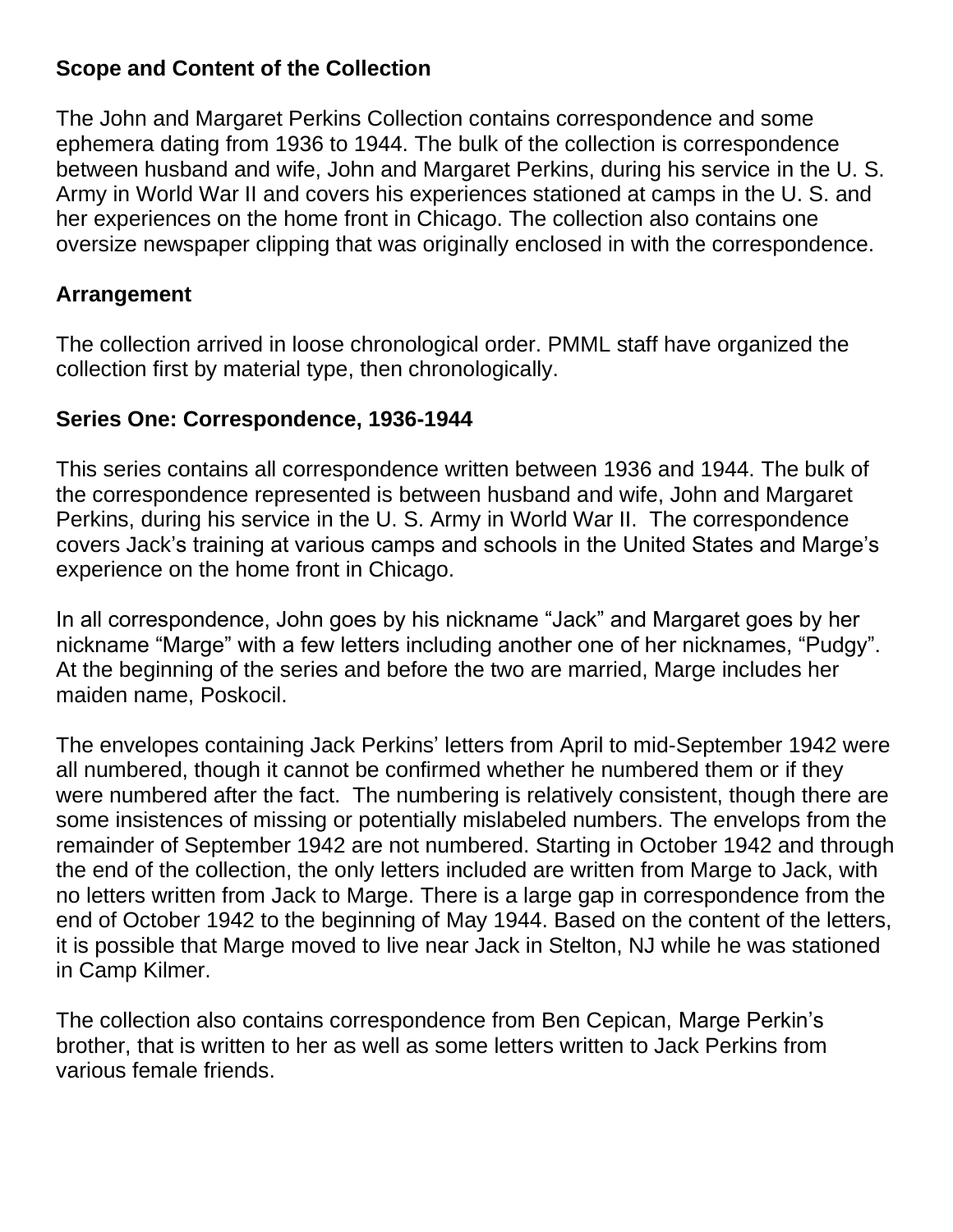**Scope and Content of the Collection**

The John and Margaret Perkins Collection contains correspondence and some ephemera dating from 1936 to 1944. The bulk of the collection is correspondence between husband and wife, John and Margaret Perkins, during his service in the U. S. Army in World War II and covers his experiences stationed at camps in the U. S. and her experiences on the home front in Chicago. The collection also contains one oversize newspaper clipping that was originally enclosed in with the correspondence.

**Arrangement**

The collection arrived in loose chronological order. PMML staff have organized the collection first by material type, then chronologically.

**Series One: Correspondence, 1936-1944**

This series contains all correspondence written between 1936 and 1944. The bulk of the correspondence represented is between husband and wife, John and Margaret Perkins, during his service in the U. S. Army in World War II. The correspondence covers Jack's training at various camps and schools in the United States and Marge's experience on the home front in Chicago.

In all correspondence, John goes by his nickname "Jack" and Margaret goes by her nickname "Marge" with a few letters including another one of her nicknames, "Pudgy". At the beginning of the series and before the two are married, Marge includes her maiden name, Poskocil.

The envelopes containing Jack Perkins' letters from April to mid-September 1942 were all numbered, though it cannot be confirmed whether he numbered them or if they were numbered after the fact. The numbering is relatively consistent, though there are some insistences of missing or potentially mislabeled numbers. The envelops from the remainder of September 1942 are not numbered. Starting in October 1942 and through the end of the collection, the only letters included are written from Marge to Jack, with no letters written from Jack to Marge. There is a large gap in correspondence from the end of October 1942 to the beginning of May 1944. Based on the content of the letters, it is possible that Marge moved to live near Jack in Stelton, NJ while he was stationed in Camp Kilmer.

The collection also contains correspondence from Ben Cepican, Marge Perkin's brother, that is written to her as well as some letters written to Jack Perkins from various female friends.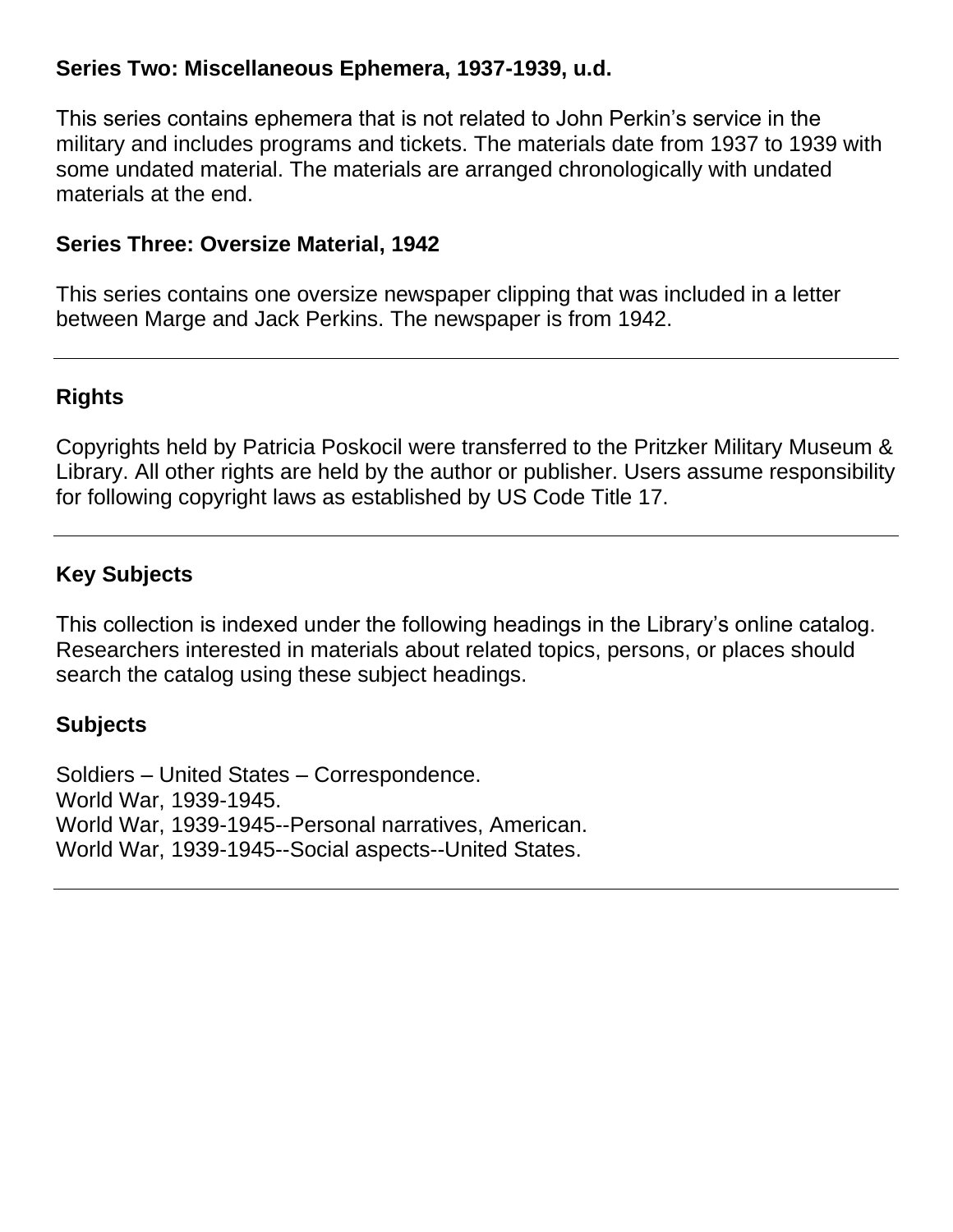### Series Two: Miscellaneous Ephemera, 1937-1939, u.d.

This series contains ephemera that is not related to John Perkin's service in the military and includes programs and tickets. The materials date from 1937 to 1939 with some undated material. The materials are arranged chronologically with undated materials at the end.

### Series Three: Oversize Material, 1942

This series contains one oversize newspaper clipping that was included in a letter between Marge and Jack Perkins. The newspaper is from 1942.

---

## Rights

Copyrights held by Patricia Poskocil were transferred to the Pritzker Military Museum & Library. All other rights are held by the author or publisher. Users assume responsibility for following copyright laws as established by US Code Title 17.

---

## Key Subjects

This collection is indexed under the following headings in the Library's online catalog. Researchers interested in materials about related topics, persons, or places should search the catalog using these subject headings.

### Subjects

Soldiers – United States – Correspondence.
World War, 1939-1945.
World War, 1939-1945--Personal narratives, American.
World War, 1939-1945--Social aspects--United States.

---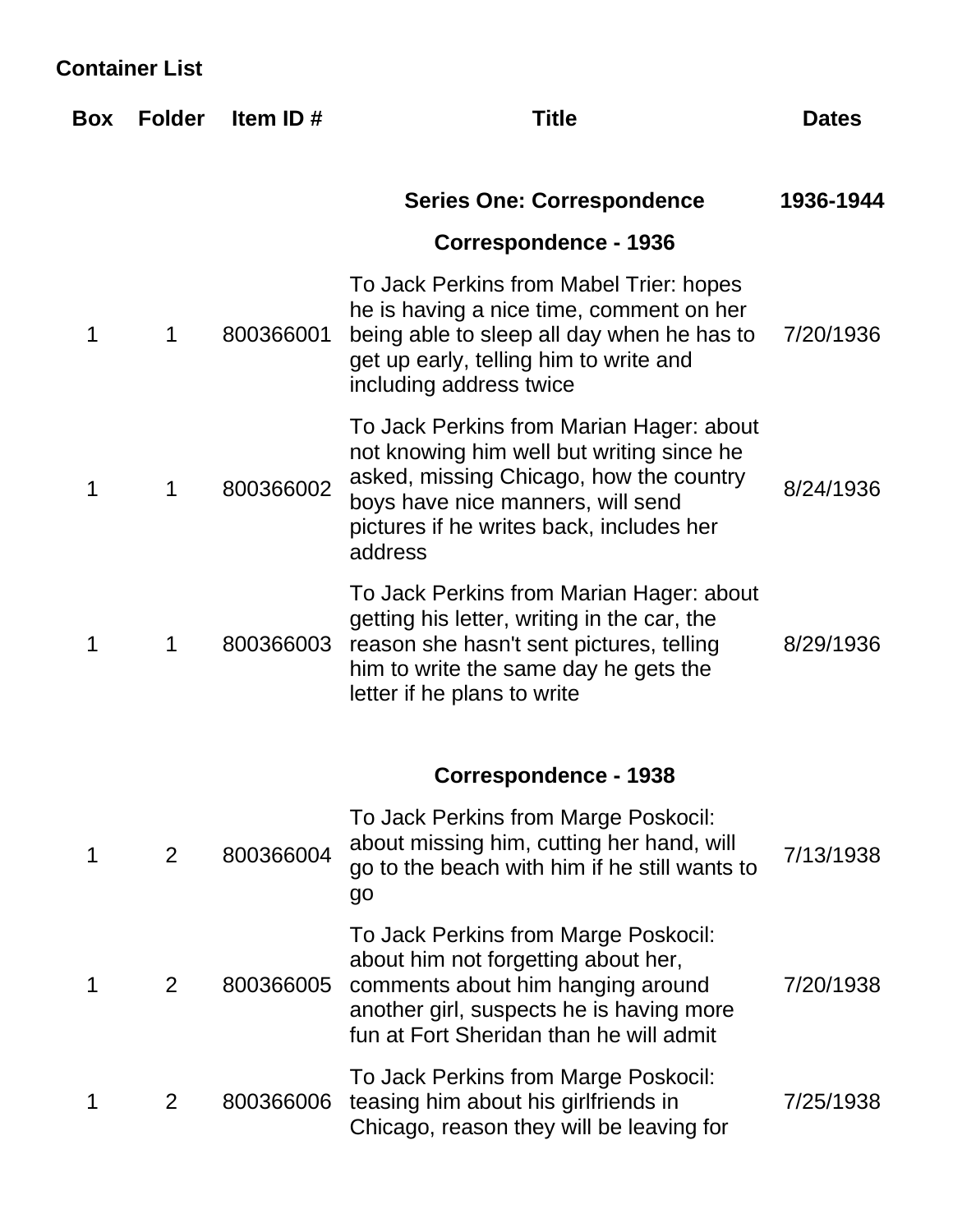## Container List

| Box | Folder | Item ID # | Title | Dates |
|---|---|---|---|---|
| | | | **Series One: Correspondence** | **1936-1944** |
| | | | **Correspondence - 1936** | |
| 1 | 1 | 800366001 | To Jack Perkins from Mabel Trier: hopes he is having a nice time, comment on her being able to sleep all day when he has to get up early, telling him to write and including address twice | 7/20/1936 |
| 1 | 1 | 800366002 | To Jack Perkins from Marian Hager: about not knowing him well but writing since he asked, missing Chicago, how the country boys have nice manners, will send pictures if he writes back, includes her address | 8/24/1936 |
| 1 | 1 | 800366003 | To Jack Perkins from Marian Hager: about getting his letter, writing in the car, the reason she hasn't sent pictures, telling him to write the same day he gets the letter if he plans to write | 8/29/1936 |
| | | | **Correspondence - 1938** | |
| 1 | 2 | 800366004 | To Jack Perkins from Marge Poskocil: about missing him, cutting her hand, will go to the beach with him if he still wants to go | 7/13/1938 |
| 1 | 2 | 800366005 | To Jack Perkins from Marge Poskocil: about him not forgetting about her, comments about him hanging around another girl, suspects he is having more fun at Fort Sheridan than he will admit | 7/20/1938 |
| 1 | 2 | 800366006 | To Jack Perkins from Marge Poskocil: teasing him about his girlfriends in Chicago, reason they will be leaving for | 7/25/1938 |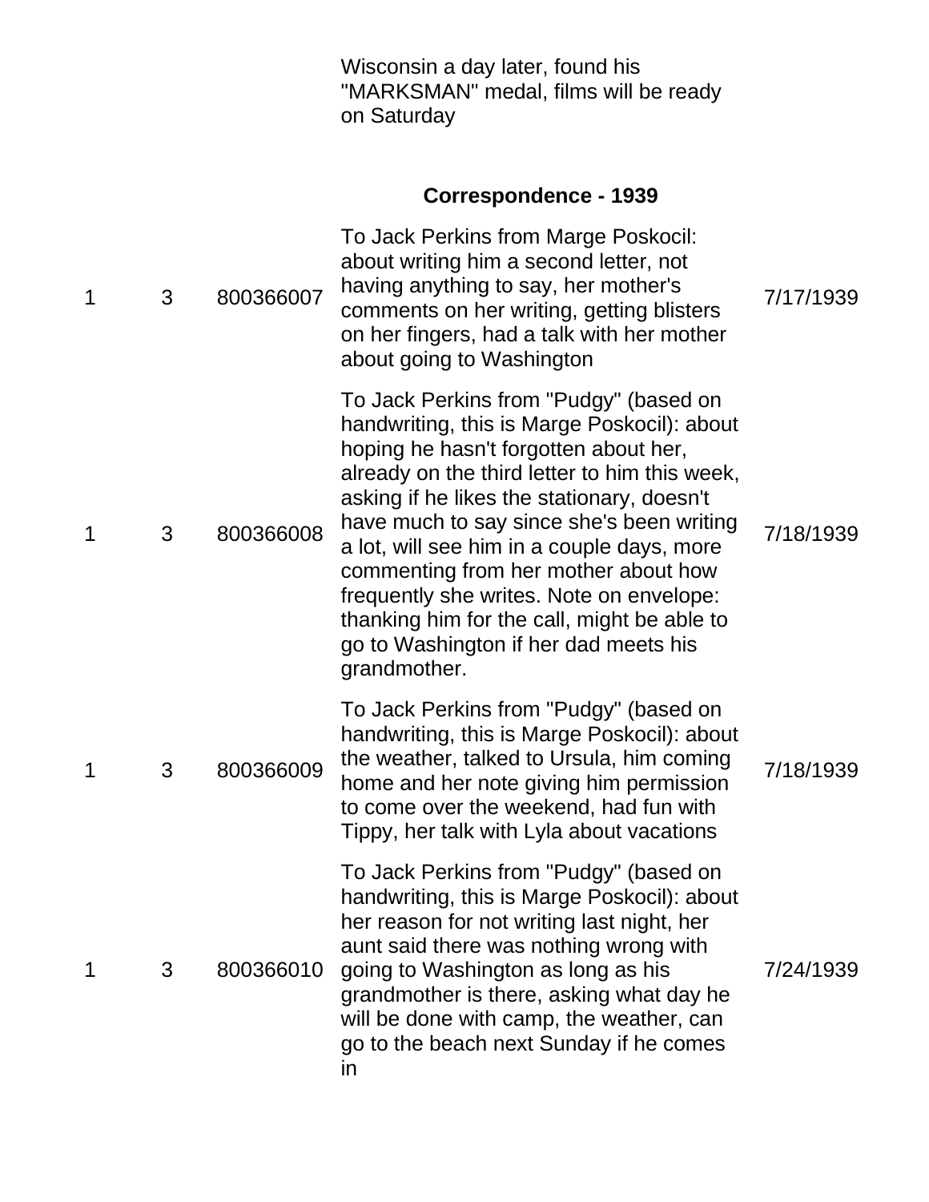| | | | Wisconsin a day later, found his "MARKSMAN" medal, films will be ready on Saturday | |
|---|---|---|---|---|

**Correspondence - 1939**

| | | | | |
|---|---|---|---|---|
| 1 | 3 | 800366007 | To Jack Perkins from Marge Poskocil: about writing him a second letter, not having anything to say, her mother's comments on her writing, getting blisters on her fingers, had a talk with her mother about going to Washington | 7/17/1939 |
| 1 | 3 | 800366008 | To Jack Perkins from "Pudgy" (based on handwriting, this is Marge Poskocil): about hoping he hasn't forgotten about her, already on the third letter to him this week, asking if he likes the stationary, doesn't have much to say since she's been writing a lot, will see him in a couple days, more commenting from her mother about how frequently she writes. Note on envelope: thanking him for the call, might be able to go to Washington if her dad meets his grandmother. | 7/18/1939 |
| 1 | 3 | 800366009 | To Jack Perkins from "Pudgy" (based on handwriting, this is Marge Poskocil): about the weather, talked to Ursula, him coming home and her note giving him permission to come over the weekend, had fun with Tippy, her talk with Lyla about vacations | 7/18/1939 |
| 1 | 3 | 800366010 | To Jack Perkins from "Pudgy" (based on handwriting, this is Marge Poskocil): about her reason for not writing last night, her aunt said there was nothing wrong with going to Washington as long as his grandmother is there, asking what day he will be done with camp, the weather, can go to the beach next Sunday if he comes in | 7/24/1939 |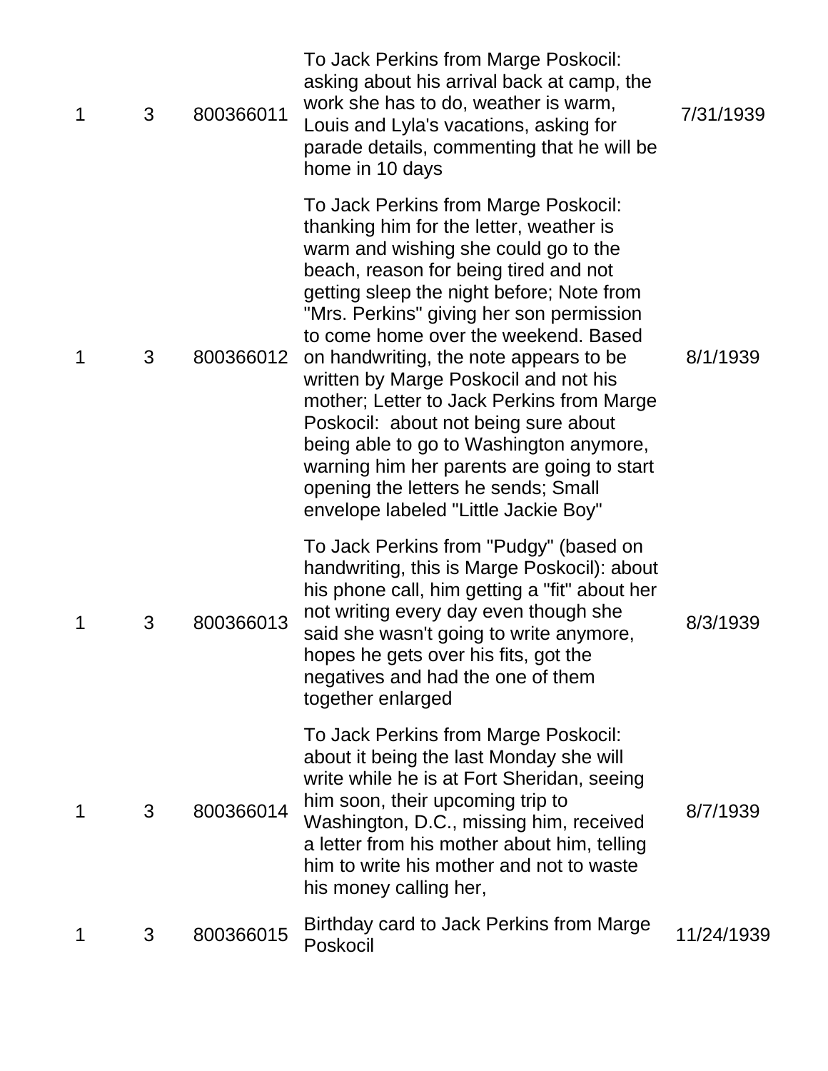| | | | | |
|---|---|---|---|---|
| 1 | 3 | 800366011 | To Jack Perkins from Marge Poskocil: asking about his arrival back at camp, the work she has to do, weather is warm, Louis and Lyla's vacations, asking for parade details, commenting that he will be home in 10 days | 7/31/1939 |
| 1 | 3 | 800366012 | To Jack Perkins from Marge Poskocil: thanking him for the letter, weather is warm and wishing she could go to the beach, reason for being tired and not getting sleep the night before; Note from "Mrs. Perkins" giving her son permission to come home over the weekend. Based on handwriting, the note appears to be written by Marge Poskocil and not his mother; Letter to Jack Perkins from Marge Poskocil: about not being sure about being able to go to Washington anymore, warning him her parents are going to start opening the letters he sends; Small envelope labeled "Little Jackie Boy" | 8/1/1939 |
| 1 | 3 | 800366013 | To Jack Perkins from "Pudgy" (based on handwriting, this is Marge Poskocil): about his phone call, him getting a "fit" about her not writing every day even though she said she wasn't going to write anymore, hopes he gets over his fits, got the negatives and had the one of them together enlarged | 8/3/1939 |
| 1 | 3 | 800366014 | To Jack Perkins from Marge Poskocil: about it being the last Monday she will write while he is at Fort Sheridan, seeing him soon, their upcoming trip to Washington, D.C., missing him, received a letter from his mother about him, telling him to write his mother and not to waste his money calling her, | 8/7/1939 |
| 1 | 3 | 800366015 | Birthday card to Jack Perkins from Marge Poskocil | 11/24/1939 |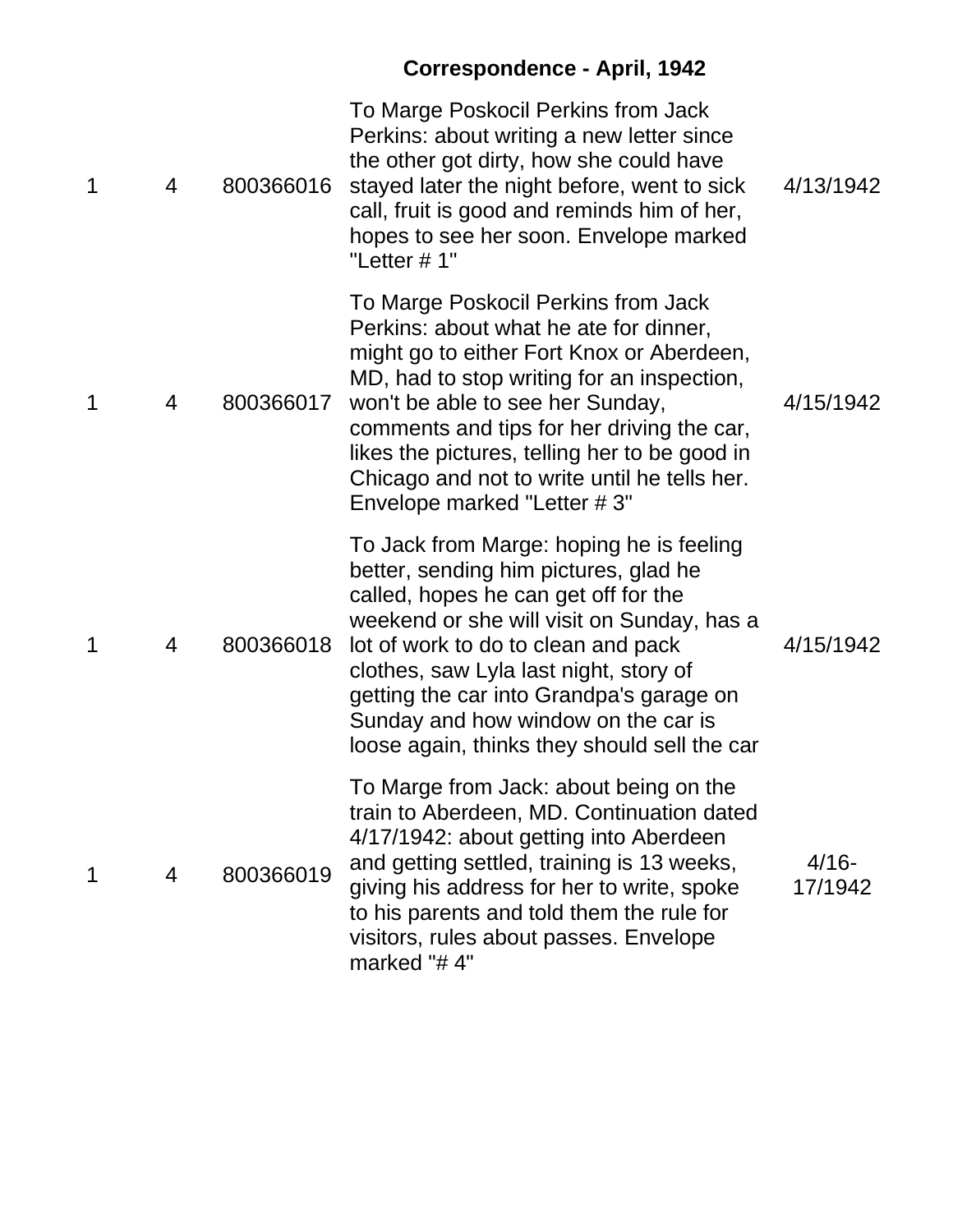### Correspondence - April, 1942

| | | | | |
|---|---|---|---|---|
| 1 | 4 | 800366016 | To Marge Poskocil Perkins from Jack Perkins: about writing a new letter since the other got dirty, how she could have stayed later the night before, went to sick call, fruit is good and reminds him of her, hopes to see her soon. Envelope marked "Letter # 1" | 4/13/1942 |
| 1 | 4 | 800366017 | To Marge Poskocil Perkins from Jack Perkins: about what he ate for dinner, might go to either Fort Knox or Aberdeen, MD, had to stop writing for an inspection, won't be able to see her Sunday, comments and tips for her driving the car, likes the pictures, telling her to be good in Chicago and not to write until he tells her. Envelope marked "Letter # 3" | 4/15/1942 |
| 1 | 4 | 800366018 | To Jack from Marge: hoping he is feeling better, sending him pictures, glad he called, hopes he can get off for the weekend or she will visit on Sunday, has a lot of work to do to clean and pack clothes, saw Lyla last night, story of getting the car into Grandpa's garage on Sunday and how window on the car is loose again, thinks they should sell the car | 4/15/1942 |
| 1 | 4 | 800366019 | To Marge from Jack: about being on the train to Aberdeen, MD. Continuation dated 4/17/1942: about getting into Aberdeen and getting settled, training is 13 weeks, giving his address for her to write, spoke to his parents and told them the rule for visitors, rules about passes. Envelope marked "# 4" | 4/16-17/1942 |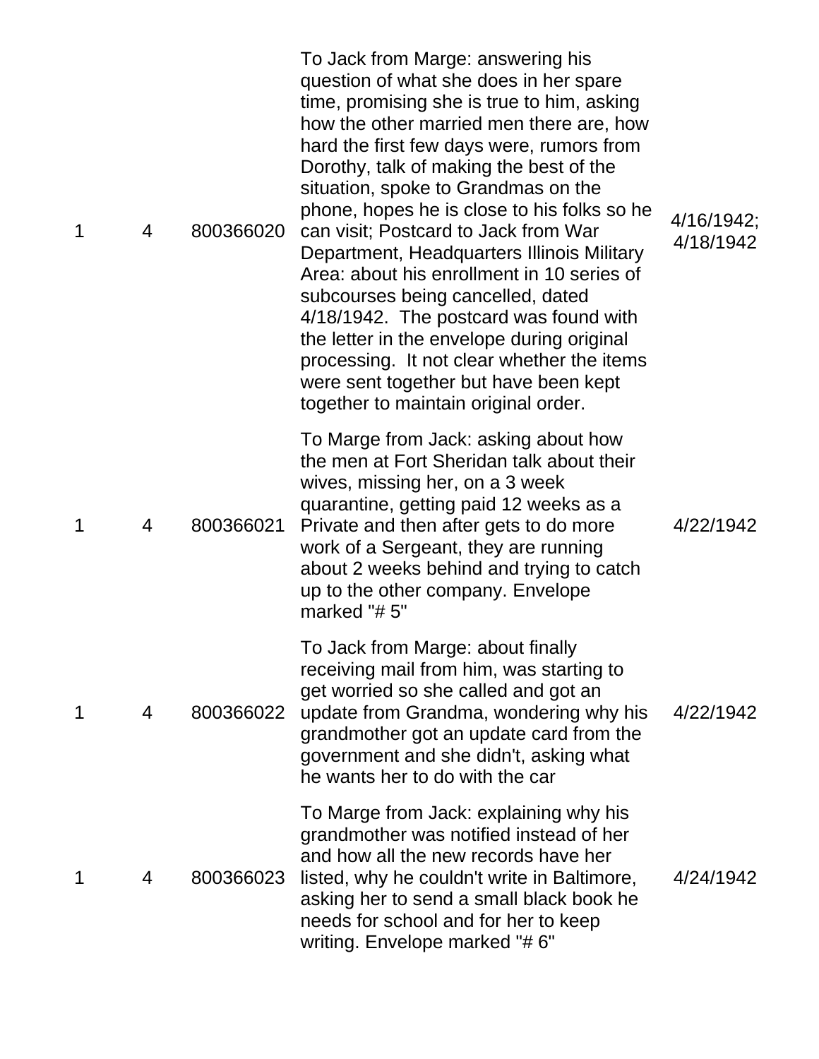| | | | | |
|---|---|---|---|---|
| 1 | 4 | 800366020 | To Jack from Marge: answering his question of what she does in her spare time, promising she is true to him, asking how the other married men there are, how hard the first few days were, rumors from Dorothy, talk of making the best of the situation, spoke to Grandmas on the phone, hopes he is close to his folks so he can visit; Postcard to Jack from War Department, Headquarters Illinois Military Area: about his enrollment in 10 series of subcourses being cancelled, dated 4/18/1942. The postcard was found with the letter in the envelope during original processing. It not clear whether the items were sent together but have been kept together to maintain original order. | 4/16/1942; 4/18/1942 |
| 1 | 4 | 800366021 | To Marge from Jack: asking about how the men at Fort Sheridan talk about their wives, missing her, on a 3 week quarantine, getting paid 12 weeks as a Private and then after gets to do more work of a Sergeant, they are running about 2 weeks behind and trying to catch up to the other company. Envelope marked "# 5" | 4/22/1942 |
| 1 | 4 | 800366022 | To Jack from Marge: about finally receiving mail from him, was starting to get worried so she called and got an update from Grandma, wondering why his grandmother got an update card from the government and she didn't, asking what he wants her to do with the car | 4/22/1942 |
| 1 | 4 | 800366023 | To Marge from Jack: explaining why his grandmother was notified instead of her and how all the new records have her listed, why he couldn't write in Baltimore, asking her to send a small black book he needs for school and for her to keep writing. Envelope marked "# 6" | 4/24/1942 |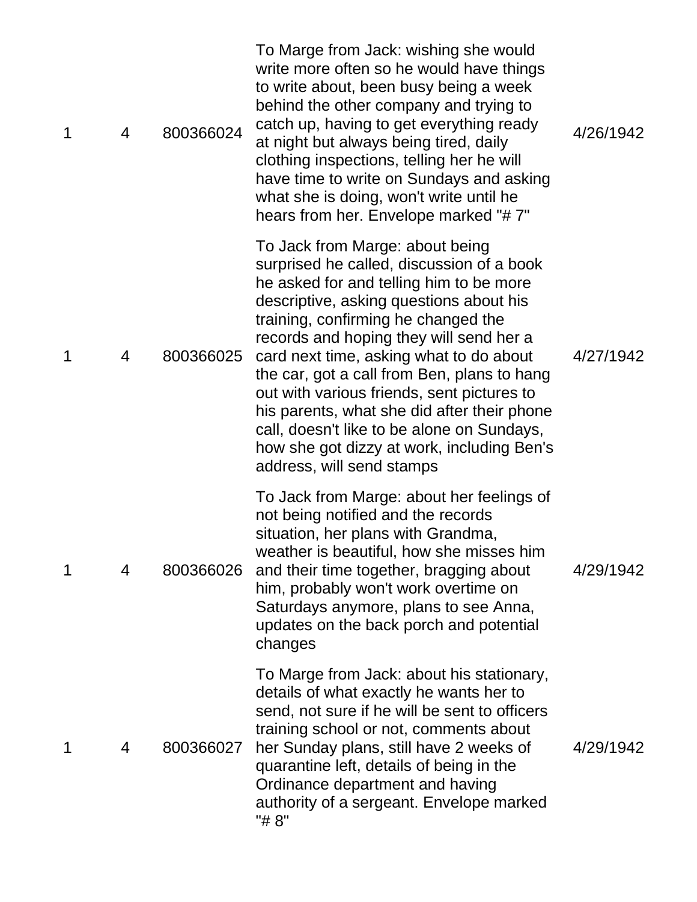| | | | | |
|---|---|---|---|---|
| 1 | 4 | 800366024 | To Marge from Jack: wishing she would write more often so he would have things to write about, been busy being a week behind the other company and trying to catch up, having to get everything ready at night but always being tired, daily clothing inspections, telling her he will have time to write on Sundays and asking what she is doing, won't write until he hears from her. Envelope marked "# 7" | 4/26/1942 |
| 1 | 4 | 800366025 | To Jack from Marge: about being surprised he called, discussion of a book he asked for and telling him to be more descriptive, asking questions about his training, confirming he changed the records and hoping they will send her a card next time, asking what to do about the car, got a call from Ben, plans to hang out with various friends, sent pictures to his parents, what she did after their phone call, doesn't like to be alone on Sundays, how she got dizzy at work, including Ben's address, will send stamps | 4/27/1942 |
| 1 | 4 | 800366026 | To Jack from Marge: about her feelings of not being notified and the records situation, her plans with Grandma, weather is beautiful, how she misses him and their time together, bragging about him, probably won't work overtime on Saturdays anymore, plans to see Anna, updates on the back porch and potential changes | 4/29/1942 |
| 1 | 4 | 800366027 | To Marge from Jack: about his stationary, details of what exactly he wants her to send, not sure if he will be sent to officers training school or not, comments about her Sunday plans, still have 2 weeks of quarantine left, details of being in the Ordinance department and having authority of a sergeant. Envelope marked "# 8" | 4/29/1942 |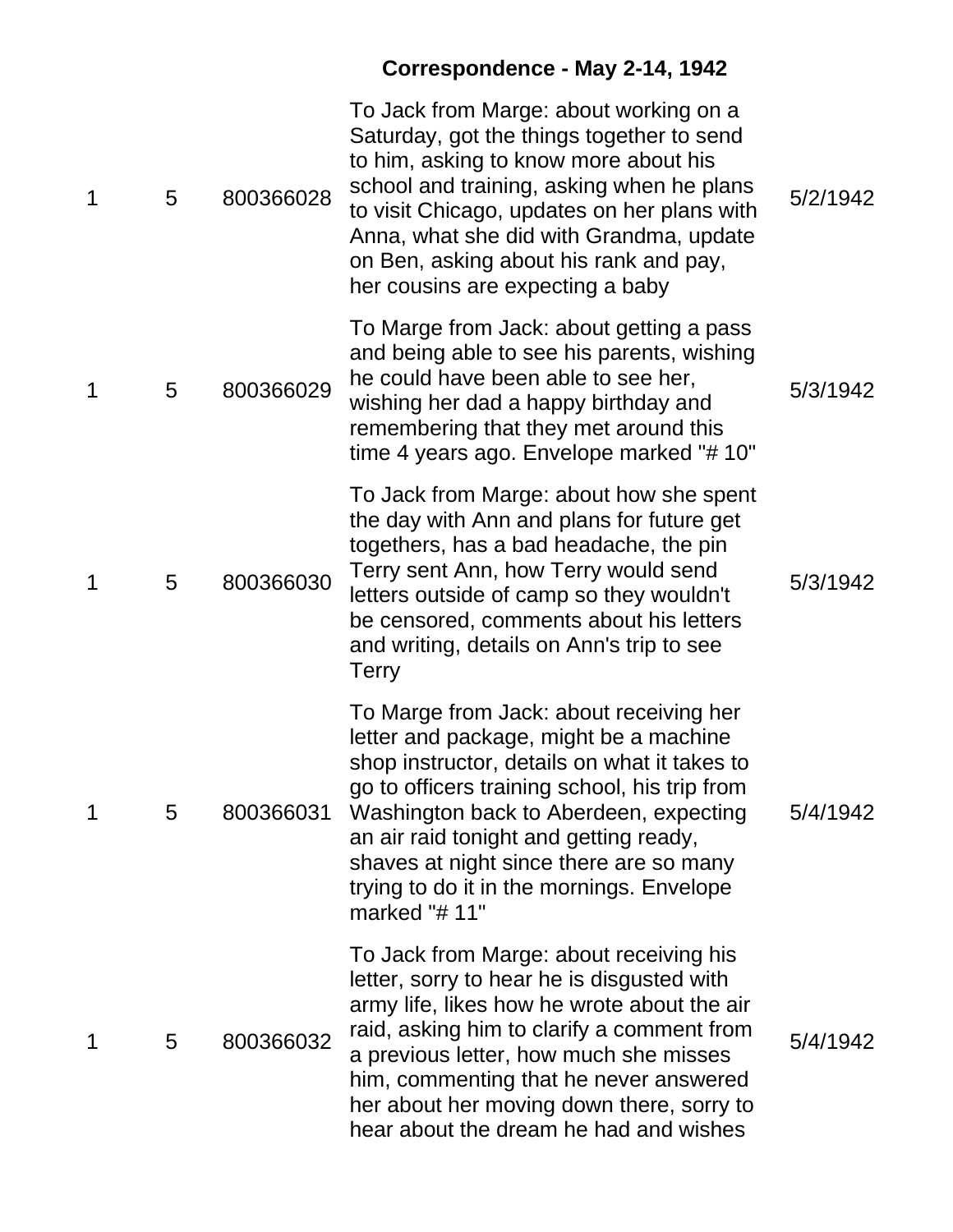## Correspondence - May 2-14, 1942

| | | | | |
|---|---|---|---|---|
| 1 | 5 | 800366028 | To Jack from Marge: about working on a Saturday, got the things together to send to him, asking to know more about his school and training, asking when he plans to visit Chicago, updates on her plans with Anna, what she did with Grandma, update on Ben, asking about his rank and pay, her cousins are expecting a baby | 5/2/1942 |
| 1 | 5 | 800366029 | To Marge from Jack: about getting a pass and being able to see his parents, wishing he could have been able to see her, wishing her dad a happy birthday and remembering that they met around this time 4 years ago. Envelope marked "# 10" | 5/3/1942 |
| 1 | 5 | 800366030 | To Jack from Marge: about how she spent the day with Ann and plans for future get togethers, has a bad headache, the pin Terry sent Ann, how Terry would send letters outside of camp so they wouldn't be censored, comments about his letters and writing, details on Ann's trip to see Terry | 5/3/1942 |
| 1 | 5 | 800366031 | To Marge from Jack: about receiving her letter and package, might be a machine shop instructor, details on what it takes to go to officers training school, his trip from Washington back to Aberdeen, expecting an air raid tonight and getting ready, shaves at night since there are so many trying to do it in the mornings. Envelope marked "# 11" | 5/4/1942 |
| 1 | 5 | 800366032 | To Jack from Marge: about receiving his letter, sorry to hear he is disgusted with army life, likes how he wrote about the air raid, asking him to clarify a comment from a previous letter, how much she misses him, commenting that he never answered her about her moving down there, sorry to hear about the dream he had and wishes | 5/4/1942 |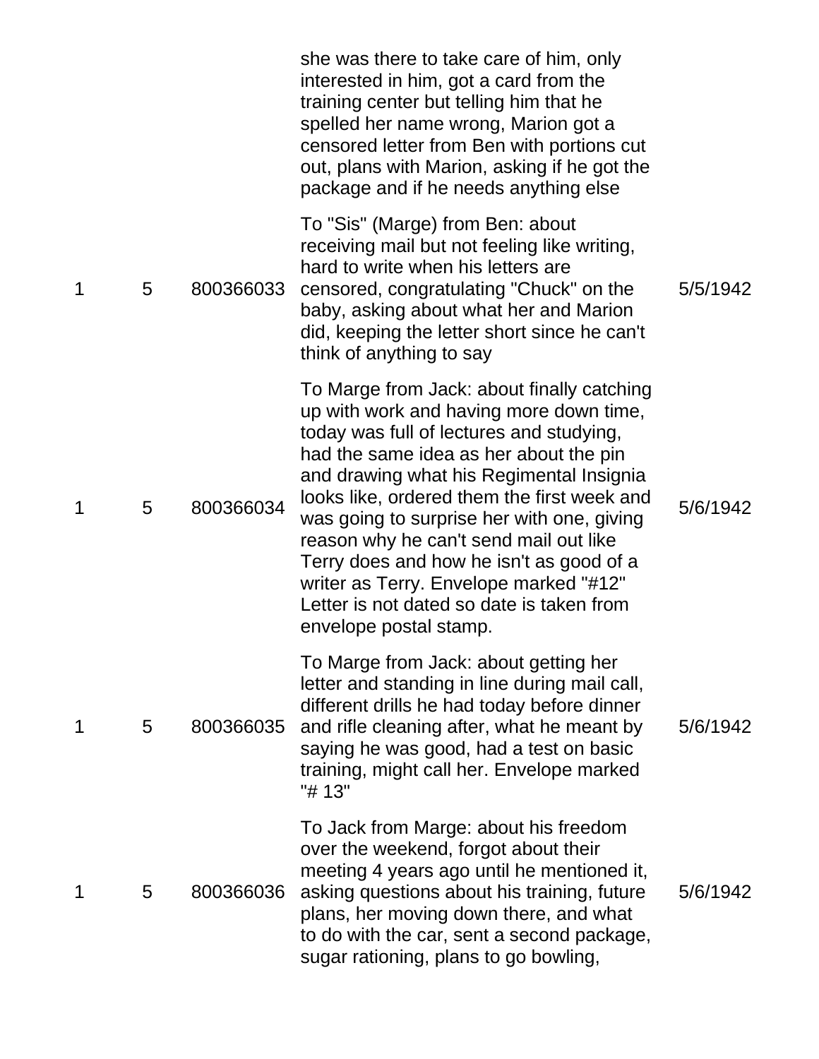| | | | | |
|---|---|---|---|---|
| | | | she was there to take care of him, only interested in him, got a card from the training center but telling him that he spelled her name wrong, Marion got a censored letter from Ben with portions cut out, plans with Marion, asking if he got the package and if he needs anything else | |
| 1 | 5 | 800366033 | To "Sis" (Marge) from Ben: about receiving mail but not feeling like writing, hard to write when his letters are censored, congratulating "Chuck" on the baby, asking about what her and Marion did, keeping the letter short since he can't think of anything to say | 5/5/1942 |
| 1 | 5 | 800366034 | To Marge from Jack: about finally catching up with work and having more down time, today was full of lectures and studying, had the same idea as her about the pin and drawing what his Regimental Insignia looks like, ordered them the first week and was going to surprise her with one, giving reason why he can't send mail out like Terry does and how he isn't as good of a writer as Terry. Envelope marked "#12" Letter is not dated so date is taken from envelope postal stamp. | 5/6/1942 |
| 1 | 5 | 800366035 | To Marge from Jack: about getting her letter and standing in line during mail call, different drills he had today before dinner and rifle cleaning after, what he meant by saying he was good, had a test on basic training, might call her. Envelope marked "# 13" | 5/6/1942 |
| 1 | 5 | 800366036 | To Jack from Marge: about his freedom over the weekend, forgot about their meeting 4 years ago until he mentioned it, asking questions about his training, future plans, her moving down there, and what to do with the car, sent a second package, sugar rationing, plans to go bowling, | 5/6/1942 |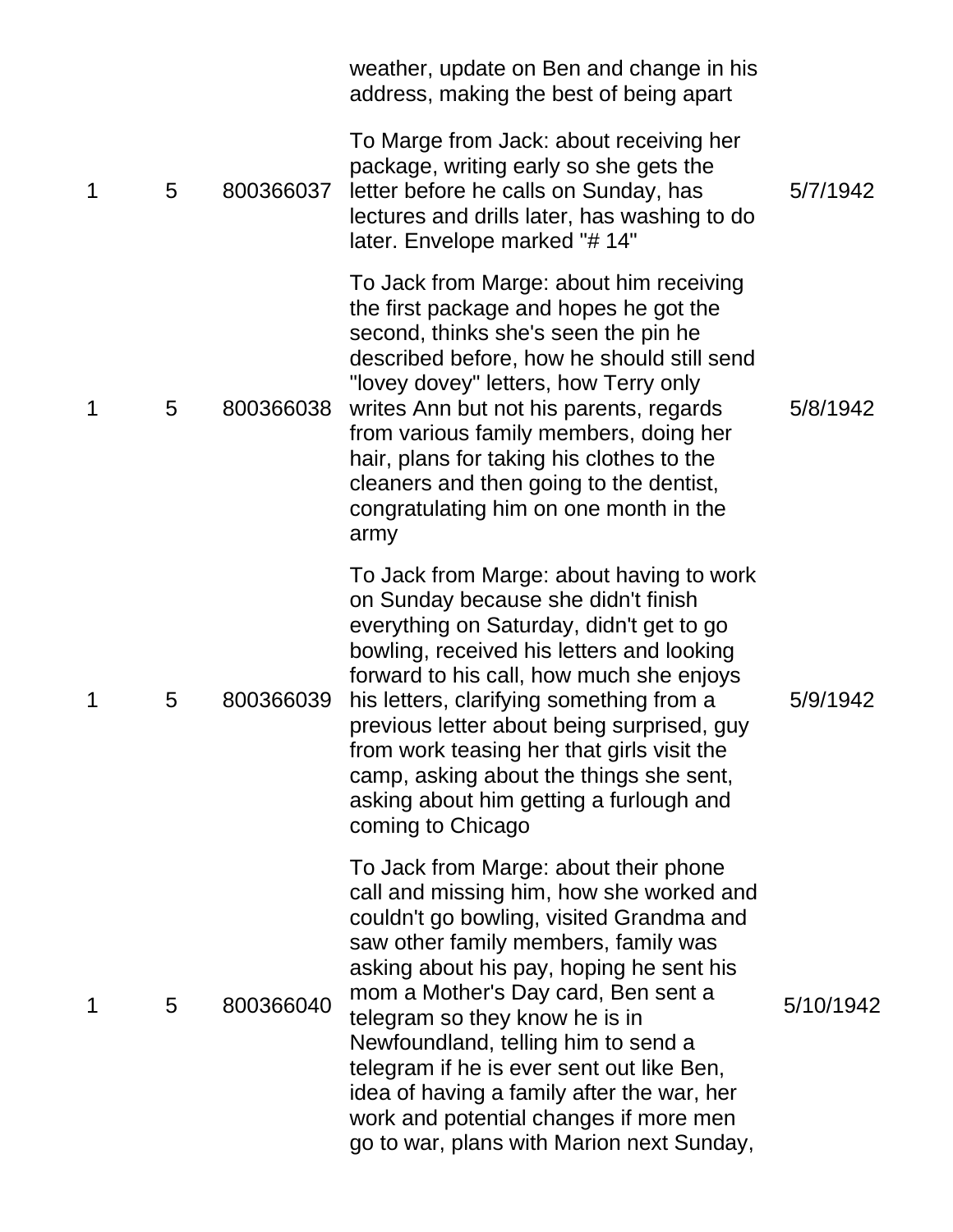| | | | | |
|---|---|---|---|---|
| | | | weather, update on Ben and change in his address, making the best of being apart | |
| 1 | 5 | 800366037 | To Marge from Jack: about receiving her package, writing early so she gets the letter before he calls on Sunday, has lectures and drills later, has washing to do later. Envelope marked "# 14" | 5/7/1942 |
| 1 | 5 | 800366038 | To Jack from Marge: about him receiving the first package and hopes he got the second, thinks she's seen the pin he described before, how he should still send "lovey dovey" letters, how Terry only writes Ann but not his parents, regards from various family members, doing her hair, plans for taking his clothes to the cleaners and then going to the dentist, congratulating him on one month in the army | 5/8/1942 |
| 1 | 5 | 800366039 | To Jack from Marge: about having to work on Sunday because she didn't finish everything on Saturday, didn't get to go bowling, received his letters and looking forward to his call, how much she enjoys his letters, clarifying something from a previous letter about being surprised, guy from work teasing her that girls visit the camp, asking about the things she sent, asking about him getting a furlough and coming to Chicago | 5/9/1942 |
| 1 | 5 | 800366040 | To Jack from Marge: about their phone call and missing him, how she worked and couldn't go bowling, visited Grandma and saw other family members, family was asking about his pay, hoping he sent his mom a Mother's Day card, Ben sent a telegram so they know he is in Newfoundland, telling him to send a telegram if he is ever sent out like Ben, idea of having a family after the war, her work and potential changes if more men go to war, plans with Marion next Sunday, | 5/10/1942 |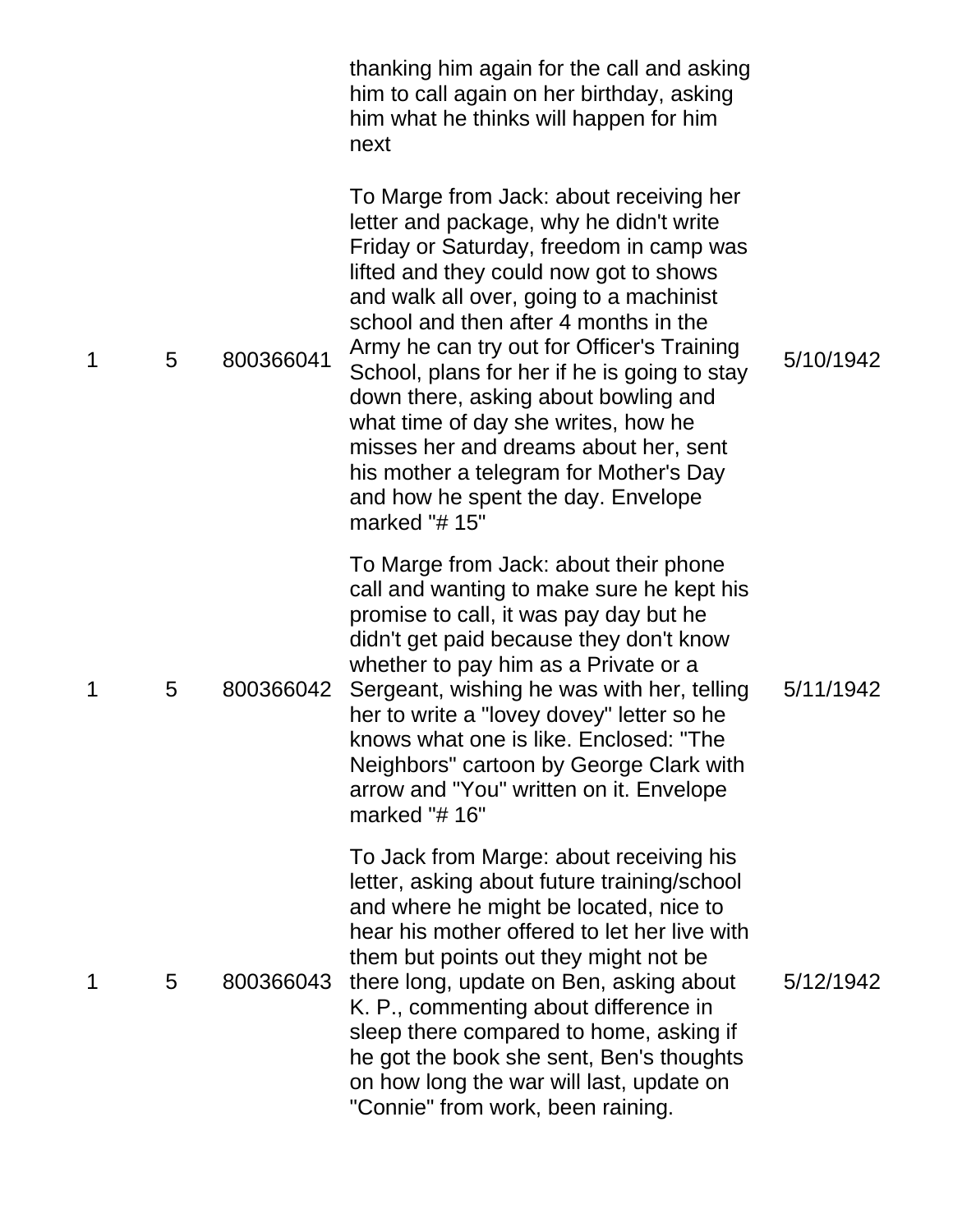| | | | | |
|---|---|---|---|---|
| | | | thanking him again for the call and asking him to call again on her birthday, asking him what he thinks will happen for him next | |
| 1 | 5 | 800366041 | To Marge from Jack: about receiving her letter and package, why he didn't write Friday or Saturday, freedom in camp was lifted and they could now got to shows and walk all over, going to a machinist school and then after 4 months in the Army he can try out for Officer's Training School, plans for her if he is going to stay down there, asking about bowling and what time of day she writes, how he misses her and dreams about her, sent his mother a telegram for Mother's Day and how he spent the day. Envelope marked "# 15" | 5/10/1942 |
| 1 | 5 | 800366042 | To Marge from Jack: about their phone call and wanting to make sure he kept his promise to call, it was pay day but he didn't get paid because they don't know whether to pay him as a Private or a Sergeant, wishing he was with her, telling her to write a "lovey dovey" letter so he knows what one is like. Enclosed: "The Neighbors" cartoon by George Clark with arrow and "You" written on it. Envelope marked "# 16" | 5/11/1942 |
| 1 | 5 | 800366043 | To Jack from Marge: about receiving his letter, asking about future training/school and where he might be located, nice to hear his mother offered to let her live with them but points out they might not be there long, update on Ben, asking about K. P., commenting about difference in sleep there compared to home, asking if he got the book she sent, Ben's thoughts on how long the war will last, update on "Connie" from work, been raining. | 5/12/1942 |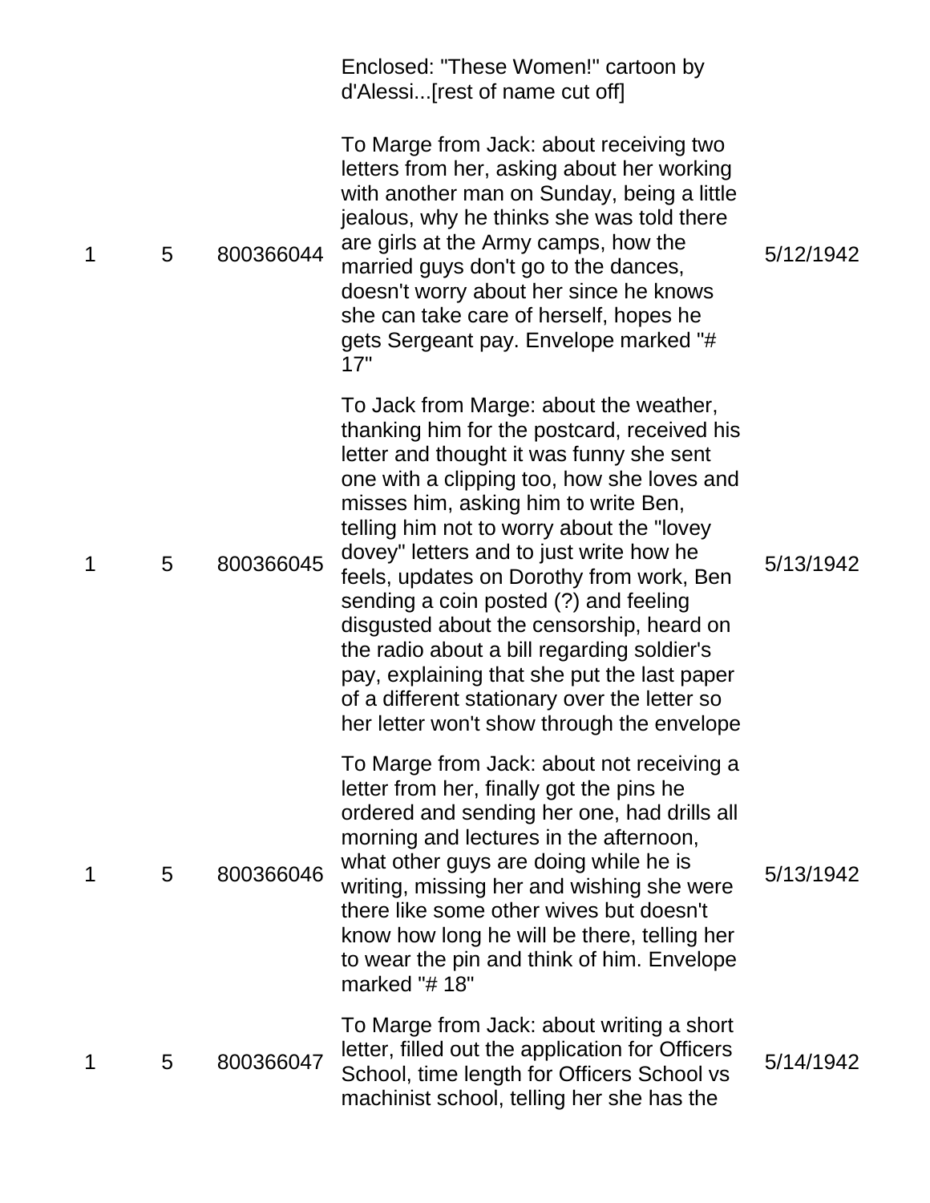| | | | | |
|---|---|---|---|---|
| | | | Enclosed: "These Women!" cartoon by d'Alessi...[rest of name cut off] | |
| 1 | 5 | 800366044 | To Marge from Jack: about receiving two letters from her, asking about her working with another man on Sunday, being a little jealous, why he thinks she was told there are girls at the Army camps, how the married guys don't go to the dances, doesn't worry about her since he knows she can take care of herself, hopes he gets Sergeant pay. Envelope marked "# 17" | 5/12/1942 |
| 1 | 5 | 800366045 | To Jack from Marge: about the weather, thanking him for the postcard, received his letter and thought it was funny she sent one with a clipping too, how she loves and misses him, asking him to write Ben, telling him not to worry about the "lovey dovey" letters and to just write how he feels, updates on Dorothy from work, Ben sending a coin posted (?) and feeling disgusted about the censorship, heard on the radio about a bill regarding soldier's pay, explaining that she put the last paper of a different stationary over the letter so her letter won't show through the envelope | 5/13/1942 |
| 1 | 5 | 800366046 | To Marge from Jack: about not receiving a letter from her, finally got the pins he ordered and sending her one, had drills all morning and lectures in the afternoon, what other guys are doing while he is writing, missing her and wishing she were there like some other wives but doesn't know how long he will be there, telling her to wear the pin and think of him. Envelope marked "# 18" | 5/13/1942 |
| 1 | 5 | 800366047 | To Marge from Jack: about writing a short letter, filled out the application for Officers School, time length for Officers School vs machinist school, telling her she has the | 5/14/1942 |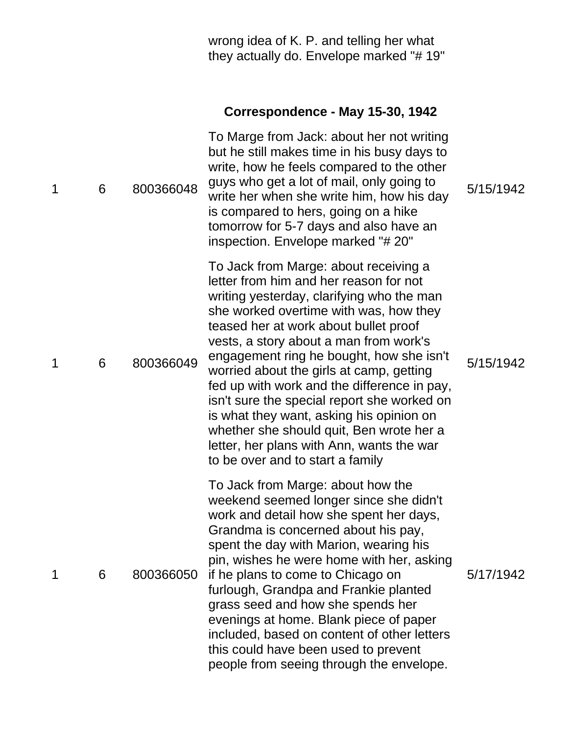| | | | wrong idea of K. P. and telling her what they actually do. Envelope marked "# 19" | |
|---|---|---|---|---|

**Correspondence - May 15-30, 1942**

| | | | | |
|---|---|---|---|---|
| 1 | 6 | 800366048 | To Marge from Jack: about her not writing but he still makes time in his busy days to write, how he feels compared to the other guys who get a lot of mail, only going to write her when she write him, how his day is compared to hers, going on a hike tomorrow for 5-7 days and also have an inspection. Envelope marked "# 20" | 5/15/1942 |
| 1 | 6 | 800366049 | To Jack from Marge: about receiving a letter from him and her reason for not writing yesterday, clarifying who the man she worked overtime with was, how they teased her at work about bullet proof vests, a story about a man from work's engagement ring he bought, how she isn't worried about the girls at camp, getting fed up with work and the difference in pay, isn't sure the special report she worked on is what they want, asking his opinion on whether she should quit, Ben wrote her a letter, her plans with Ann, wants the war to be over and to start a family | 5/15/1942 |
| 1 | 6 | 800366050 | To Jack from Marge: about how the weekend seemed longer since she didn't work and detail how she spent her days, Grandma is concerned about his pay, spent the day with Marion, wearing his pin, wishes he were home with her, asking if he plans to come to Chicago on furlough, Grandpa and Frankie planted grass seed and how she spends her evenings at home. Blank piece of paper included, based on content of other letters this could have been used to prevent people from seeing through the envelope. | 5/17/1942 |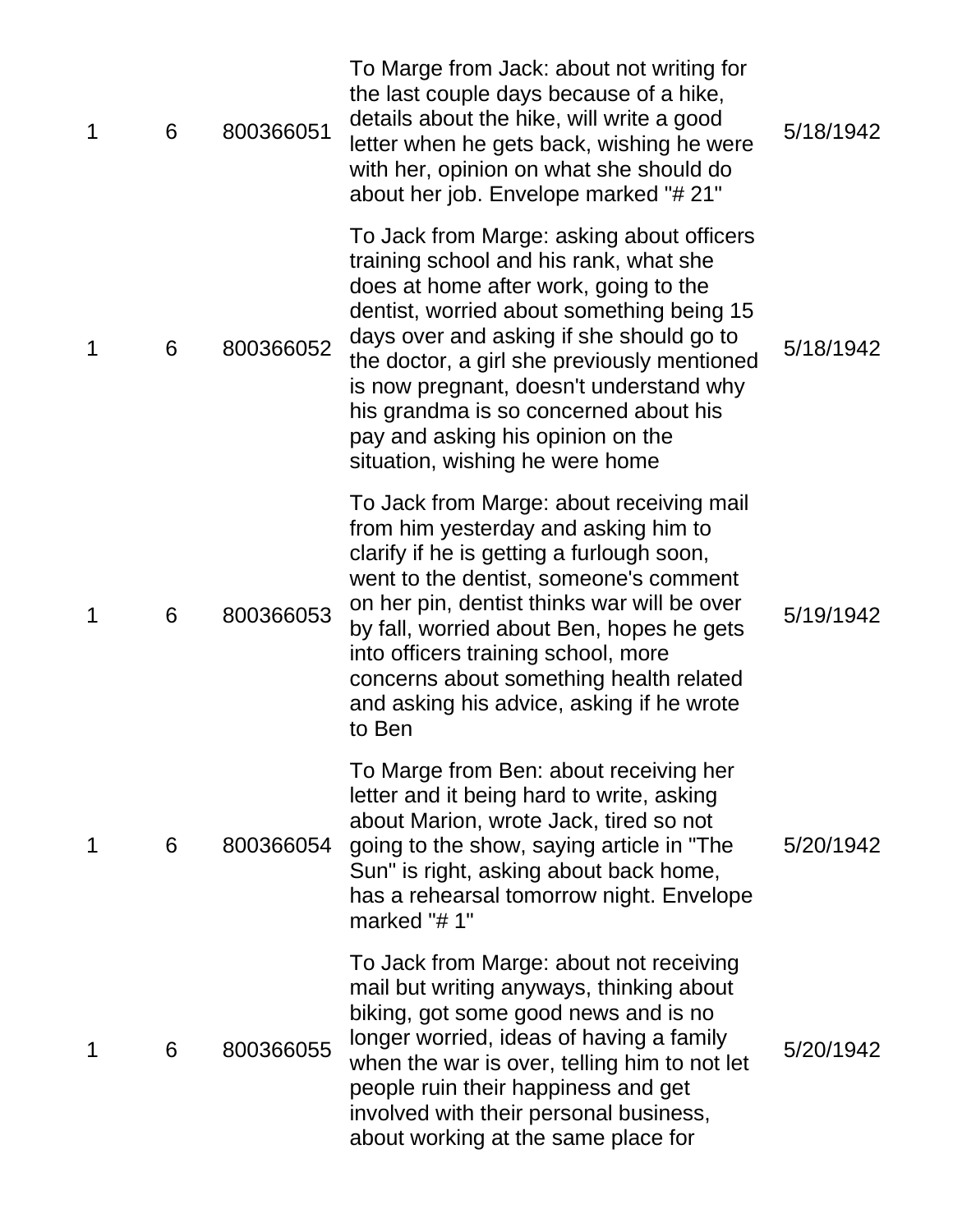| | | | | |
|---|---|---|---|---|
| 1 | 6 | 800366051 | To Marge from Jack: about not writing for the last couple days because of a hike, details about the hike, will write a good letter when he gets back, wishing he were with her, opinion on what she should do about her job. Envelope marked "# 21" | 5/18/1942 |
| 1 | 6 | 800366052 | To Jack from Marge: asking about officers training school and his rank, what she does at home after work, going to the dentist, worried about something being 15 days over and asking if she should go to the doctor, a girl she previously mentioned is now pregnant, doesn't understand why his grandma is so concerned about his pay and asking his opinion on the situation, wishing he were home | 5/18/1942 |
| 1 | 6 | 800366053 | To Jack from Marge: about receiving mail from him yesterday and asking him to clarify if he is getting a furlough soon, went to the dentist, someone's comment on her pin, dentist thinks war will be over by fall, worried about Ben, hopes he gets into officers training school, more concerns about something health related and asking his advice, asking if he wrote to Ben | 5/19/1942 |
| 1 | 6 | 800366054 | To Marge from Ben: about receiving her letter and it being hard to write, asking about Marion, wrote Jack, tired so not going to the show, saying article in "The Sun" is right, asking about back home, has a rehearsal tomorrow night. Envelope marked "# 1" | 5/20/1942 |
| 1 | 6 | 800366055 | To Jack from Marge: about not receiving mail but writing anyways, thinking about biking, got some good news and is no longer worried, ideas of having a family when the war is over, telling him to not let people ruin their happiness and get involved with their personal business, about working at the same place for | 5/20/1942 |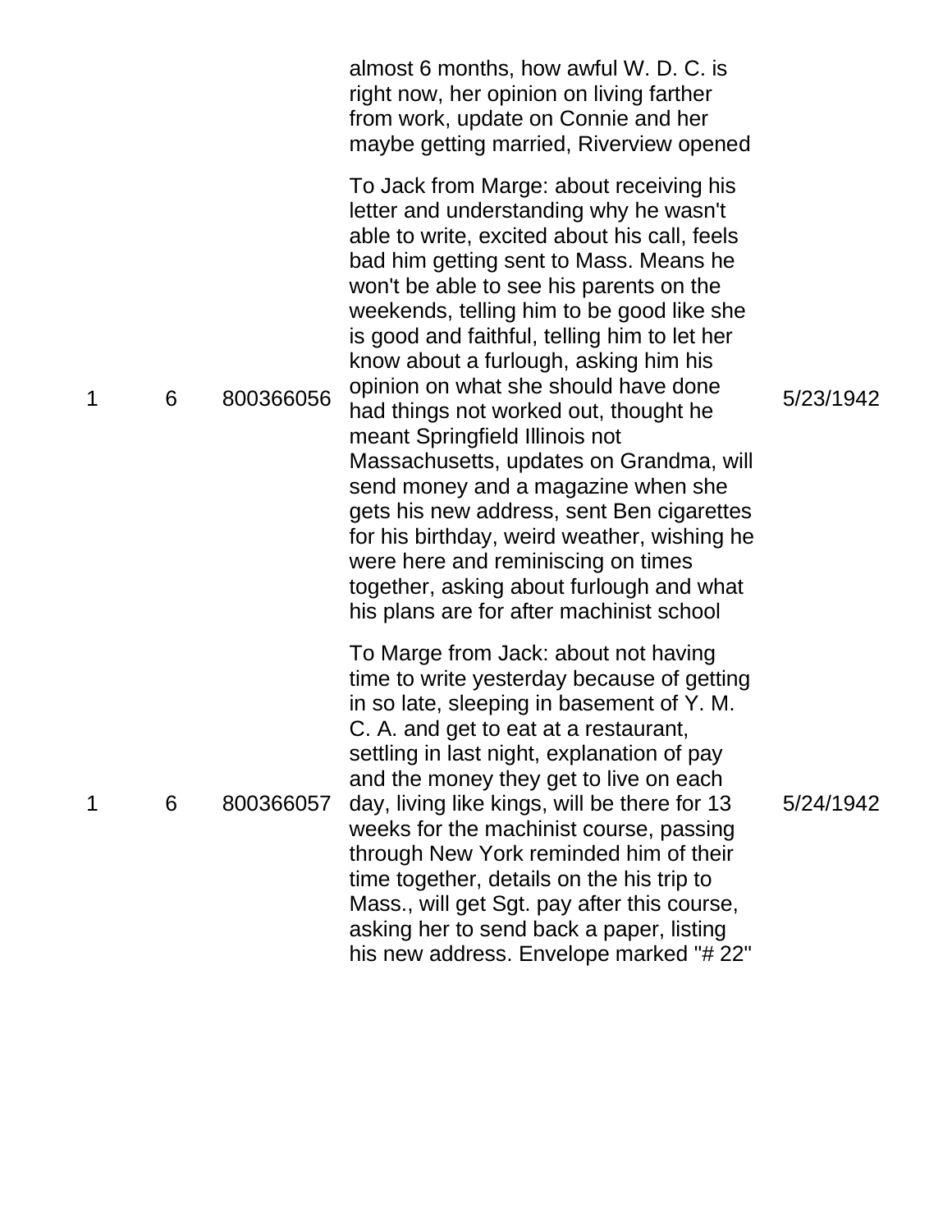| | | | almost 6 months, how awful W. D. C. is right now, her opinion on living farther from work, update on Connie and her maybe getting married, Riverview opened | |
|---|---|---|---|---|
| 1 | 6 | 800366056 | To Jack from Marge: about receiving his letter and understanding why he wasn't able to write, excited about his call, feels bad him getting sent to Mass. Means he won't be able to see his parents on the weekends, telling him to be good like she is good and faithful, telling him to let her know about a furlough, asking him his opinion on what she should have done had things not worked out, thought he meant Springfield Illinois not Massachusetts, updates on Grandma, will send money and a magazine when she gets his new address, sent Ben cigarettes for his birthday, weird weather, wishing he were here and reminiscing on times together, asking about furlough and what his plans are for after machinist school | 5/23/1942 |
| 1 | 6 | 800366057 | To Marge from Jack: about not having time to write yesterday because of getting in so late, sleeping in basement of Y. M. C. A. and get to eat at a restaurant, settling in last night, explanation of pay and the money they get to live on each day, living like kings, will be there for 13 weeks for the machinist course, passing through New York reminded him of their time together, details on the his trip to Mass., will get Sgt. pay after this course, asking her to send back a paper, listing his new address. Envelope marked "# 22" | 5/24/1942 |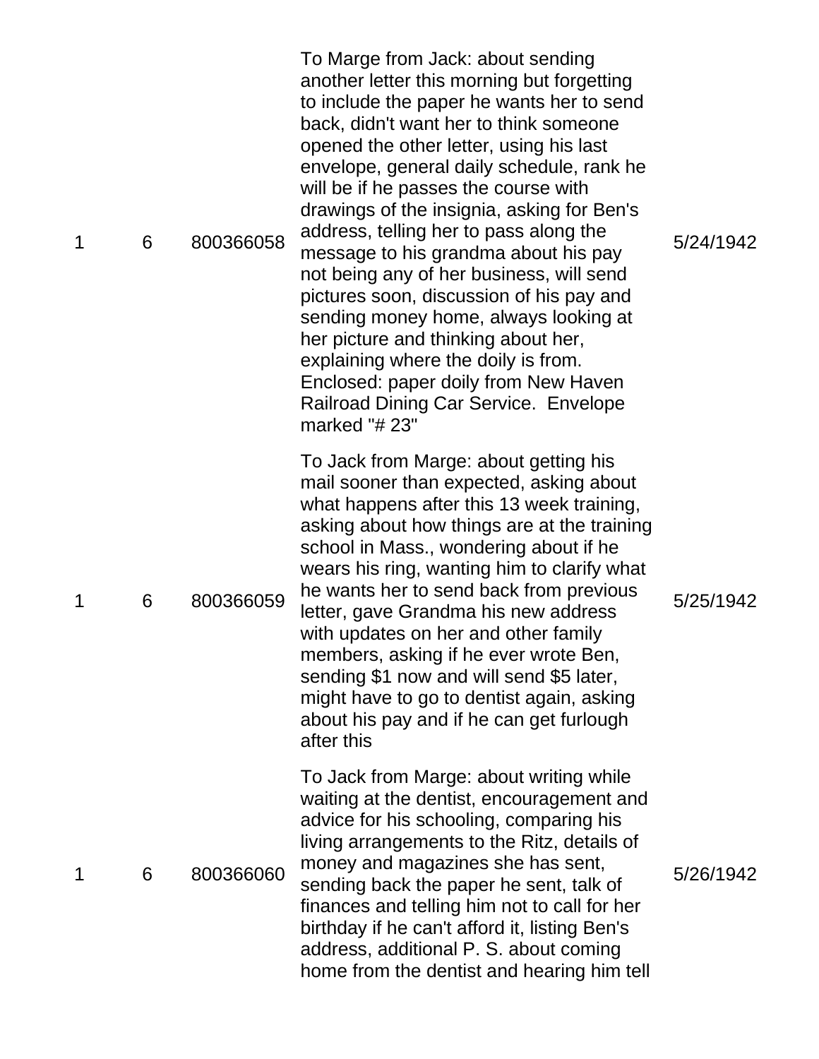| | | | | |
|---|---|---|---|---|
| 1 | 6 | 800366058 | To Marge from Jack: about sending another letter this morning but forgetting to include the paper he wants her to send back, didn't want her to think someone opened the other letter, using his last envelope, general daily schedule, rank he will be if he passes the course with drawings of the insignia, asking for Ben's address, telling her to pass along the message to his grandma about his pay not being any of her business, will send pictures soon, discussion of his pay and sending money home, always looking at her picture and thinking about her, explaining where the doily is from. Enclosed: paper doily from New Haven Railroad Dining Car Service. Envelope marked "# 23" | 5/24/1942 |
| 1 | 6 | 800366059 | To Jack from Marge: about getting his mail sooner than expected, asking about what happens after this 13 week training, asking about how things are at the training school in Mass., wondering about if he wears his ring, wanting him to clarify what he wants her to send back from previous letter, gave Grandma his new address with updates on her and other family members, asking if he ever wrote Ben, sending $1 now and will send $5 later, might have to go to dentist again, asking about his pay and if he can get furlough after this | 5/25/1942 |
| 1 | 6 | 800366060 | To Jack from Marge: about writing while waiting at the dentist, encouragement and advice for his schooling, comparing his living arrangements to the Ritz, details of money and magazines she has sent, sending back the paper he sent, talk of finances and telling him not to call for her birthday if he can't afford it, listing Ben's address, additional P. S. about coming home from the dentist and hearing him tell | 5/26/1942 |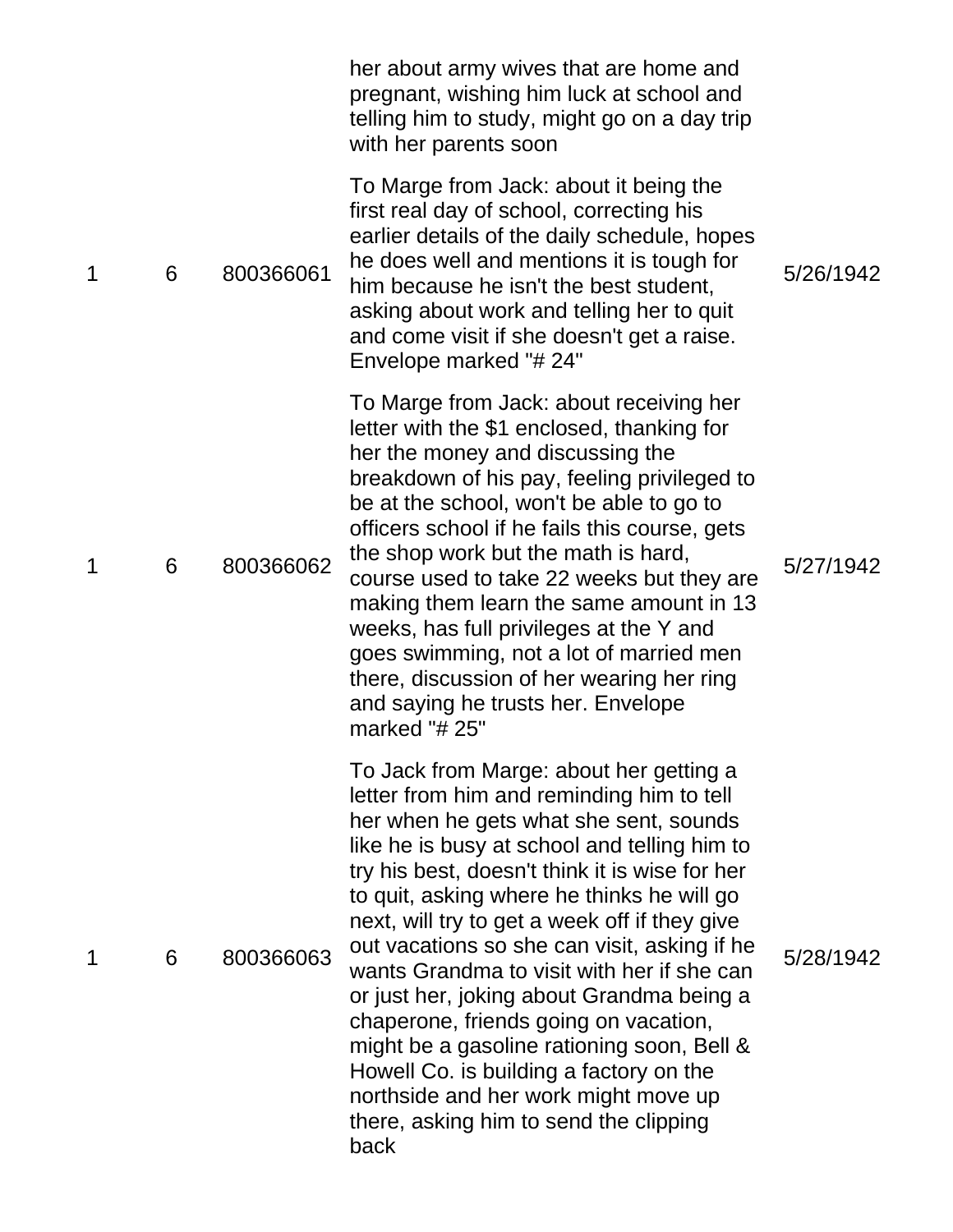| | | | | |
|---|---|---|---|---|
| | | | her about army wives that are home and pregnant, wishing him luck at school and telling him to study, might go on a day trip with her parents soon | |
| 1 | 6 | 800366061 | To Marge from Jack: about it being the first real day of school, correcting his earlier details of the daily schedule, hopes he does well and mentions it is tough for him because he isn't the best student, asking about work and telling her to quit and come visit if she doesn't get a raise. Envelope marked "# 24" | 5/26/1942 |
| 1 | 6 | 800366062 | To Marge from Jack: about receiving her letter with the $1 enclosed, thanking for her the money and discussing the breakdown of his pay, feeling privileged to be at the school, won't be able to go to officers school if he fails this course, gets the shop work but the math is hard, course used to take 22 weeks but they are making them learn the same amount in 13 weeks, has full privileges at the Y and goes swimming, not a lot of married men there, discussion of her wearing her ring and saying he trusts her. Envelope marked "# 25" | 5/27/1942 |
| 1 | 6 | 800366063 | To Jack from Marge: about her getting a letter from him and reminding him to tell her when he gets what she sent, sounds like he is busy at school and telling him to try his best, doesn't think it is wise for her to quit, asking where he thinks he will go next, will try to get a week off if they give out vacations so she can visit, asking if he wants Grandma to visit with her if she can or just her, joking about Grandma being a chaperone, friends going on vacation, might be a gasoline rationing soon, Bell & Howell Co. is building a factory on the northside and her work might move up there, asking him to send the clipping back | 5/28/1942 |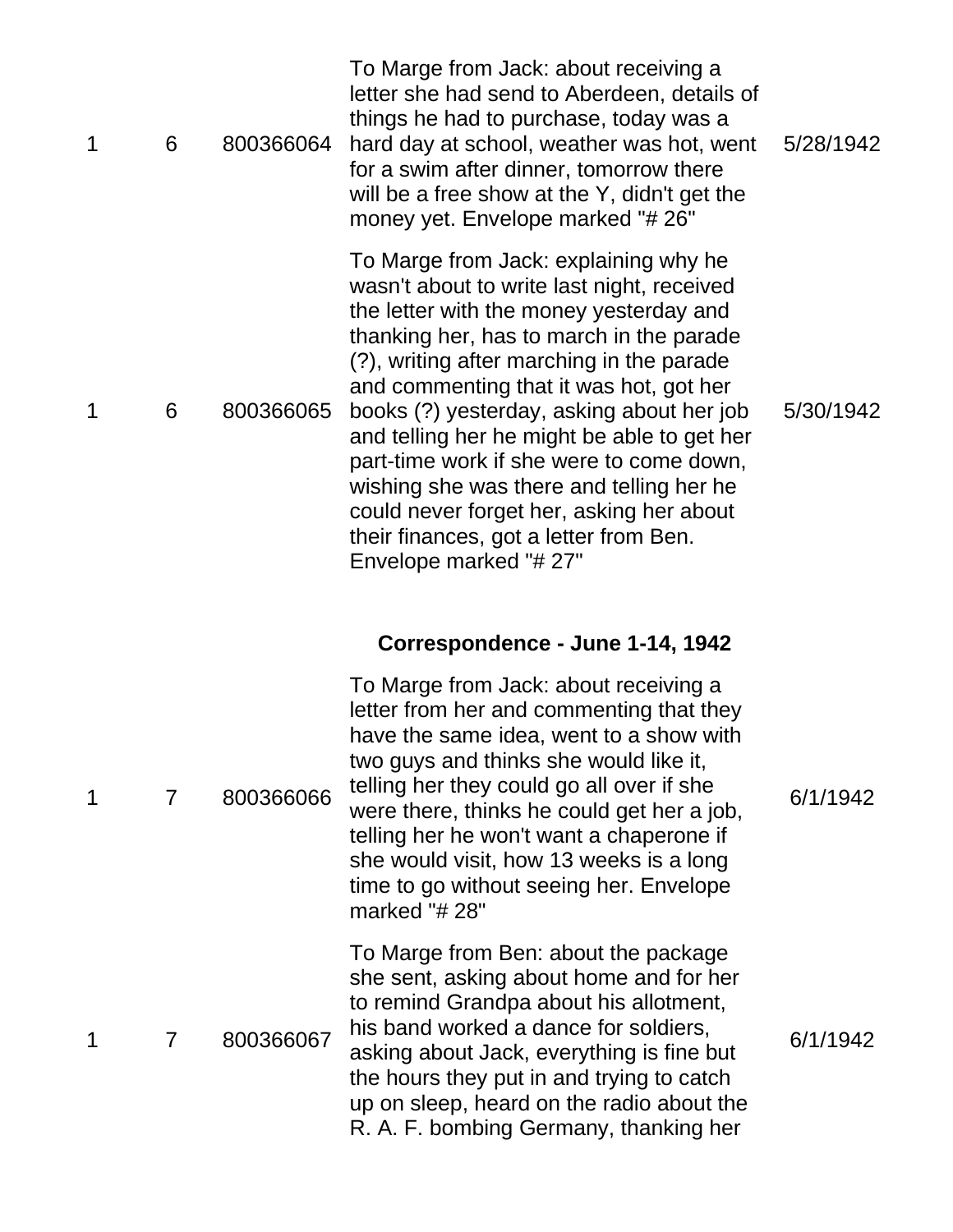| | | | | |
|---|---|---|---|---|
| 1 | 6 | 800366064 | To Marge from Jack: about receiving a letter she had send to Aberdeen, details of things he had to purchase, today was a hard day at school, weather was hot, went for a swim after dinner, tomorrow there will be a free show at the Y, didn't get the money yet. Envelope marked "# 26" | 5/28/1942 |
| 1 | 6 | 800366065 | To Marge from Jack: explaining why he wasn't about to write last night, received the letter with the money yesterday and thanking her, has to march in the parade (?), writing after marching in the parade and commenting that it was hot, got her books (?) yesterday, asking about her job and telling her he might be able to get her part-time work if she were to come down, wishing she was there and telling her he could never forget her, asking her about their finances, got a letter from Ben. Envelope marked "# 27" | 5/30/1942 |

**Correspondence - June 1-14, 1942**

| | | | | |
|---|---|---|---|---|
| 1 | 7 | 800366066 | To Marge from Jack: about receiving a letter from her and commenting that they have the same idea, went to a show with two guys and thinks she would like it, telling her they could go all over if she were there, thinks he could get her a job, telling her he won't want a chaperone if she would visit, how 13 weeks is a long time to go without seeing her. Envelope marked "# 28" | 6/1/1942 |
| 1 | 7 | 800366067 | To Marge from Ben: about the package she sent, asking about home and for her to remind Grandpa about his allotment, his band worked a dance for soldiers, asking about Jack, everything is fine but the hours they put in and trying to catch up on sleep, heard on the radio about the R. A. F. bombing Germany, thanking her | 6/1/1942 |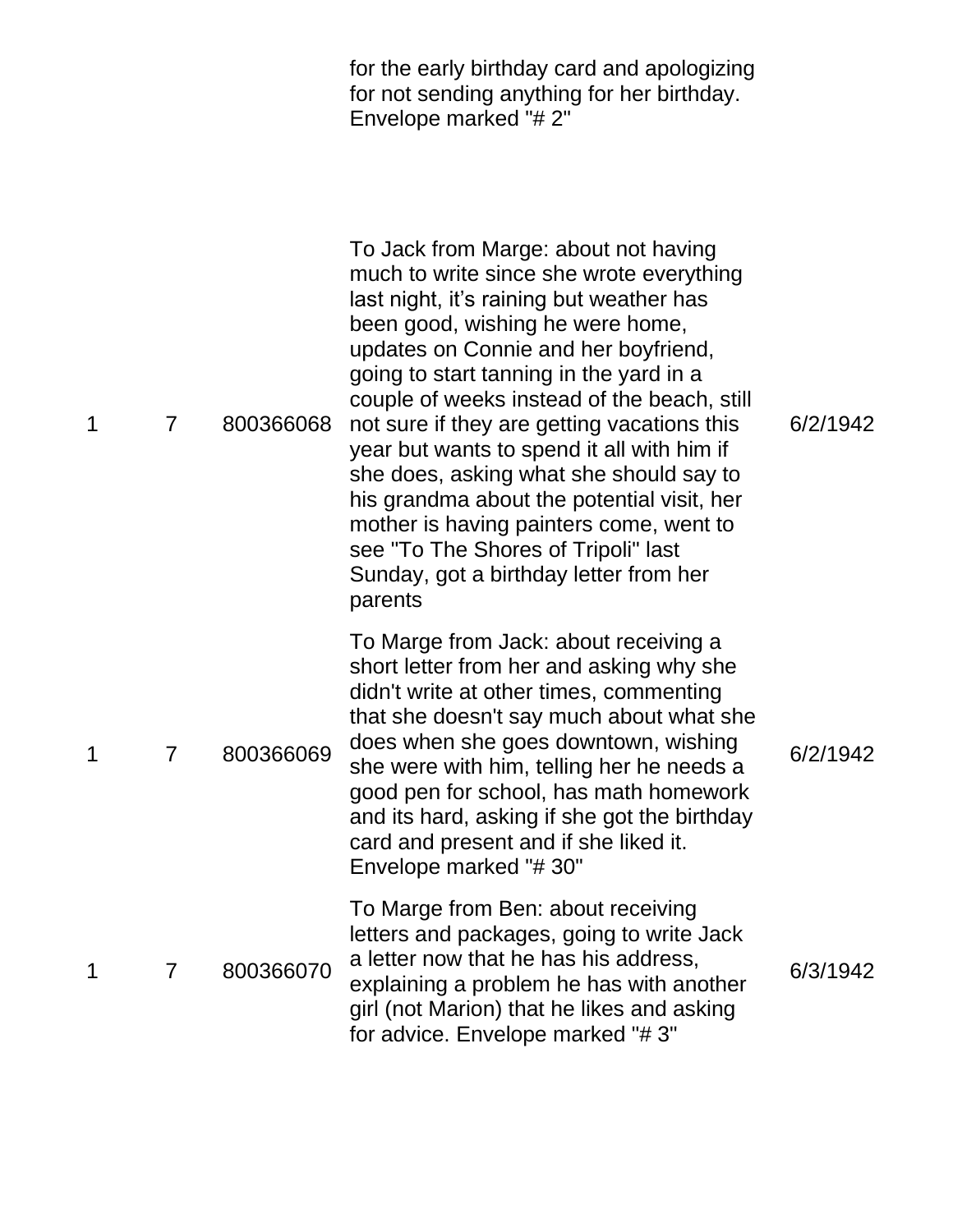| | | | for the early birthday card and apologizing for not sending anything for her birthday. Envelope marked "# 2" | |
|---|---|---|---|---|
| 1 | 7 | 800366068 | To Jack from Marge: about not having much to write since she wrote everything last night, it's raining but weather has been good, wishing he were home, updates on Connie and her boyfriend, going to start tanning in the yard in a couple of weeks instead of the beach, still not sure if they are getting vacations this year but wants to spend it all with him if she does, asking what she should say to his grandma about the potential visit, her mother is having painters come, went to see "To The Shores of Tripoli" last Sunday, got a birthday letter from her parents | 6/2/1942 |
| 1 | 7 | 800366069 | To Marge from Jack: about receiving a short letter from her and asking why she didn't write at other times, commenting that she doesn't say much about what she does when she goes downtown, wishing she were with him, telling her he needs a good pen for school, has math homework and its hard, asking if she got the birthday card and present and if she liked it. Envelope marked "# 30" | 6/2/1942 |
| 1 | 7 | 800366070 | To Marge from Ben: about receiving letters and packages, going to write Jack a letter now that he has his address, explaining a problem he has with another girl (not Marion) that he likes and asking for advice. Envelope marked "# 3" | 6/3/1942 |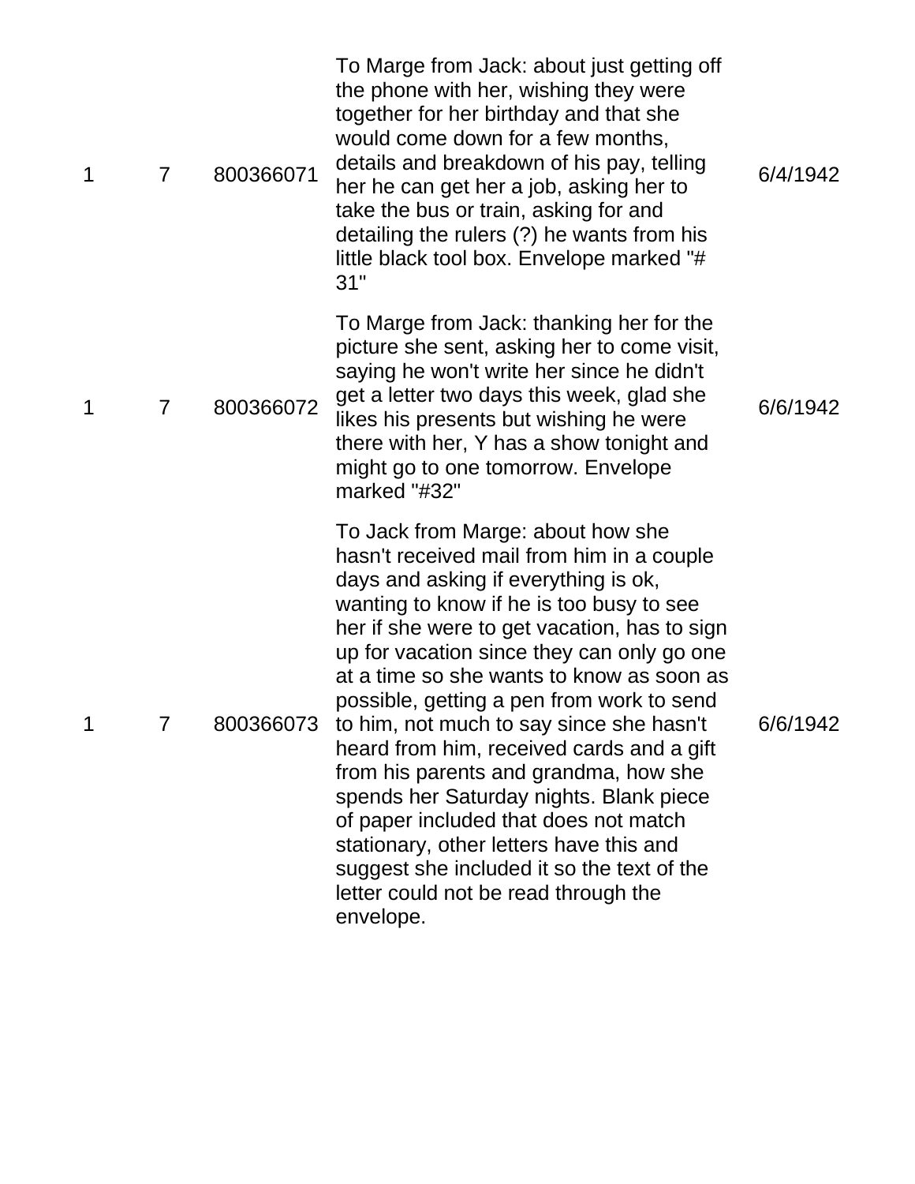| | | | | |
|---|---|---|---|---|
| 1 | 7 | 800366071 | To Marge from Jack: about just getting off the phone with her, wishing they were together for her birthday and that she would come down for a few months, details and breakdown of his pay, telling her he can get her a job, asking her to take the bus or train, asking for and detailing the rulers (?) he wants from his little black tool box. Envelope marked "# 31" | 6/4/1942 |
| 1 | 7 | 800366072 | To Marge from Jack: thanking her for the picture she sent, asking her to come visit, saying he won't write her since he didn't get a letter two days this week, glad she likes his presents but wishing he were there with her, Y has a show tonight and might go to one tomorrow. Envelope marked "#32" | 6/6/1942 |
| 1 | 7 | 800366073 | To Jack from Marge: about how she hasn't received mail from him in a couple days and asking if everything is ok, wanting to know if he is too busy to see her if she were to get vacation, has to sign up for vacation since they can only go one at a time so she wants to know as soon as possible, getting a pen from work to send to him, not much to say since she hasn't heard from him, received cards and a gift from his parents and grandma, how she spends her Saturday nights. Blank piece of paper included that does not match stationary, other letters have this and suggest she included it so the text of the letter could not be read through the envelope. | 6/6/1942 |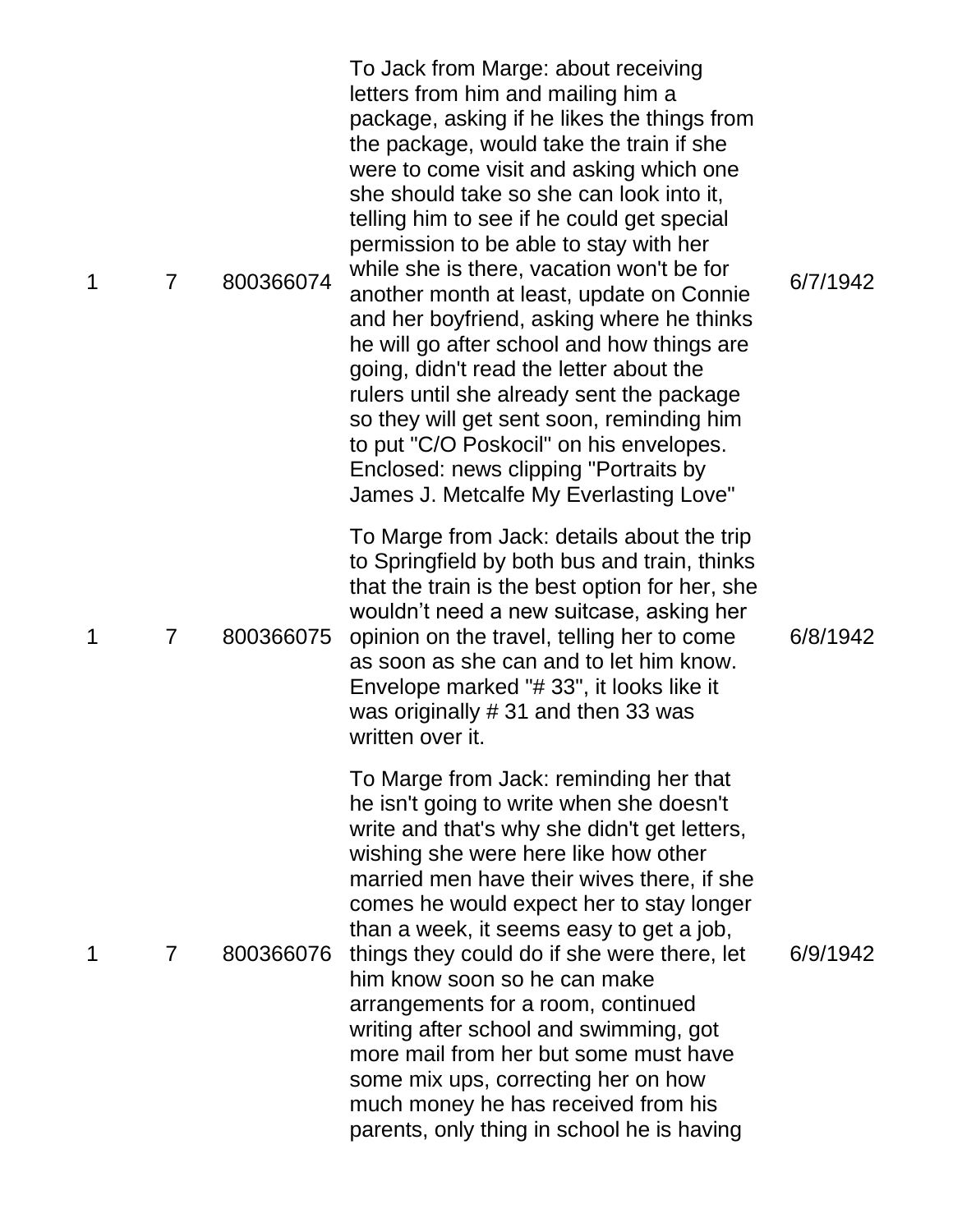| | | | | |
|---|---|---|---|---|
| 1 | 7 | 800366074 | To Jack from Marge: about receiving letters from him and mailing him a package, asking if he likes the things from the package, would take the train if she were to come visit and asking which one she should take so she can look into it, telling him to see if he could get special permission to be able to stay with her while she is there, vacation won't be for another month at least, update on Connie and her boyfriend, asking where he thinks he will go after school and how things are going, didn't read the letter about the rulers until she already sent the package so they will get sent soon, reminding him to put "C/O Poskocil" on his envelopes. Enclosed: news clipping "Portraits by James J. Metcalfe My Everlasting Love" | 6/7/1942 |
| 1 | 7 | 800366075 | To Marge from Jack: details about the trip to Springfield by both bus and train, thinks that the train is the best option for her, she wouldn't need a new suitcase, asking her opinion on the travel, telling her to come as soon as she can and to let him know. Envelope marked "# 33", it looks like it was originally # 31 and then 33 was written over it. | 6/8/1942 |
| 1 | 7 | 800366076 | To Marge from Jack: reminding her that he isn't going to write when she doesn't write and that's why she didn't get letters, wishing she were here like how other married men have their wives there, if she comes he would expect her to stay longer than a week, it seems easy to get a job, things they could do if she were there, let him know soon so he can make arrangements for a room, continued writing after school and swimming, got more mail from her but some must have some mix ups, correcting her on how much money he has received from his parents, only thing in school he is having | 6/9/1942 |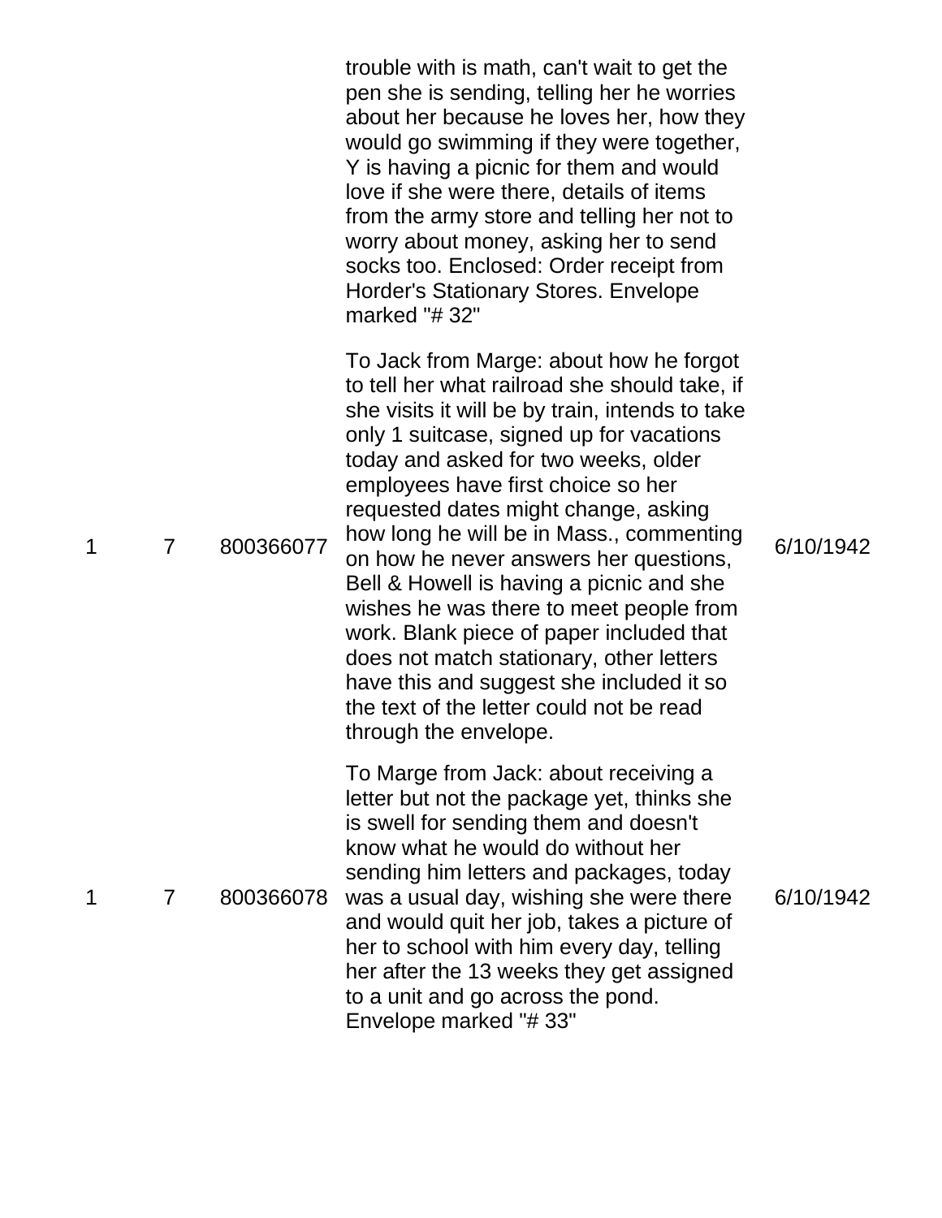| | | | | |
|---|---|---|---|---|
| | | | trouble with is math, can't wait to get the pen she is sending, telling her he worries about her because he loves her, how they would go swimming if they were together, Y is having a picnic for them and would love if she were there, details of items from the army store and telling her not to worry about money, asking her to send socks too. Enclosed: Order receipt from Horder's Stationary Stores. Envelope marked "# 32" | |
| 1 | 7 | 800366077 | To Jack from Marge: about how he forgot to tell her what railroad she should take, if she visits it will be by train, intends to take only 1 suitcase, signed up for vacations today and asked for two weeks, older employees have first choice so her requested dates might change, asking how long he will be in Mass., commenting on how he never answers her questions, Bell & Howell is having a picnic and she wishes he was there to meet people from work. Blank piece of paper included that does not match stationary, other letters have this and suggest she included it so the text of the letter could not be read through the envelope. | 6/10/1942 |
| 1 | 7 | 800366078 | To Marge from Jack: about receiving a letter but not the package yet, thinks she is swell for sending them and doesn't know what he would do without her sending him letters and packages, today was a usual day, wishing she were there and would quit her job, takes a picture of her to school with him every day, telling her after the 13 weeks they get assigned to a unit and go across the pond. Envelope marked "# 33" | 6/10/1942 |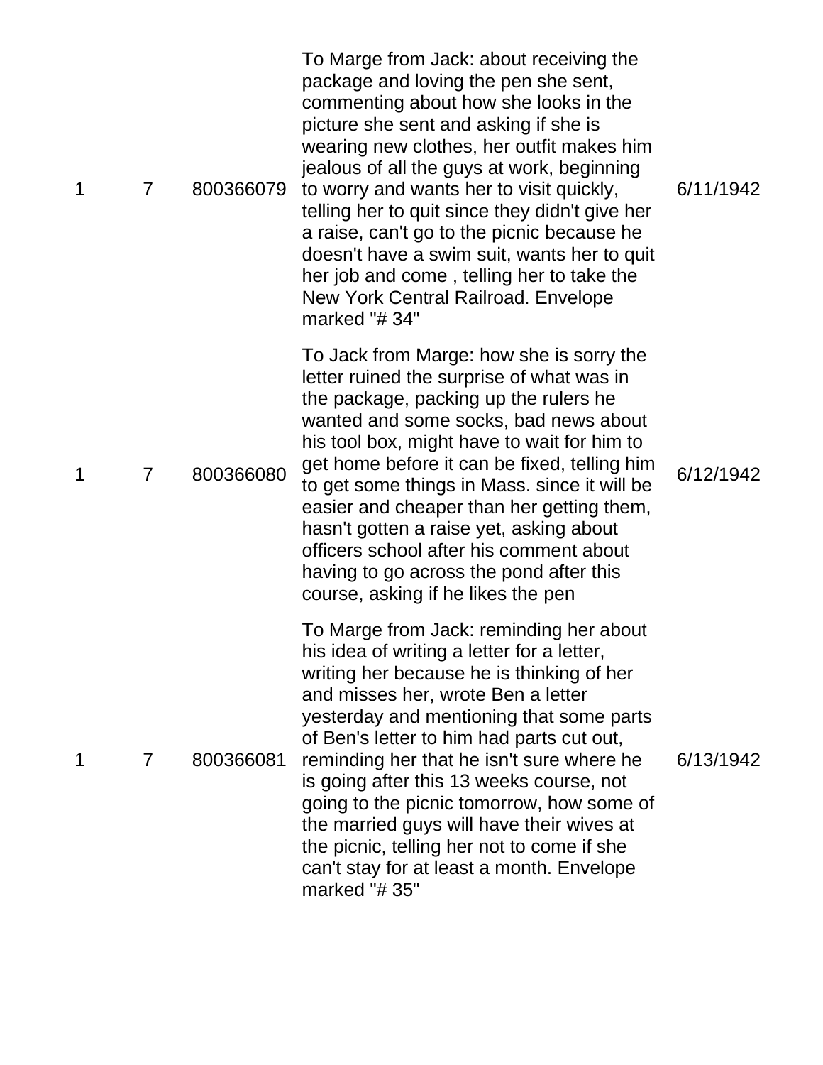| | | | | |
|---|---|---|---|---|
| 1 | 7 | 800366079 | To Marge from Jack: about receiving the package and loving the pen she sent, commenting about how she looks in the picture she sent and asking if she is wearing new clothes, her outfit makes him jealous of all the guys at work, beginning to worry and wants her to visit quickly, telling her to quit since they didn't give her a raise, can't go to the picnic because he doesn't have a swim suit, wants her to quit her job and come , telling her to take the New York Central Railroad. Envelope marked "# 34" | 6/11/1942 |
| 1 | 7 | 800366080 | To Jack from Marge: how she is sorry the letter ruined the surprise of what was in the package, packing up the rulers he wanted and some socks, bad news about his tool box, might have to wait for him to get home before it can be fixed, telling him to get some things in Mass. since it will be easier and cheaper than her getting them, hasn't gotten a raise yet, asking about officers school after his comment about having to go across the pond after this course, asking if he likes the pen | 6/12/1942 |
| 1 | 7 | 800366081 | To Marge from Jack: reminding her about his idea of writing a letter for a letter, writing her because he is thinking of her and misses her, wrote Ben a letter yesterday and mentioning that some parts of Ben's letter to him had parts cut out, reminding her that he isn't sure where he is going after this 13 weeks course, not going to the picnic tomorrow, how some of the married guys will have their wives at the picnic, telling her not to come if she can't stay for at least a month. Envelope marked "# 35" | 6/13/1942 |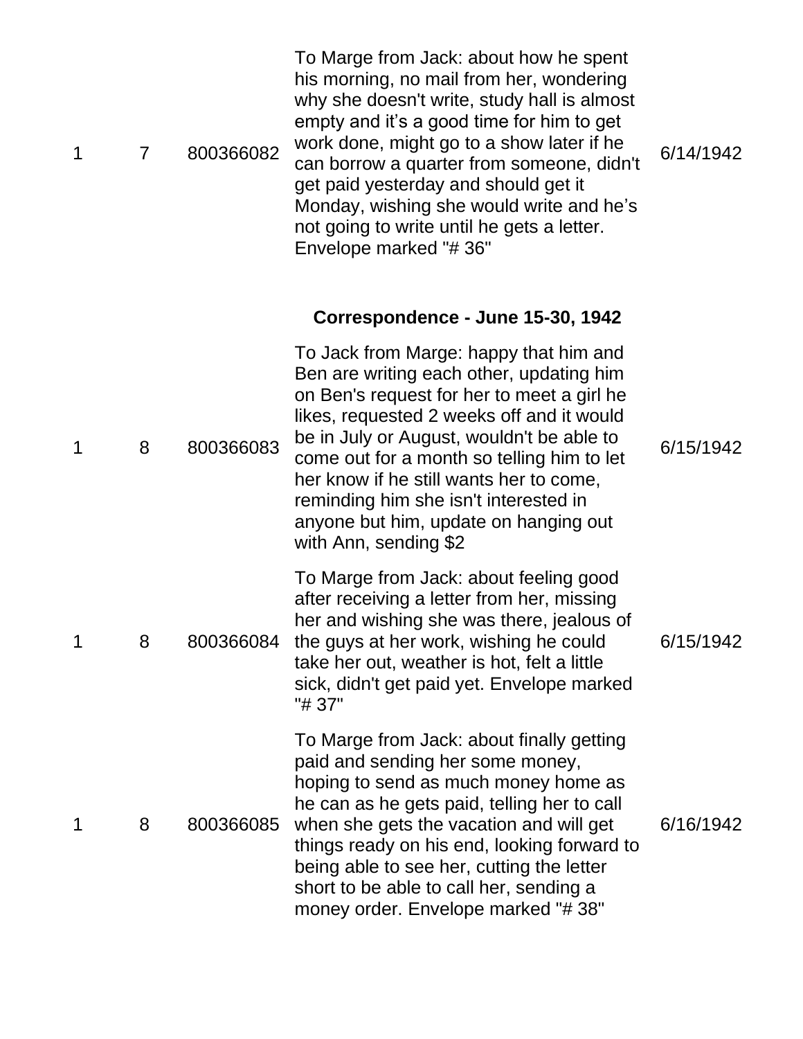| | | | | |
|---|---|---|---|---|
| 1 | 7 | 800366082 | To Marge from Jack: about how he spent his morning, no mail from her, wondering why she doesn't write, study hall is almost empty and it's a good time for him to get work done, might go to a show later if he can borrow a quarter from someone, didn't get paid yesterday and should get it Monday, wishing she would write and he's not going to write until he gets a letter. Envelope marked "# 36" | 6/14/1942 |

**Correspondence - June 15-30, 1942**

| | | | | |
|---|---|---|---|---|
| 1 | 8 | 800366083 | To Jack from Marge: happy that him and Ben are writing each other, updating him on Ben's request for her to meet a girl he likes, requested 2 weeks off and it would be in July or August, wouldn't be able to come out for a month so telling him to let her know if he still wants her to come, reminding him she isn't interested in anyone but him, update on hanging out with Ann, sending $2 | 6/15/1942 |
| 1 | 8 | 800366084 | To Marge from Jack: about feeling good after receiving a letter from her, missing her and wishing she was there, jealous of the guys at her work, wishing he could take her out, weather is hot, felt a little sick, didn't get paid yet. Envelope marked "# 37" | 6/15/1942 |
| 1 | 8 | 800366085 | To Marge from Jack: about finally getting paid and sending her some money, hoping to send as much money home as he can as he gets paid, telling her to call when she gets the vacation and will get things ready on his end, looking forward to being able to see her, cutting the letter short to be able to call her, sending a money order. Envelope marked "# 38" | 6/16/1942 |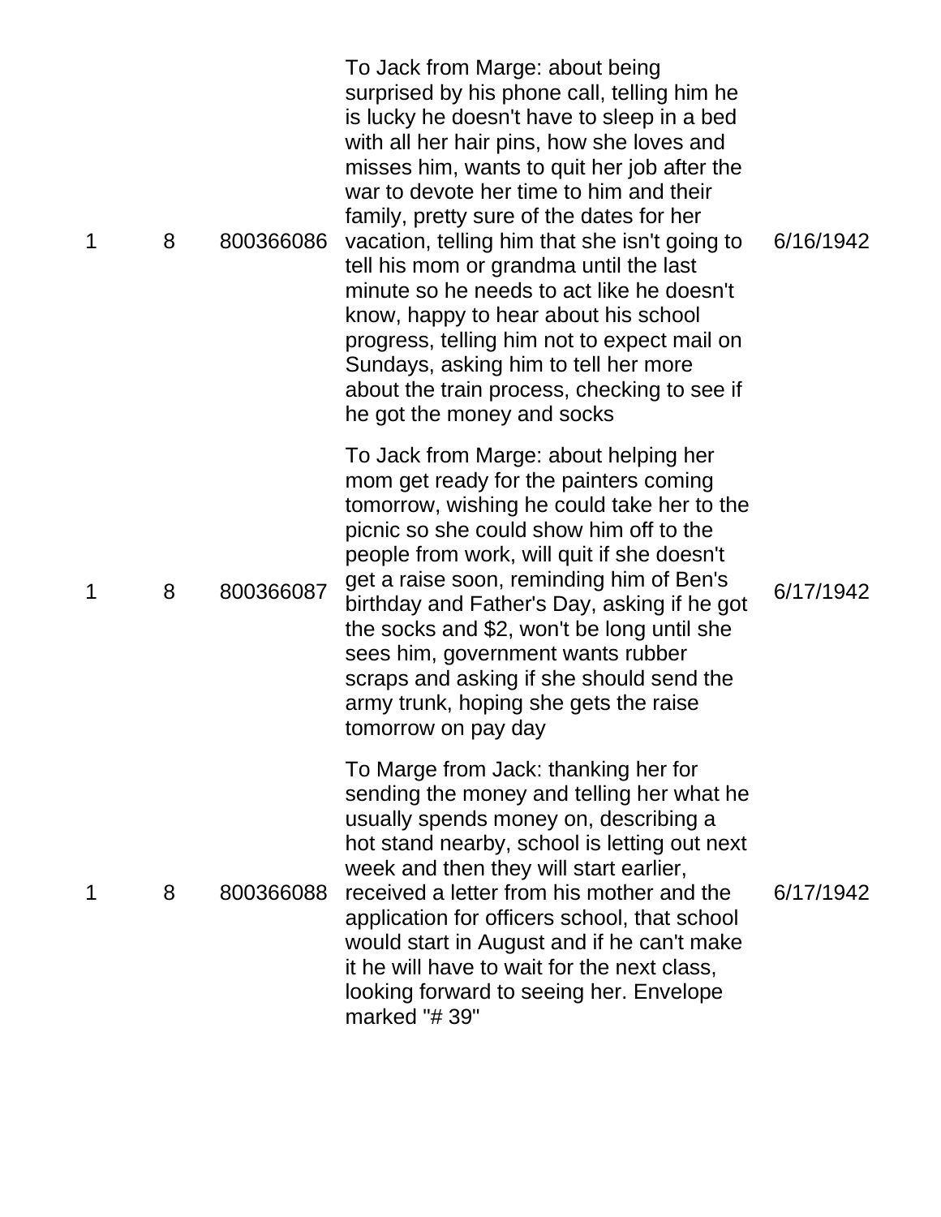| | | | | |
|---|---|---|---|---|
| 1 | 8 | 800366086 | To Jack from Marge: about being surprised by his phone call, telling him he is lucky he doesn't have to sleep in a bed with all her hair pins, how she loves and misses him, wants to quit her job after the war to devote her time to him and their family, pretty sure of the dates for her vacation, telling him that she isn't going to tell his mom or grandma until the last minute so he needs to act like he doesn't know, happy to hear about his school progress, telling him not to expect mail on Sundays, asking him to tell her more about the train process, checking to see if he got the money and socks | 6/16/1942 |
| 1 | 8 | 800366087 | To Jack from Marge: about helping her mom get ready for the painters coming tomorrow, wishing he could take her to the picnic so she could show him off to the people from work, will quit if she doesn't get a raise soon, reminding him of Ben's birthday and Father's Day, asking if he got the socks and $2, won't be long until she sees him, government wants rubber scraps and asking if she should send the army trunk, hoping she gets the raise tomorrow on pay day | 6/17/1942 |
| 1 | 8 | 800366088 | To Marge from Jack: thanking her for sending the money and telling her what he usually spends money on, describing a hot stand nearby, school is letting out next week and then they will start earlier, received a letter from his mother and the application for officers school, that school would start in August and if he can't make it he will have to wait for the next class, looking forward to seeing her. Envelope marked "# 39" | 6/17/1942 |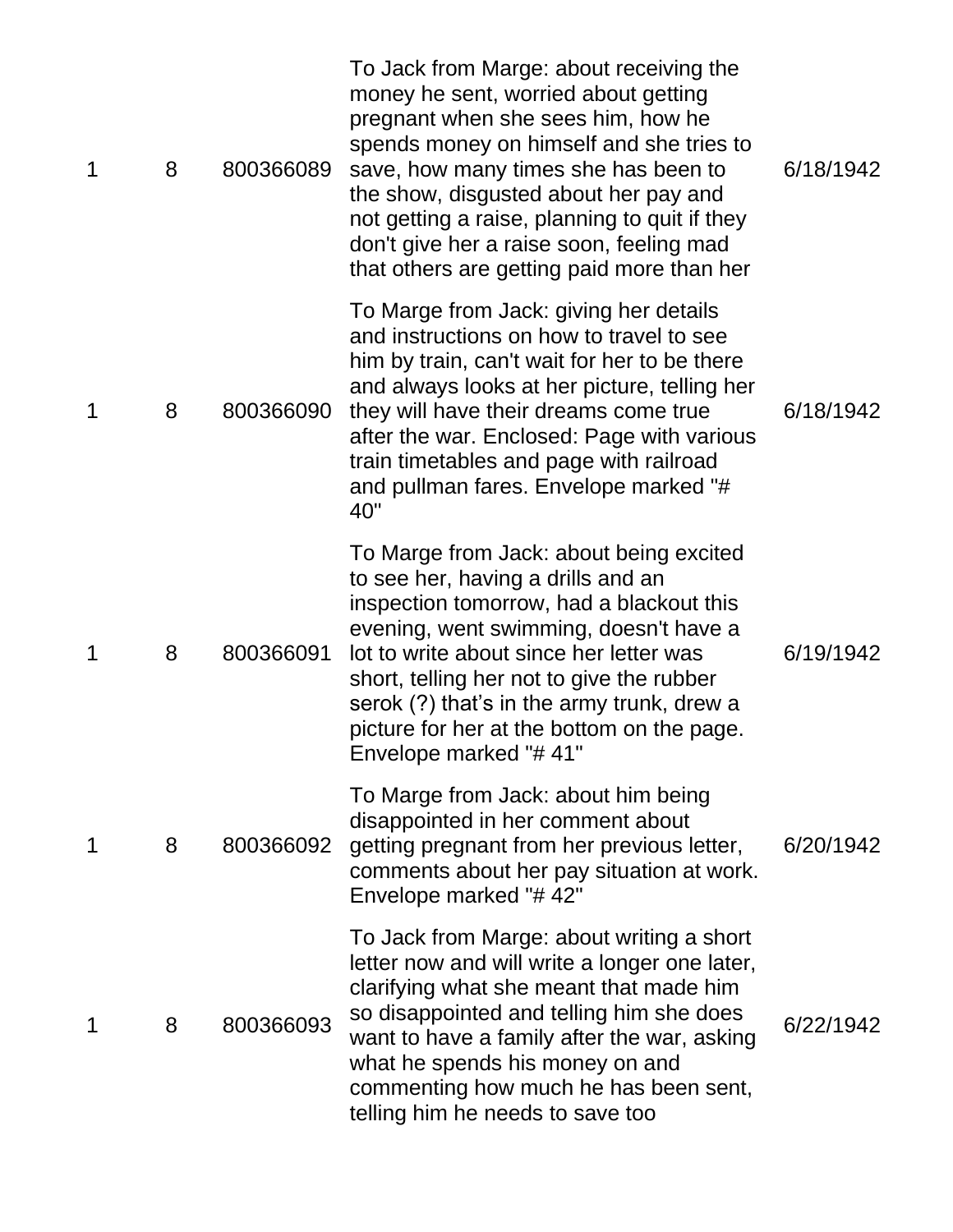| | | | | |
|---|---|---|---|---|
| 1 | 8 | 800366089 | To Jack from Marge: about receiving the money he sent, worried about getting pregnant when she sees him, how he spends money on himself and she tries to save, how many times she has been to the show, disgusted about her pay and not getting a raise, planning to quit if they don't give her a raise soon, feeling mad that others are getting paid more than her | 6/18/1942 |
| 1 | 8 | 800366090 | To Marge from Jack: giving her details and instructions on how to travel to see him by train, can't wait for her to be there and always looks at her picture, telling her they will have their dreams come true after the war. Enclosed: Page with various train timetables and page with railroad and pullman fares. Envelope marked "# 40" | 6/18/1942 |
| 1 | 8 | 800366091 | To Marge from Jack: about being excited to see her, having a drills and an inspection tomorrow, had a blackout this evening, went swimming, doesn't have a lot to write about since her letter was short, telling her not to give the rubber serok (?) that's in the army trunk, drew a picture for her at the bottom on the page. Envelope marked "# 41" | 6/19/1942 |
| 1 | 8 | 800366092 | To Marge from Jack: about him being disappointed in her comment about getting pregnant from her previous letter, comments about her pay situation at work. Envelope marked "# 42" | 6/20/1942 |
| 1 | 8 | 800366093 | To Jack from Marge: about writing a short letter now and will write a longer one later, clarifying what she meant that made him so disappointed and telling him she does want to have a family after the war, asking what he spends his money on and commenting how much he has been sent, telling him he needs to save too | 6/22/1942 |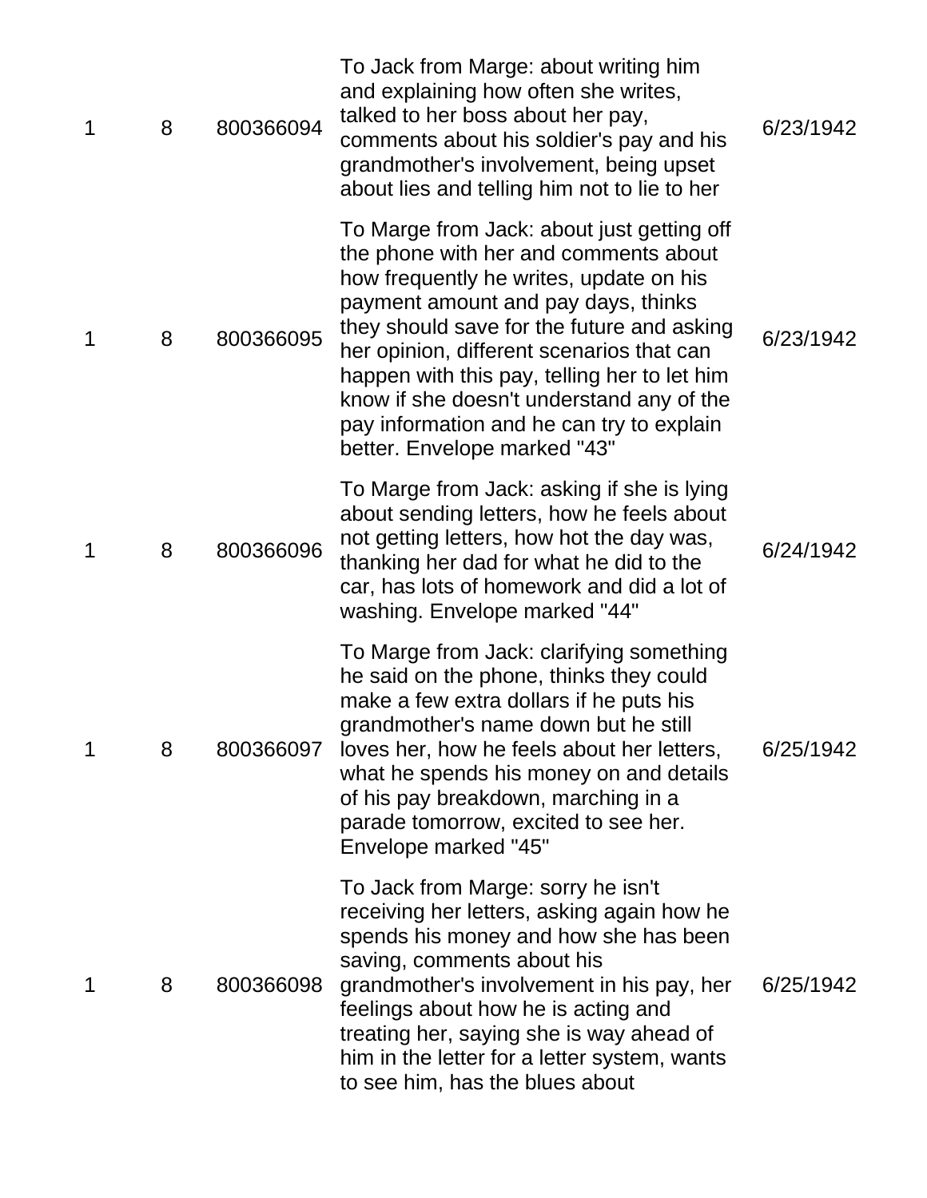| | | | | |
|---|---|---|---|---|
| 1 | 8 | 800366094 | To Jack from Marge: about writing him and explaining how often she writes, talked to her boss about her pay, comments about his soldier's pay and his grandmother's involvement, being upset about lies and telling him not to lie to her | 6/23/1942 |
| 1 | 8 | 800366095 | To Marge from Jack: about just getting off the phone with her and comments about how frequently he writes, update on his payment amount and pay days, thinks they should save for the future and asking her opinion, different scenarios that can happen with this pay, telling her to let him know if she doesn't understand any of the pay information and he can try to explain better. Envelope marked "43" | 6/23/1942 |
| 1 | 8 | 800366096 | To Marge from Jack: asking if she is lying about sending letters, how he feels about not getting letters, how hot the day was, thanking her dad for what he did to the car, has lots of homework and did a lot of washing. Envelope marked "44" | 6/24/1942 |
| 1 | 8 | 800366097 | To Marge from Jack: clarifying something he said on the phone, thinks they could make a few extra dollars if he puts his grandmother's name down but he still loves her, how he feels about her letters, what he spends his money on and details of his pay breakdown, marching in a parade tomorrow, excited to see her. Envelope marked "45" | 6/25/1942 |
| 1 | 8 | 800366098 | To Jack from Marge: sorry he isn't receiving her letters, asking again how he spends his money and how she has been saving, comments about his grandmother's involvement in his pay, her feelings about how he is acting and treating her, saying she is way ahead of him in the letter for a letter system, wants to see him, has the blues about | 6/25/1942 |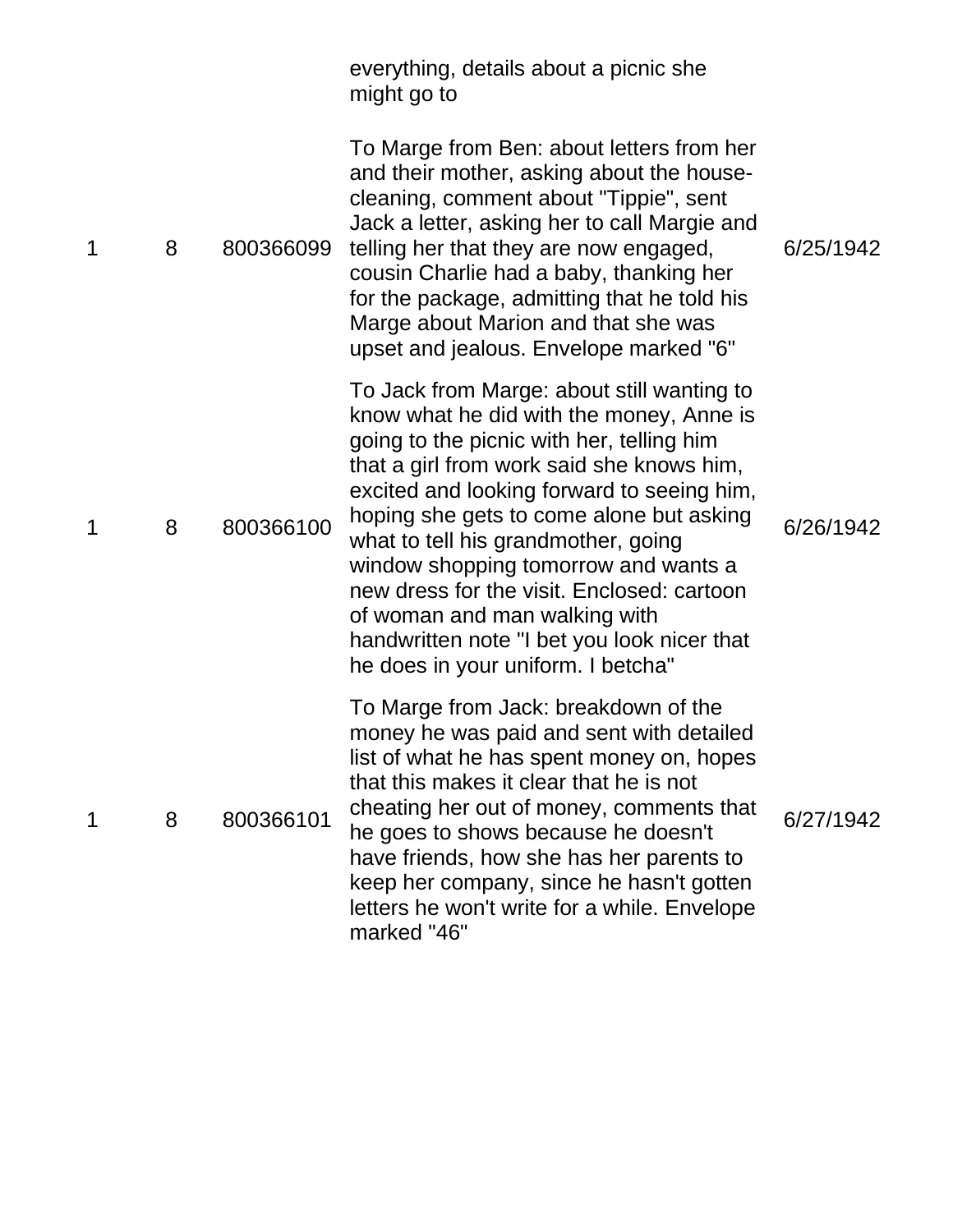| | | | | |
|---|---|---|---|---|
| | | | everything, details about a picnic she might go to | |
| 1 | 8 | 800366099 | To Marge from Ben: about letters from her and their mother, asking about the house-cleaning, comment about "Tippie", sent Jack a letter, asking her to call Margie and telling her that they are now engaged, cousin Charlie had a baby, thanking her for the package, admitting that he told his Marge about Marion and that she was upset and jealous. Envelope marked "6" | 6/25/1942 |
| 1 | 8 | 800366100 | To Jack from Marge: about still wanting to know what he did with the money, Anne is going to the picnic with her, telling him that a girl from work said she knows him, excited and looking forward to seeing him, hoping she gets to come alone but asking what to tell his grandmother, going window shopping tomorrow and wants a new dress for the visit. Enclosed: cartoon of woman and man walking with handwritten note "I bet you look nicer that he does in your uniform. I betcha" | 6/26/1942 |
| 1 | 8 | 800366101 | To Marge from Jack: breakdown of the money he was paid and sent with detailed list of what he has spent money on, hopes that this makes it clear that he is not cheating her out of money, comments that he goes to shows because he doesn't have friends, how she has her parents to keep her company, since he hasn't gotten letters he won't write for a while. Envelope marked "46" | 6/27/1942 |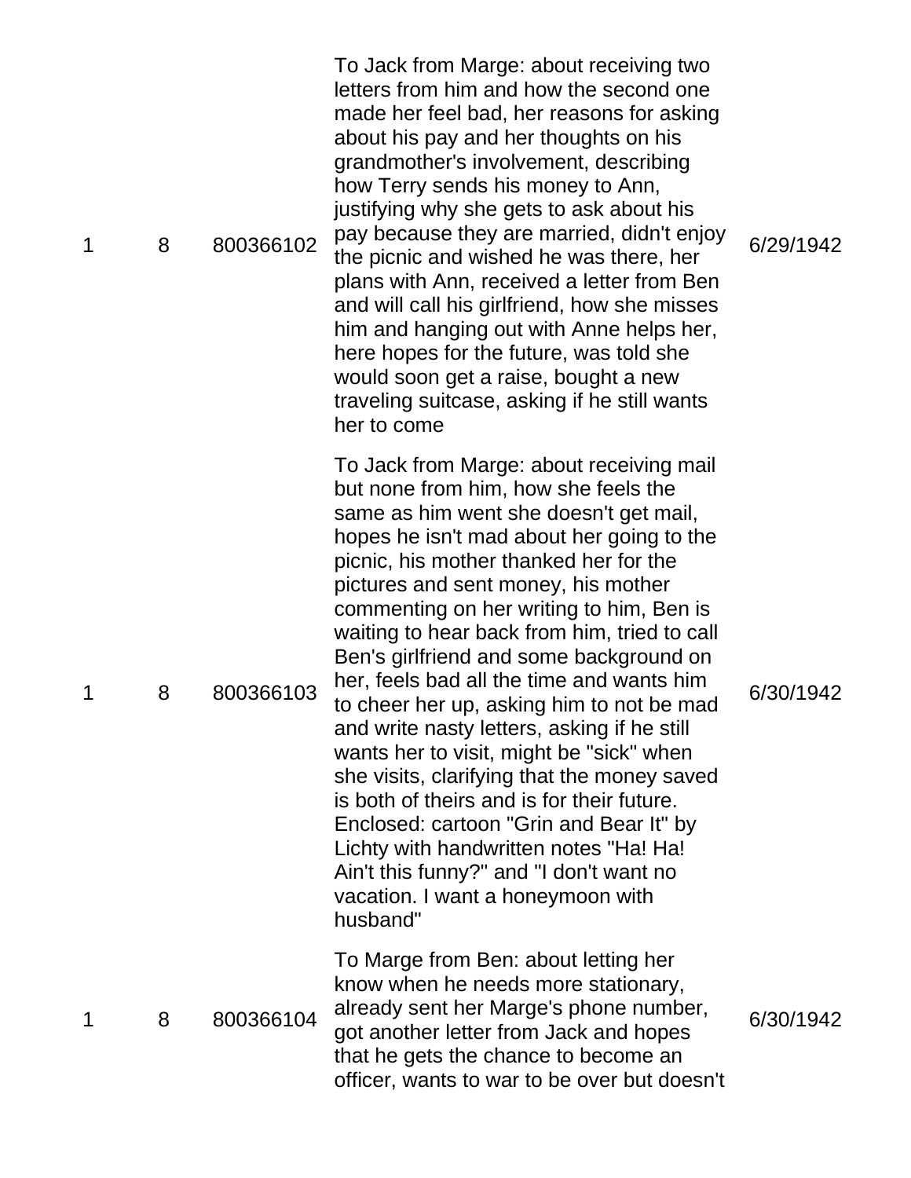| | | | | |
|---|---|---|---|---|
| 1 | 8 | 800366102 | To Jack from Marge: about receiving two letters from him and how the second one made her feel bad, her reasons for asking about his pay and her thoughts on his grandmother's involvement, describing how Terry sends his money to Ann, justifying why she gets to ask about his pay because they are married, didn't enjoy the picnic and wished he was there, her plans with Ann, received a letter from Ben and will call his girlfriend, how she misses him and hanging out with Anne helps her, here hopes for the future, was told she would soon get a raise, bought a new traveling suitcase, asking if he still wants her to come | 6/29/1942 |
| 1 | 8 | 800366103 | To Jack from Marge: about receiving mail but none from him, how she feels the same as him went she doesn't get mail, hopes he isn't mad about her going to the picnic, his mother thanked her for the pictures and sent money, his mother commenting on her writing to him, Ben is waiting to hear back from him, tried to call Ben's girlfriend and some background on her, feels bad all the time and wants him to cheer her up, asking him to not be mad and write nasty letters, asking if he still wants her to visit, might be "sick" when she visits, clarifying that the money saved is both of theirs and is for their future. Enclosed: cartoon "Grin and Bear It" by Lichty with handwritten notes "Ha! Ha! Ain't this funny?" and "I don't want no vacation. I want a honeymoon with husband" | 6/30/1942 |
| 1 | 8 | 800366104 | To Marge from Ben: about letting her know when he needs more stationary, already sent her Marge's phone number, got another letter from Jack and hopes that he gets the chance to become an officer, wants to war to be over but doesn't | 6/30/1942 |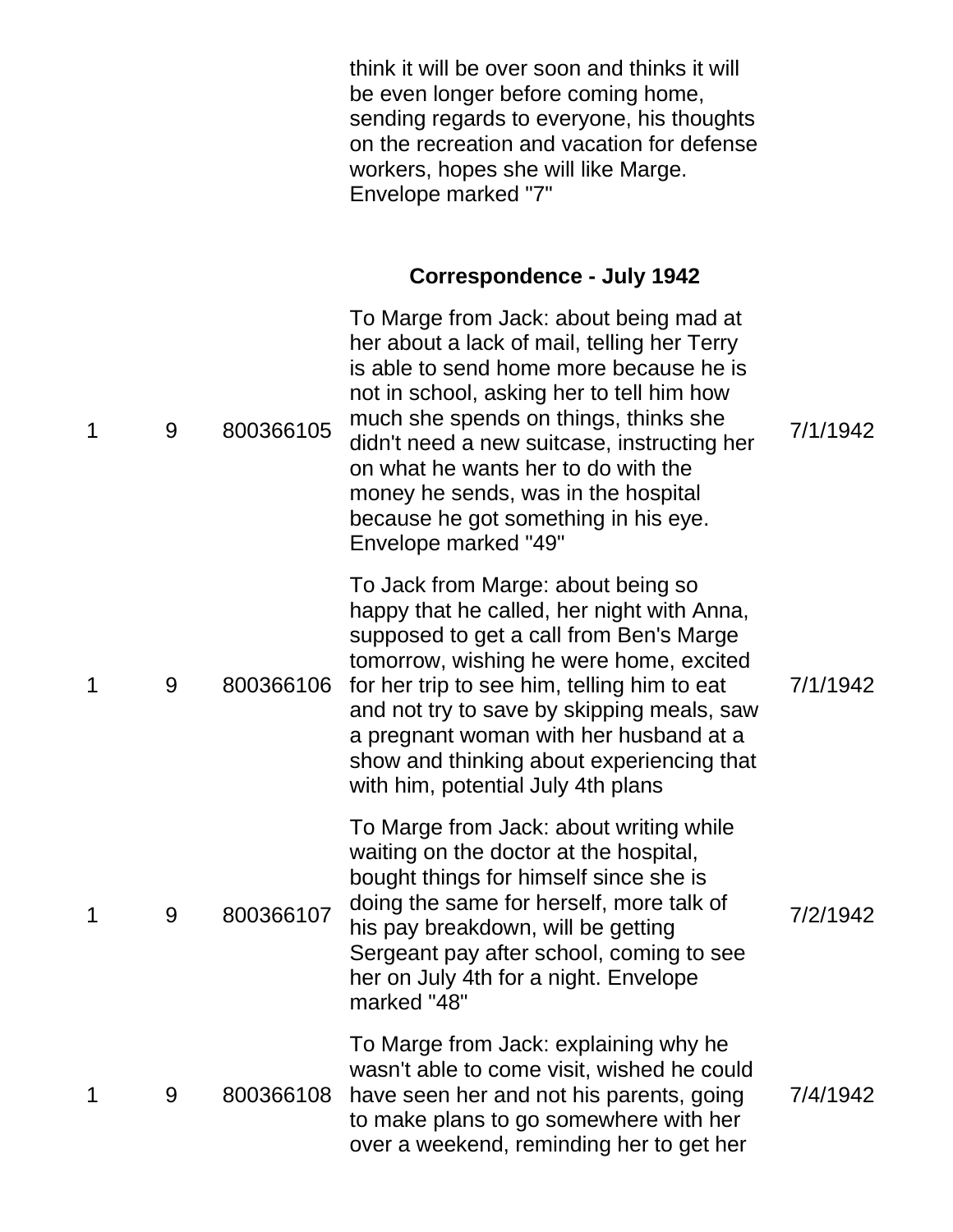| | | | think it will be over soon and thinks it will be even longer before coming home, sending regards to everyone, his thoughts on the recreation and vacation for defense workers, hopes she will like Marge. Envelope marked "7" | |
|---|---|---|---|---|
| | | | **Correspondence - July 1942** | |
| 1 | 9 | 800366105 | To Marge from Jack: about being mad at her about a lack of mail, telling her Terry is able to send home more because he is not in school, asking her to tell him how much she spends on things, thinks she didn't need a new suitcase, instructing her on what he wants her to do with the money he sends, was in the hospital because he got something in his eye. Envelope marked "49" | 7/1/1942 |
| 1 | 9 | 800366106 | To Jack from Marge: about being so happy that he called, her night with Anna, supposed to get a call from Ben's Marge tomorrow, wishing he were home, excited for her trip to see him, telling him to eat and not try to save by skipping meals, saw a pregnant woman with her husband at a show and thinking about experiencing that with him, potential July 4th plans | 7/1/1942 |
| 1 | 9 | 800366107 | To Marge from Jack: about writing while waiting on the doctor at the hospital, bought things for himself since she is doing the same for herself, more talk of his pay breakdown, will be getting Sergeant pay after school, coming to see her on July 4th for a night. Envelope marked "48" | 7/2/1942 |
| 1 | 9 | 800366108 | To Marge from Jack: explaining why he wasn't able to come visit, wished he could have seen her and not his parents, going to make plans to go somewhere with her over a weekend, reminding her to get her | 7/4/1942 |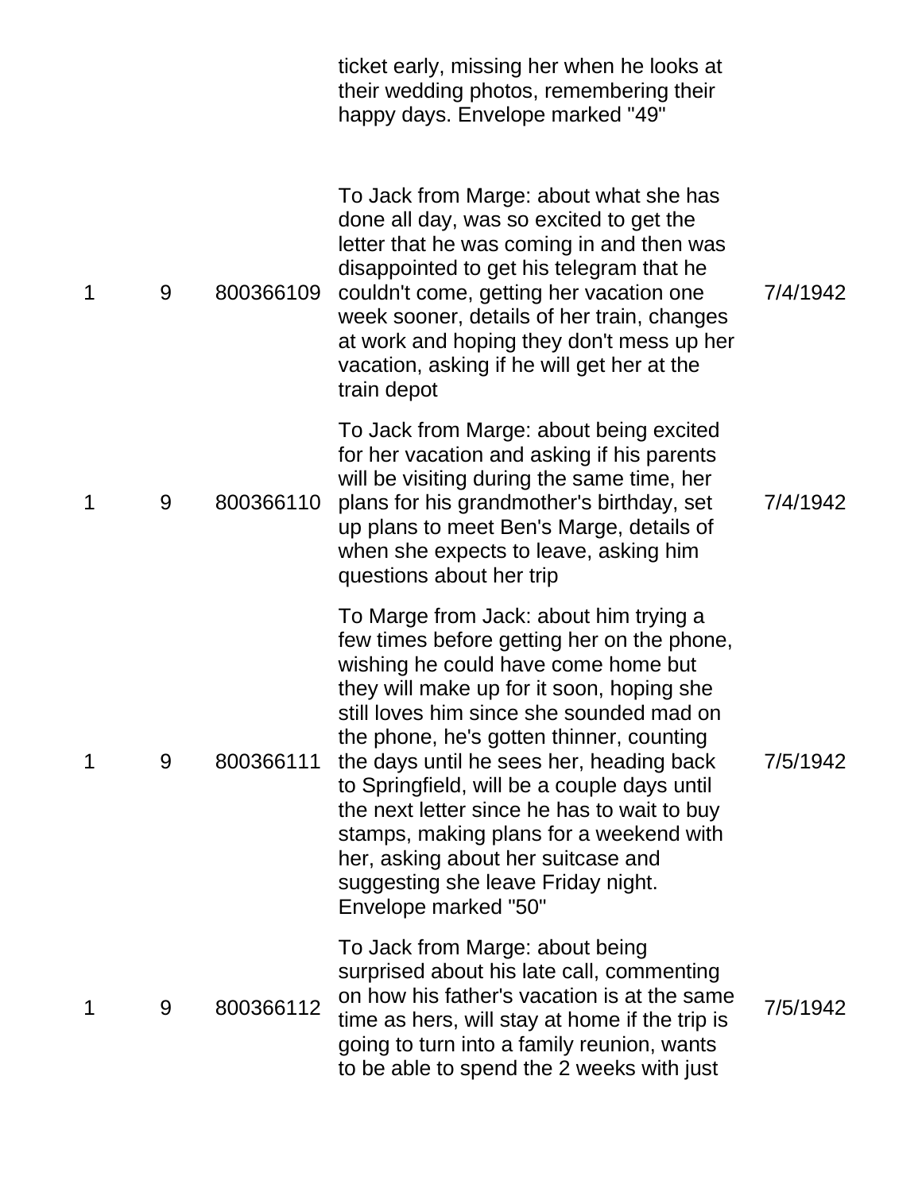| | | | | |
|---|---|---|---|---|
| | | | ticket early, missing her when he looks at their wedding photos, remembering their happy days. Envelope marked "49" | |
| 1 | 9 | 800366109 | To Jack from Marge: about what she has done all day, was so excited to get the letter that he was coming in and then was disappointed to get his telegram that he couldn't come, getting her vacation one week sooner, details of her train, changes at work and hoping they don't mess up her vacation, asking if he will get her at the train depot | 7/4/1942 |
| 1 | 9 | 800366110 | To Jack from Marge: about being excited for her vacation and asking if his parents will be visiting during the same time, her plans for his grandmother's birthday, set up plans to meet Ben's Marge, details of when she expects to leave, asking him questions about her trip | 7/4/1942 |
| 1 | 9 | 800366111 | To Marge from Jack: about him trying a few times before getting her on the phone, wishing he could have come home but they will make up for it soon, hoping she still loves him since she sounded mad on the phone, he's gotten thinner, counting the days until he sees her, heading back to Springfield, will be a couple days until the next letter since he has to wait to buy stamps, making plans for a weekend with her, asking about her suitcase and suggesting she leave Friday night. Envelope marked "50" | 7/5/1942 |
| 1 | 9 | 800366112 | To Jack from Marge: about being surprised about his late call, commenting on how his father's vacation is at the same time as hers, will stay at home if the trip is going to turn into a family reunion, wants to be able to spend the 2 weeks with just | 7/5/1942 |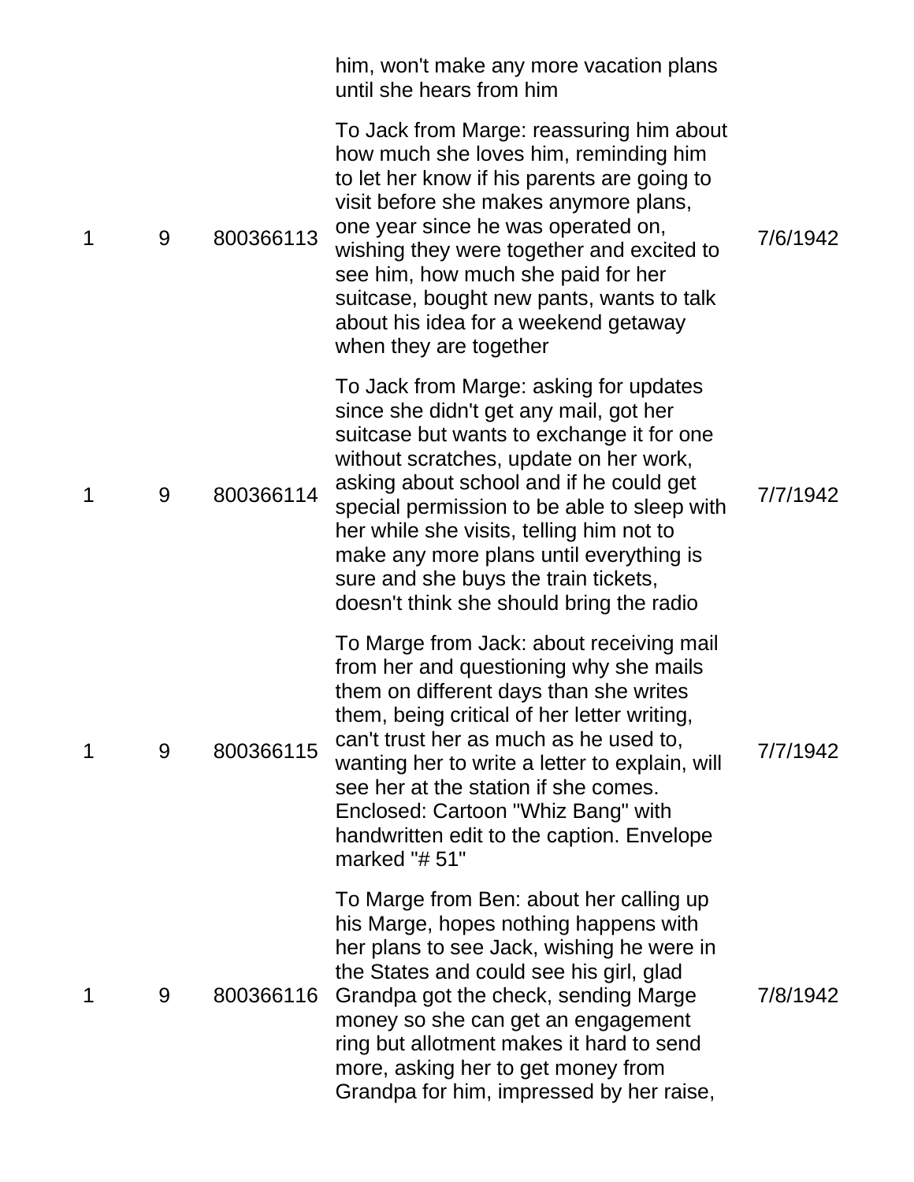| | | | him, won't make any more vacation plans until she hears from him | |
|---|---|---|---|---|
| 1 | 9 | 800366113 | To Jack from Marge: reassuring him about how much she loves him, reminding him to let her know if his parents are going to visit before she makes anymore plans, one year since he was operated on, wishing they were together and excited to see him, how much she paid for her suitcase, bought new pants, wants to talk about his idea for a weekend getaway when they are together | 7/6/1942 |
| 1 | 9 | 800366114 | To Jack from Marge: asking for updates since she didn't get any mail, got her suitcase but wants to exchange it for one without scratches, update on her work, asking about school and if he could get special permission to be able to sleep with her while she visits, telling him not to make any more plans until everything is sure and she buys the train tickets, doesn't think she should bring the radio | 7/7/1942 |
| 1 | 9 | 800366115 | To Marge from Jack: about receiving mail from her and questioning why she mails them on different days than she writes them, being critical of her letter writing, can't trust her as much as he used to, wanting her to write a letter to explain, will see her at the station if she comes. Enclosed: Cartoon "Whiz Bang" with handwritten edit to the caption. Envelope marked "# 51" | 7/7/1942 |
| 1 | 9 | 800366116 | To Marge from Ben: about her calling up his Marge, hopes nothing happens with her plans to see Jack, wishing he were in the States and could see his girl, glad Grandpa got the check, sending Marge money so she can get an engagement ring but allotment makes it hard to send more, asking her to get money from Grandpa for him, impressed by her raise, | 7/8/1942 |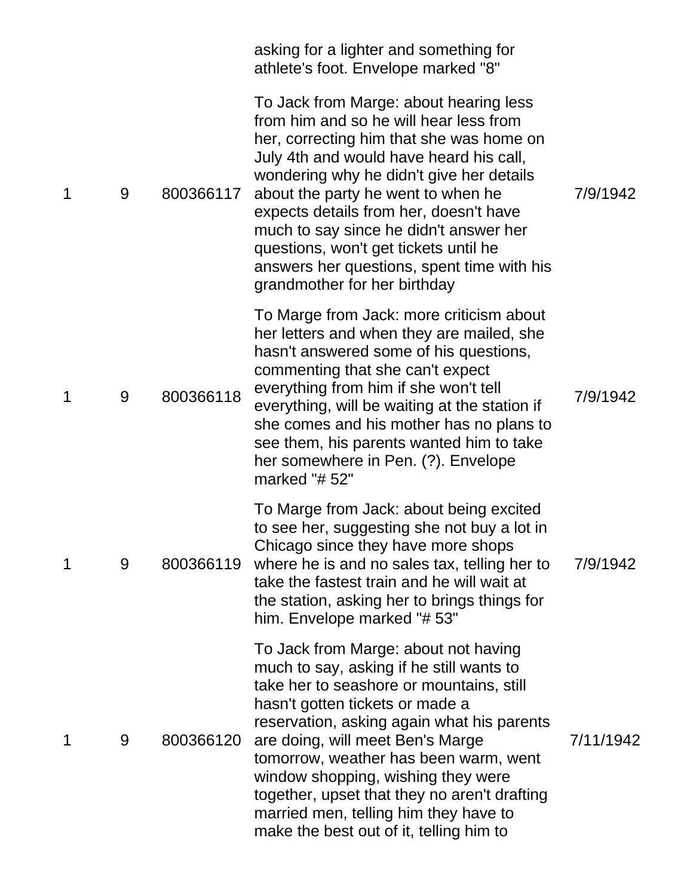| | | | | |
|---|---|---|---|---|
| | | | asking for a lighter and something for athlete's foot. Envelope marked "8" | |
| 1 | 9 | 800366117 | To Jack from Marge: about hearing less from him and so he will hear less from her, correcting him that she was home on July 4th and would have heard his call, wondering why he didn't give her details about the party he went to when he expects details from her, doesn't have much to say since he didn't answer her questions, won't get tickets until he answers her questions, spent time with his grandmother for her birthday | 7/9/1942 |
| 1 | 9 | 800366118 | To Marge from Jack: more criticism about her letters and when they are mailed, she hasn't answered some of his questions, commenting that she can't expect everything from him if she won't tell everything, will be waiting at the station if she comes and his mother has no plans to see them, his parents wanted him to take her somewhere in Pen. (?). Envelope marked "# 52" | 7/9/1942 |
| 1 | 9 | 800366119 | To Marge from Jack: about being excited to see her, suggesting she not buy a lot in Chicago since they have more shops where he is and no sales tax, telling her to take the fastest train and he will wait at the station, asking her to brings things for him. Envelope marked "# 53" | 7/9/1942 |
| 1 | 9 | 800366120 | To Jack from Marge: about not having much to say, asking if he still wants to take her to seashore or mountains, still hasn't gotten tickets or made a reservation, asking again what his parents are doing, will meet Ben's Marge tomorrow, weather has been warm, went window shopping, wishing they were together, upset that they no aren't drafting married men, telling him they have to make the best out of it, telling him to | 7/11/1942 |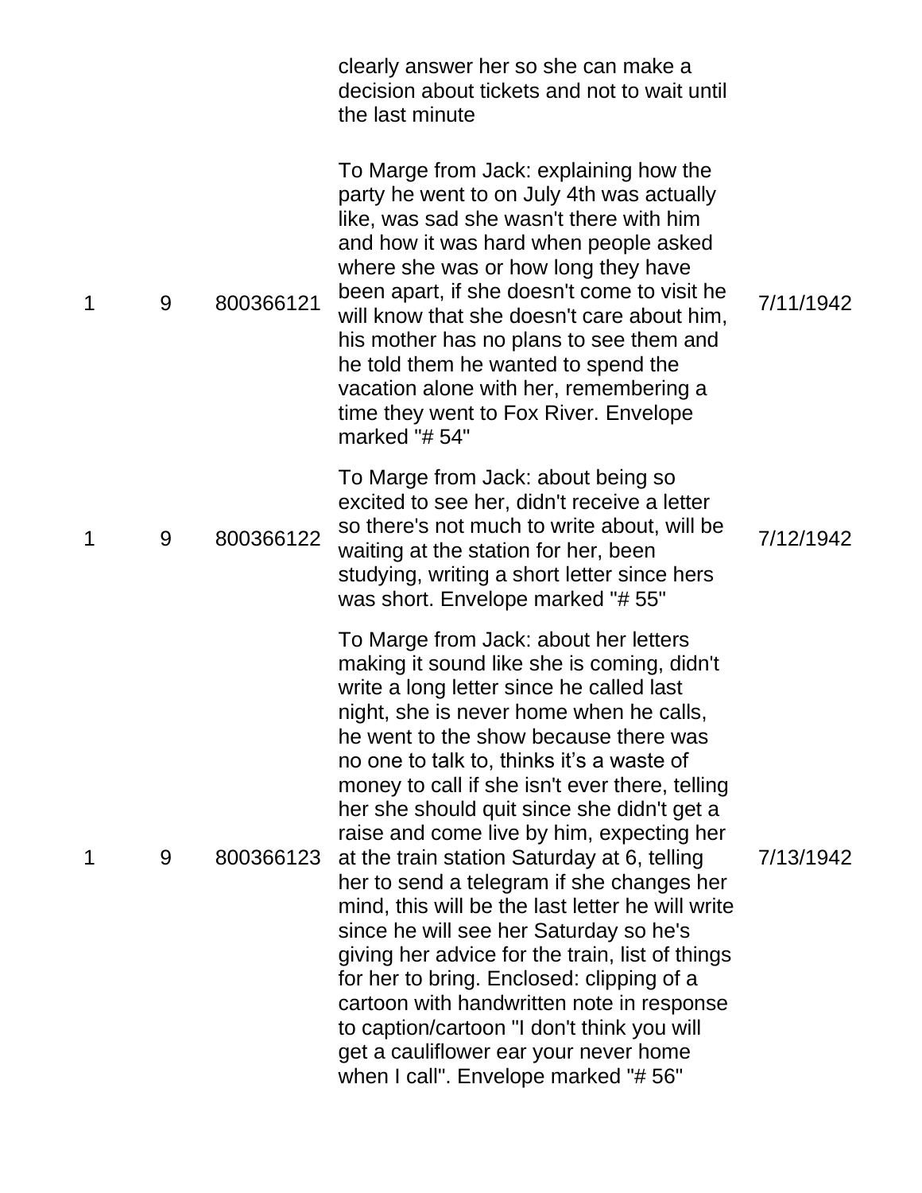| | | | | |
|---|---|---|---|---|
| | | | clearly answer her so she can make a decision about tickets and not to wait until the last minute | |
| 1 | 9 | 800366121 | To Marge from Jack: explaining how the party he went to on July 4th was actually like, was sad she wasn't there with him and how it was hard when people asked where she was or how long they have been apart, if she doesn't come to visit he will know that she doesn't care about him, his mother has no plans to see them and he told them he wanted to spend the vacation alone with her, remembering a time they went to Fox River. Envelope marked "# 54" | 7/11/1942 |
| 1 | 9 | 800366122 | To Marge from Jack: about being so excited to see her, didn't receive a letter so there's not much to write about, will be waiting at the station for her, been studying, writing a short letter since hers was short. Envelope marked "# 55" | 7/12/1942 |
| 1 | 9 | 800366123 | To Marge from Jack: about her letters making it sound like she is coming, didn't write a long letter since he called last night, she is never home when he calls, he went to the show because there was no one to talk to, thinks it's a waste of money to call if she isn't ever there, telling her she should quit since she didn't get a raise and come live by him, expecting her at the train station Saturday at 6, telling her to send a telegram if she changes her mind, this will be the last letter he will write since he will see her Saturday so he's giving her advice for the train, list of things for her to bring. Enclosed: clipping of a cartoon with handwritten note in response to caption/cartoon "I don't think you will get a cauliflower ear your never home when I call". Envelope marked "# 56" | 7/13/1942 |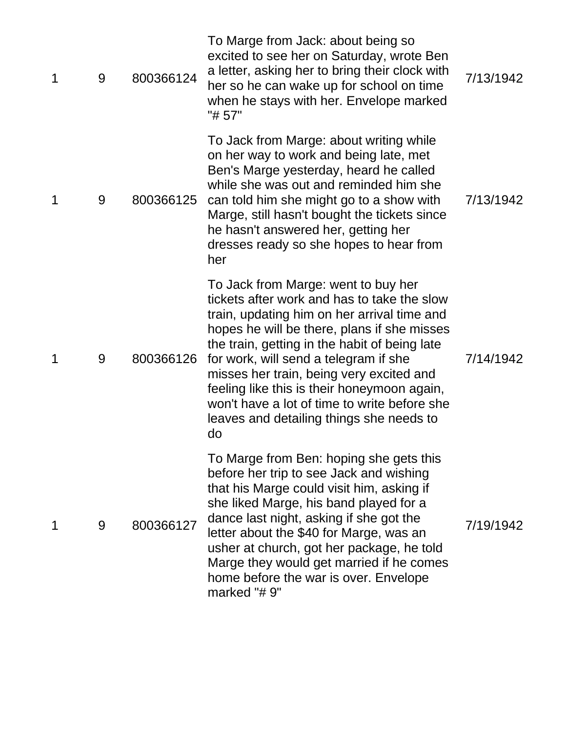| | | | | |
|---|---|---|---|---|
| 1 | 9 | 800366124 | To Marge from Jack: about being so excited to see her on Saturday, wrote Ben a letter, asking her to bring their clock with her so he can wake up for school on time when he stays with her. Envelope marked "# 57" | 7/13/1942 |
| 1 | 9 | 800366125 | To Jack from Marge: about writing while on her way to work and being late, met Ben's Marge yesterday, heard he called while she was out and reminded him she can told him she might go to a show with Marge, still hasn't bought the tickets since he hasn't answered her, getting her dresses ready so she hopes to hear from her | 7/13/1942 |
| 1 | 9 | 800366126 | To Jack from Marge: went to buy her tickets after work and has to take the slow train, updating him on her arrival time and hopes he will be there, plans if she misses the train, getting in the habit of being late for work, will send a telegram if she misses her train, being very excited and feeling like this is their honeymoon again, won't have a lot of time to write before she leaves and detailing things she needs to do | 7/14/1942 |
| 1 | 9 | 800366127 | To Marge from Ben: hoping she gets this before her trip to see Jack and wishing that his Marge could visit him, asking if she liked Marge, his band played for a dance last night, asking if she got the letter about the $40 for Marge, was an usher at church, got her package, he told Marge they would get married if he comes home before the war is over. Envelope marked "# 9" | 7/19/1942 |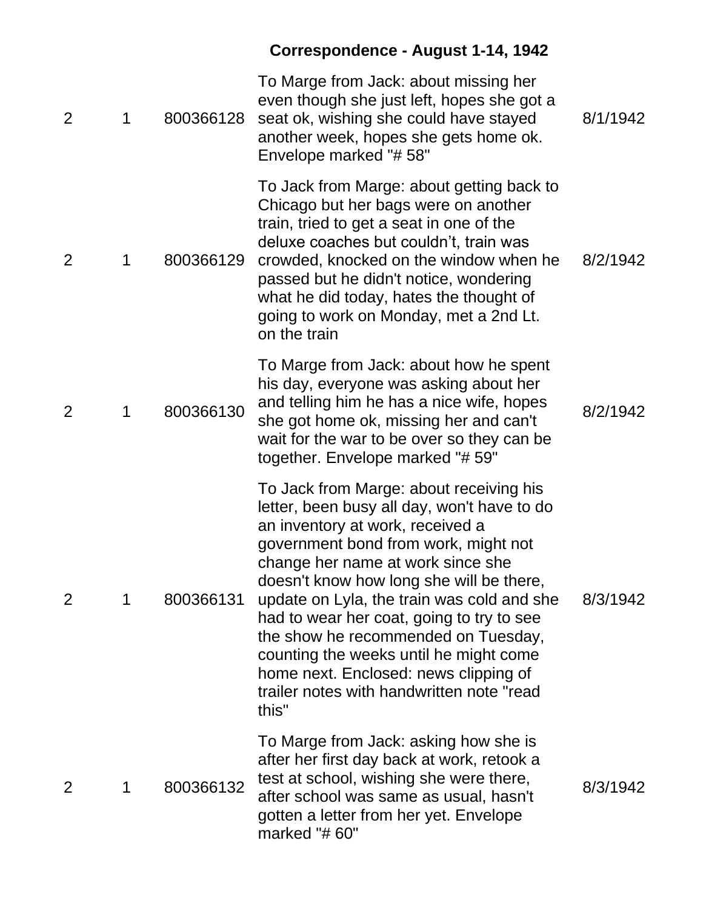## Correspondence - August 1-14, 1942

| | | | | |
|---|---|---|---|---|
| 2 | 1 | 800366128 | To Marge from Jack: about missing her even though she just left, hopes she got a seat ok, wishing she could have stayed another week, hopes she gets home ok. Envelope marked "# 58" | 8/1/1942 |
| 2 | 1 | 800366129 | To Jack from Marge: about getting back to Chicago but her bags were on another train, tried to get a seat in one of the deluxe coaches but couldn't, train was crowded, knocked on the window when he passed but he didn't notice, wondering what he did today, hates the thought of going to work on Monday, met a 2nd Lt. on the train | 8/2/1942 |
| 2 | 1 | 800366130 | To Marge from Jack: about how he spent his day, everyone was asking about her and telling him he has a nice wife, hopes she got home ok, missing her and can't wait for the war to be over so they can be together. Envelope marked "# 59" | 8/2/1942 |
| 2 | 1 | 800366131 | To Jack from Marge: about receiving his letter, been busy all day, won't have to do an inventory at work, received a government bond from work, might not change her name at work since she doesn't know how long she will be there, update on Lyla, the train was cold and she had to wear her coat, going to try to see the show he recommended on Tuesday, counting the weeks until he might come home next. Enclosed: news clipping of trailer notes with handwritten note "read this" | 8/3/1942 |
| 2 | 1 | 800366132 | To Marge from Jack: asking how she is after her first day back at work, retook a test at school, wishing she were there, after school was same as usual, hasn't gotten a letter from her yet. Envelope marked "# 60" | 8/3/1942 |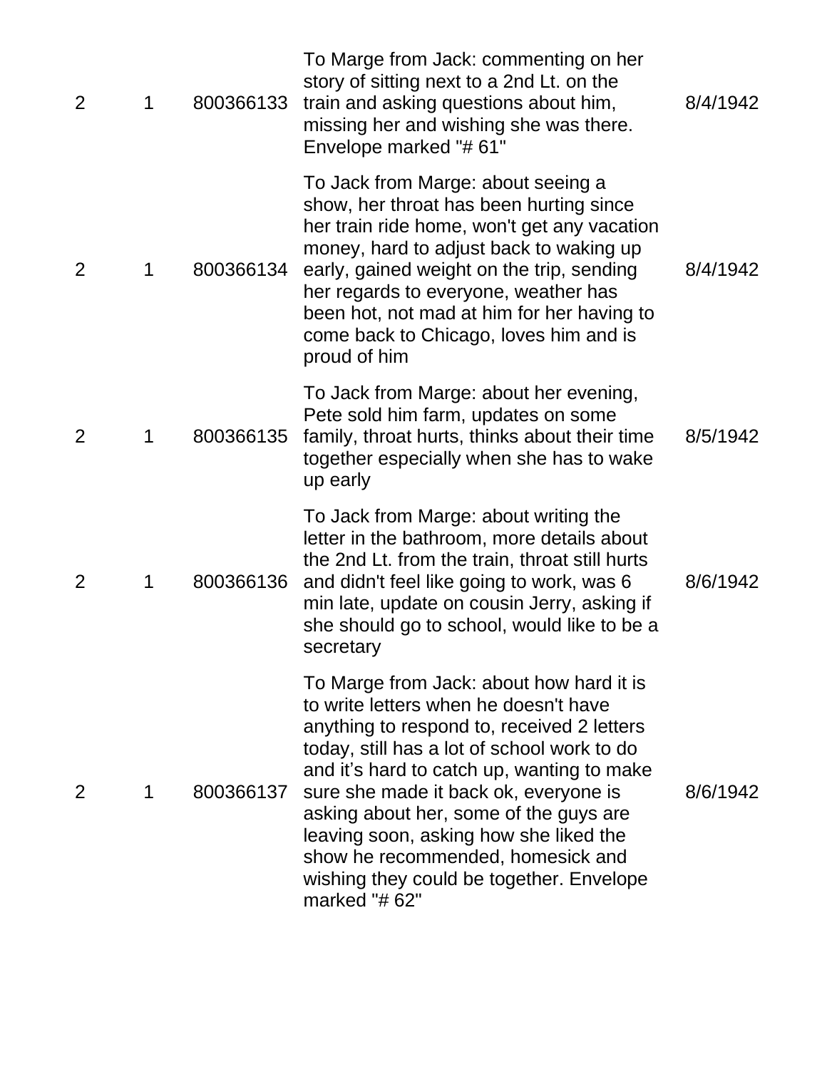| | | | | |
|---|---|---|---|---|
| 2 | 1 | 800366133 | To Marge from Jack: commenting on her story of sitting next to a 2nd Lt. on the train and asking questions about him, missing her and wishing she was there. Envelope marked "# 61" | 8/4/1942 |
| 2 | 1 | 800366134 | To Jack from Marge: about seeing a show, her throat has been hurting since her train ride home, won't get any vacation money, hard to adjust back to waking up early, gained weight on the trip, sending her regards to everyone, weather has been hot, not mad at him for her having to come back to Chicago, loves him and is proud of him | 8/4/1942 |
| 2 | 1 | 800366135 | To Jack from Marge: about her evening, Pete sold him farm, updates on some family, throat hurts, thinks about their time together especially when she has to wake up early | 8/5/1942 |
| 2 | 1 | 800366136 | To Jack from Marge: about writing the letter in the bathroom, more details about the 2nd Lt. from the train, throat still hurts and didn't feel like going to work, was 6 min late, update on cousin Jerry, asking if she should go to school, would like to be a secretary | 8/6/1942 |
| 2 | 1 | 800366137 | To Marge from Jack: about how hard it is to write letters when he doesn't have anything to respond to, received 2 letters today, still has a lot of school work to do and it’s hard to catch up, wanting to make sure she made it back ok, everyone is asking about her, some of the guys are leaving soon, asking how she liked the show he recommended, homesick and wishing they could be together. Envelope marked "# 62" | 8/6/1942 |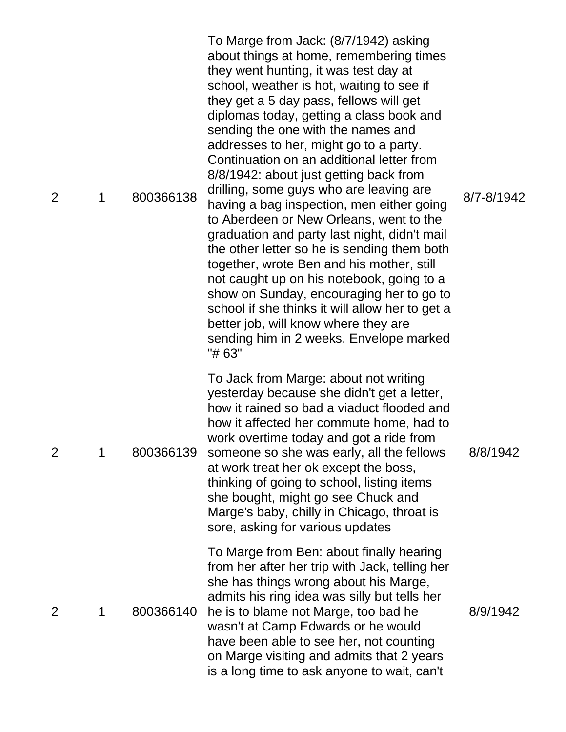| | | | | |
|---|---|---|---|---|
| 2 | 1 | 800366138 | To Marge from Jack: (8/7/1942) asking about things at home, remembering times they went hunting, it was test day at school, weather is hot, waiting to see if they get a 5 day pass, fellows will get diplomas today, getting a class book and sending the one with the names and addresses to her, might go to a party. Continuation on an additional letter from 8/8/1942: about just getting back from drilling, some guys who are leaving are having a bag inspection, men either going to Aberdeen or New Orleans, went to the graduation and party last night, didn't mail the other letter so he is sending them both together, wrote Ben and his mother, still not caught up on his notebook, going to a show on Sunday, encouraging her to go to school if she thinks it will allow her to get a better job, will know where they are sending him in 2 weeks. Envelope marked "# 63" | 8/7-8/1942 |
| 2 | 1 | 800366139 | To Jack from Marge: about not writing yesterday because she didn't get a letter, how it rained so bad a viaduct flooded and how it affected her commute home, had to work overtime today and got a ride from someone so she was early, all the fellows at work treat her ok except the boss, thinking of going to school, listing items she bought, might go see Chuck and Marge's baby, chilly in Chicago, throat is sore, asking for various updates | 8/8/1942 |
| 2 | 1 | 800366140 | To Marge from Ben: about finally hearing from her after her trip with Jack, telling her she has things wrong about his Marge, admits his ring idea was silly but tells her he is to blame not Marge, too bad he wasn't at Camp Edwards or he would have been able to see her, not counting on Marge visiting and admits that 2 years is a long time to ask anyone to wait, can't | 8/9/1942 |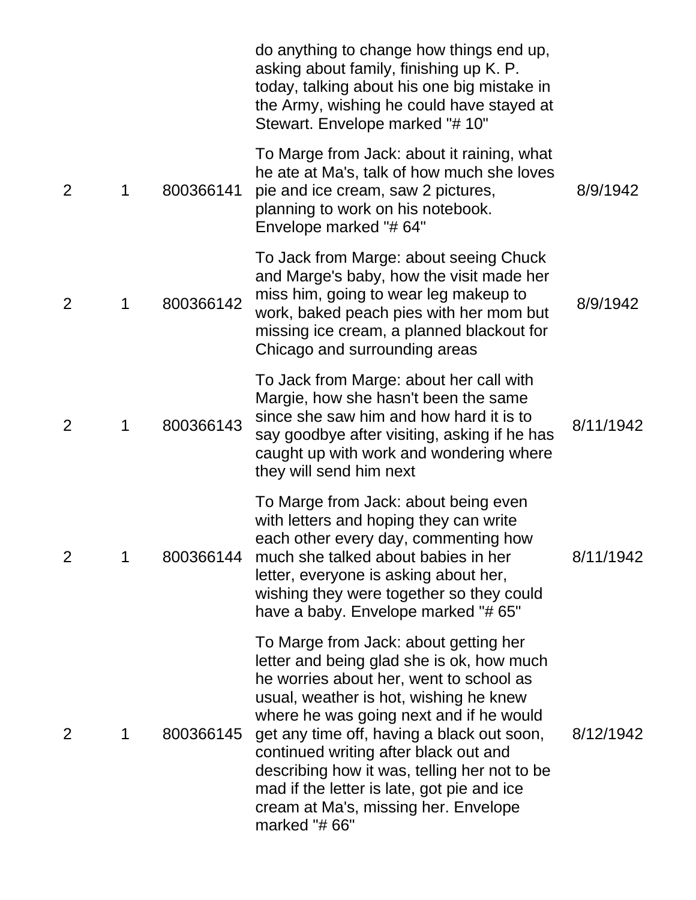| | | | | |
|---|---|---|---|---|
| | | | do anything to change how things end up, asking about family, finishing up K. P. today, talking about his one big mistake in the Army, wishing he could have stayed at Stewart. Envelope marked "# 10" | |
| 2 | 1 | 800366141 | To Marge from Jack: about it raining, what he ate at Ma's, talk of how much she loves pie and ice cream, saw 2 pictures, planning to work on his notebook. Envelope marked "# 64" | 8/9/1942 |
| 2 | 1 | 800366142 | To Jack from Marge: about seeing Chuck and Marge's baby, how the visit made her miss him, going to wear leg makeup to work, baked peach pies with her mom but missing ice cream, a planned blackout for Chicago and surrounding areas | 8/9/1942 |
| 2 | 1 | 800366143 | To Jack from Marge: about her call with Margie, how she hasn't been the same since she saw him and how hard it is to say goodbye after visiting, asking if he has caught up with work and wondering where they will send him next | 8/11/1942 |
| 2 | 1 | 800366144 | To Marge from Jack: about being even with letters and hoping they can write each other every day, commenting how much she talked about babies in her letter, everyone is asking about her, wishing they were together so they could have a baby. Envelope marked "# 65" | 8/11/1942 |
| 2 | 1 | 800366145 | To Marge from Jack: about getting her letter and being glad she is ok, how much he worries about her, went to school as usual, weather is hot, wishing he knew where he was going next and if he would get any time off, having a black out soon, continued writing after black out and describing how it was, telling her not to be mad if the letter is late, got pie and ice cream at Ma's, missing her. Envelope marked "# 66" | 8/12/1942 |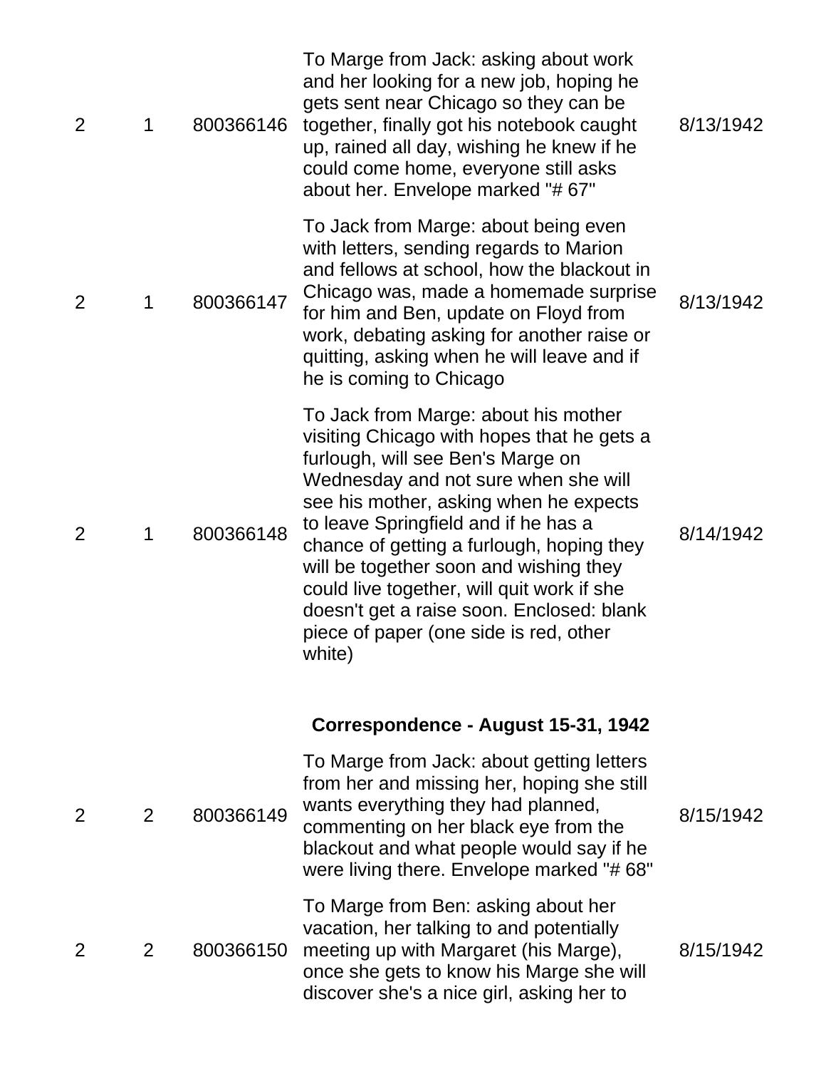| | | | | |
|---|---|---|---|---|
| 2 | 1 | 800366146 | To Marge from Jack: asking about work and her looking for a new job, hoping he gets sent near Chicago so they can be together, finally got his notebook caught up, rained all day, wishing he knew if he could come home, everyone still asks about her. Envelope marked "# 67" | 8/13/1942 |
| 2 | 1 | 800366147 | To Jack from Marge: about being even with letters, sending regards to Marion and fellows at school, how the blackout in Chicago was, made a homemade surprise for him and Ben, update on Floyd from work, debating asking for another raise or quitting, asking when he will leave and if he is coming to Chicago | 8/13/1942 |
| 2 | 1 | 800366148 | To Jack from Marge: about his mother visiting Chicago with hopes that he gets a furlough, will see Ben's Marge on Wednesday and not sure when she will see his mother, asking when he expects to leave Springfield and if he has a chance of getting a furlough, hoping they will be together soon and wishing they could live together, will quit work if she doesn't get a raise soon. Enclosed: blank piece of paper (one side is red, other white) | 8/14/1942 |

**Correspondence - August 15-31, 1942**

| | | | | |
|---|---|---|---|---|
| 2 | 2 | 800366149 | To Marge from Jack: about getting letters from her and missing her, hoping she still wants everything they had planned, commenting on her black eye from the blackout and what people would say if he were living there. Envelope marked "# 68" | 8/15/1942 |
| 2 | 2 | 800366150 | To Marge from Ben: asking about her vacation, her talking to and potentially meeting up with Margaret (his Marge), once she gets to know his Marge she will discover she's a nice girl, asking her to | 8/15/1942 |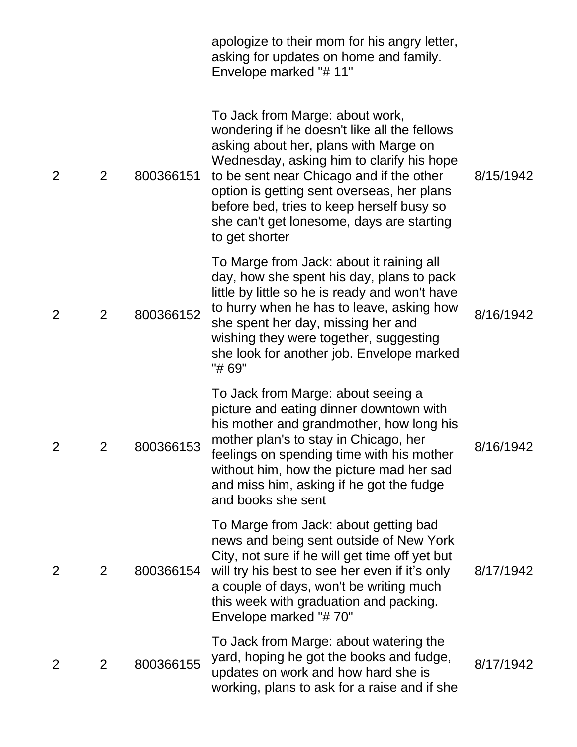| | | | | |
|---|---|---|---|---|
| | | | apologize to their mom for his angry letter, asking for updates on home and family. Envelope marked "# 11" | |
| 2 | 2 | 800366151 | To Jack from Marge: about work, wondering if he doesn't like all the fellows asking about her, plans with Marge on Wednesday, asking him to clarify his hope to be sent near Chicago and if the other option is getting sent overseas, her plans before bed, tries to keep herself busy so she can't get lonesome, days are starting to get shorter | 8/15/1942 |
| 2 | 2 | 800366152 | To Marge from Jack: about it raining all day, how she spent his day, plans to pack little by little so he is ready and won't have to hurry when he has to leave, asking how she spent her day, missing her and wishing they were together, suggesting she look for another job. Envelope marked "# 69" | 8/16/1942 |
| 2 | 2 | 800366153 | To Jack from Marge: about seeing a picture and eating dinner downtown with his mother and grandmother, how long his mother plan's to stay in Chicago, her feelings on spending time with his mother without him, how the picture mad her sad and miss him, asking if he got the fudge and books she sent | 8/16/1942 |
| 2 | 2 | 800366154 | To Marge from Jack: about getting bad news and being sent outside of New York City, not sure if he will get time off yet but will try his best to see her even if it's only a couple of days, won't be writing much this week with graduation and packing. Envelope marked "# 70" | 8/17/1942 |
| 2 | 2 | 800366155 | To Jack from Marge: about watering the yard, hoping he got the books and fudge, updates on work and how hard she is working, plans to ask for a raise and if she | 8/17/1942 |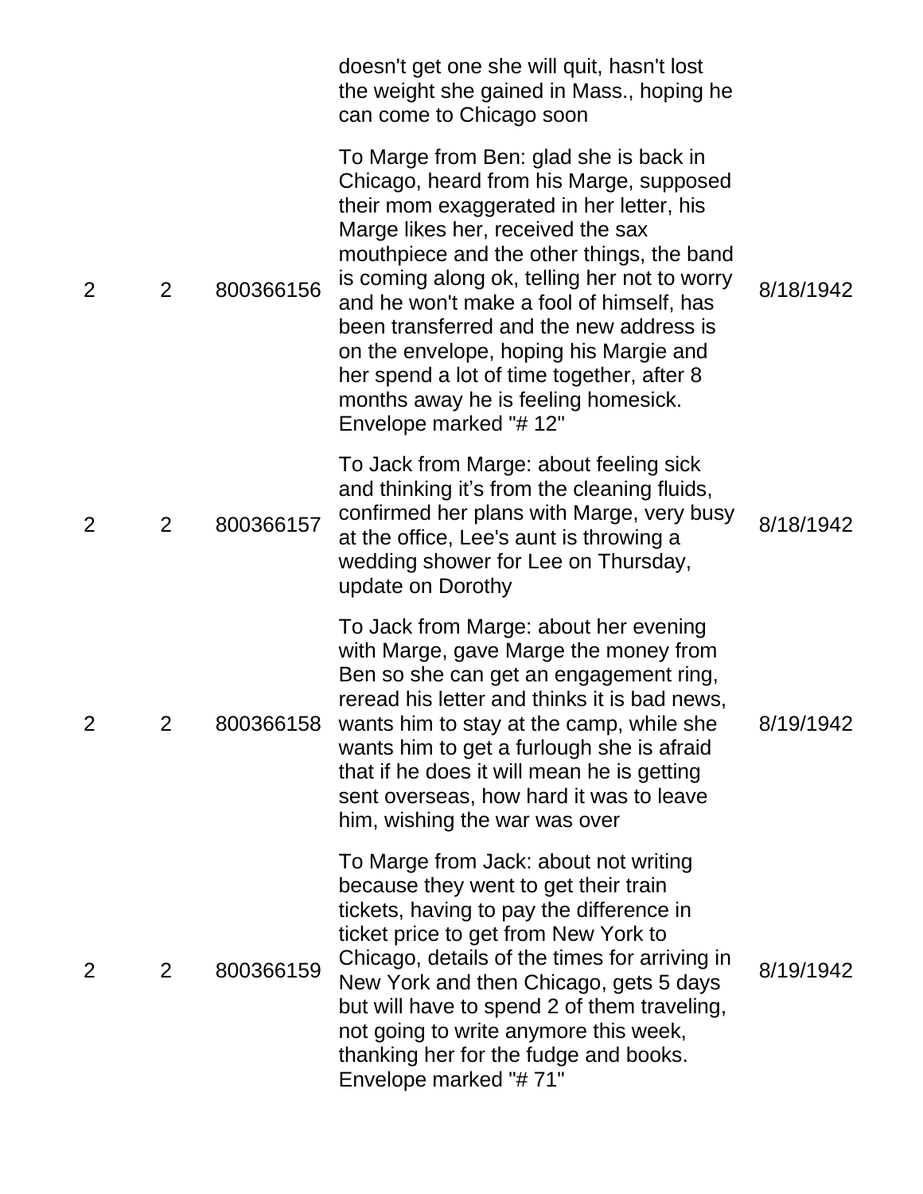| | | | | |
|---|---|---|---|---|
| | | | doesn't get one she will quit, hasn't lost the weight she gained in Mass., hoping he can come to Chicago soon | |
| 2 | 2 | 800366156 | To Marge from Ben: glad she is back in Chicago, heard from his Marge, supposed their mom exaggerated in her letter, his Marge likes her, received the sax mouthpiece and the other things, the band is coming along ok, telling her not to worry and he won't make a fool of himself, has been transferred and the new address is on the envelope, hoping his Margie and her spend a lot of time together, after 8 months away he is feeling homesick. Envelope marked "# 12" | 8/18/1942 |
| 2 | 2 | 800366157 | To Jack from Marge: about feeling sick and thinking it's from the cleaning fluids, confirmed her plans with Marge, very busy at the office, Lee's aunt is throwing a wedding shower for Lee on Thursday, update on Dorothy | 8/18/1942 |
| 2 | 2 | 800366158 | To Jack from Marge: about her evening with Marge, gave Marge the money from Ben so she can get an engagement ring, reread his letter and thinks it is bad news, wants him to stay at the camp, while she wants him to get a furlough she is afraid that if he does it will mean he is getting sent overseas, how hard it was to leave him, wishing the war was over | 8/19/1942 |
| 2 | 2 | 800366159 | To Marge from Jack: about not writing because they went to get their train tickets, having to pay the difference in ticket price to get from New York to Chicago, details of the times for arriving in New York and then Chicago, gets 5 days but will have to spend 2 of them traveling, not going to write anymore this week, thanking her for the fudge and books. Envelope marked "# 71" | 8/19/1942 |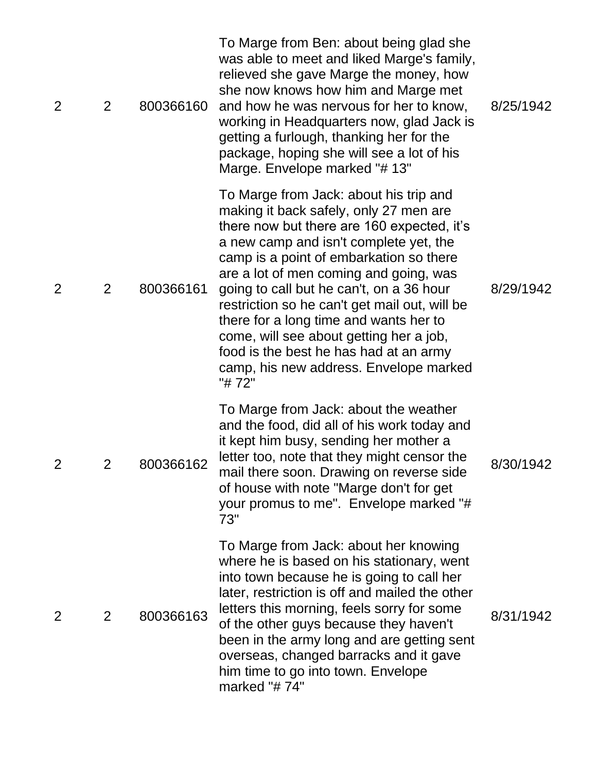| | | | | |
|---|---|---|---|---|
| 2 | 2 | 800366160 | To Marge from Ben: about being glad she was able to meet and liked Marge's family, relieved she gave Marge the money, how she now knows how him and Marge met and how he was nervous for her to know, working in Headquarters now, glad Jack is getting a furlough, thanking her for the package, hoping she will see a lot of his Marge. Envelope marked "# 13" | 8/25/1942 |
| 2 | 2 | 800366161 | To Marge from Jack: about his trip and making it back safely, only 27 men are there now but there are 160 expected, it's a new camp and isn't complete yet, the camp is a point of embarkation so there are a lot of men coming and going, was going to call but he can't, on a 36 hour restriction so he can't get mail out, will be there for a long time and wants her to come, will see about getting her a job, food is the best he has had at an army camp, his new address. Envelope marked "# 72" | 8/29/1942 |
| 2 | 2 | 800366162 | To Marge from Jack: about the weather and the food, did all of his work today and it kept him busy, sending her mother a letter too, note that they might censor the mail there soon. Drawing on reverse side of house with note "Marge don't for get your promus to me". Envelope marked "# 73" | 8/30/1942 |
| 2 | 2 | 800366163 | To Marge from Jack: about her knowing where he is based on his stationary, went into town because he is going to call her later, restriction is off and mailed the other letters this morning, feels sorry for some of the other guys because they haven't been in the army long and are getting sent overseas, changed barracks and it gave him time to go into town. Envelope marked "# 74" | 8/31/1942 |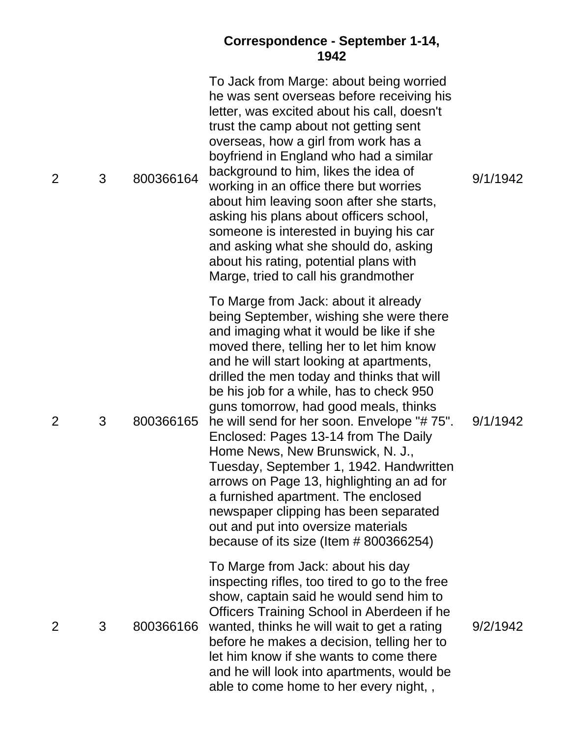**Correspondence - September 1-14, 1942**

| | | | | |
|---|---|---|---|---|
| 2 | 3 | 800366164 | To Jack from Marge: about being worried he was sent overseas before receiving his letter, was excited about his call, doesn't trust the camp about not getting sent overseas, how a girl from work has a boyfriend in England who had a similar background to him, likes the idea of working in an office there but worries about him leaving soon after she starts, asking his plans about officers school, someone is interested in buying his car and asking what she should do, asking about his rating, potential plans with Marge, tried to call his grandmother | 9/1/1942 |
| 2 | 3 | 800366165 | To Marge from Jack: about it already being September, wishing she were there and imaging what it would be like if she moved there, telling her to let him know and he will start looking at apartments, drilled the men today and thinks that will be his job for a while, has to check 950 guns tomorrow, had good meals, thinks he will send for her soon. Envelope "# 75". Enclosed: Pages 13-14 from The Daily Home News, New Brunswick, N. J., Tuesday, September 1, 1942. Handwritten arrows on Page 13, highlighting an ad for a furnished apartment. The enclosed newspaper clipping has been separated out and put into oversize materials because of its size (Item # 800366254) | 9/1/1942 |
| 2 | 3 | 800366166 | To Marge from Jack: about his day inspecting rifles, too tired to go to the free show, captain said he would send him to Officers Training School in Aberdeen if he wanted, thinks he will wait to get a rating before he makes a decision, telling her to let him know if she wants to come there and he will look into apartments, would be able to come home to her every night, , | 9/2/1942 |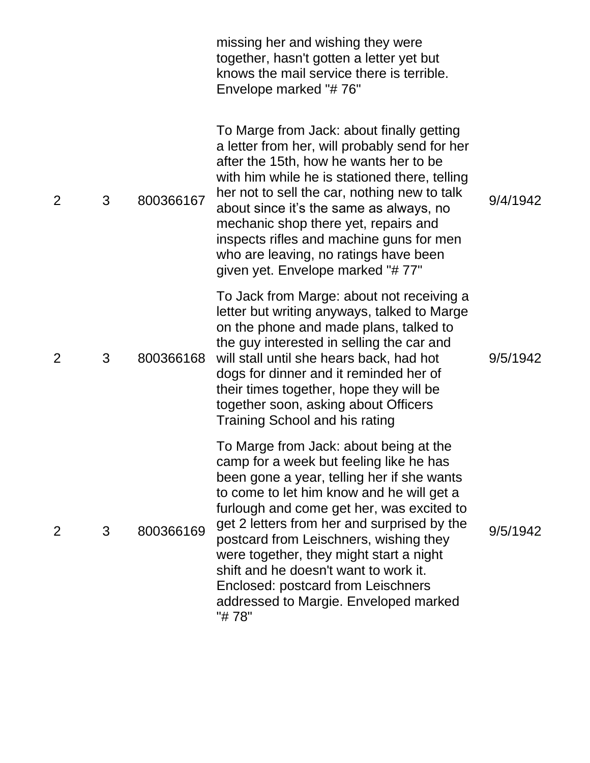| | | | | |
|---|---|---|---|---|
| | | | missing her and wishing they were together, hasn't gotten a letter yet but knows the mail service there is terrible. Envelope marked "# 76" | |
| 2 | 3 | 800366167 | To Marge from Jack: about finally getting a letter from her, will probably send for her after the 15th, how he wants her to be with him while he is stationed there, telling her not to sell the car, nothing new to talk about since it's the same as always, no mechanic shop there yet, repairs and inspects rifles and machine guns for men who are leaving, no ratings have been given yet. Envelope marked "# 77" | 9/4/1942 |
| 2 | 3 | 800366168 | To Jack from Marge: about not receiving a letter but writing anyways, talked to Marge on the phone and made plans, talked to the guy interested in selling the car and will stall until she hears back, had hot dogs for dinner and it reminded her of their times together, hope they will be together soon, asking about Officers Training School and his rating | 9/5/1942 |
| 2 | 3 | 800366169 | To Marge from Jack: about being at the camp for a week but feeling like he has been gone a year, telling her if she wants to come to let him know and he will get a furlough and come get her, was excited to get 2 letters from her and surprised by the postcard from Leischners, wishing they were together, they might start a night shift and he doesn't want to work it. Enclosed: postcard from Leischners addressed to Margie. Enveloped marked "# 78" | 9/5/1942 |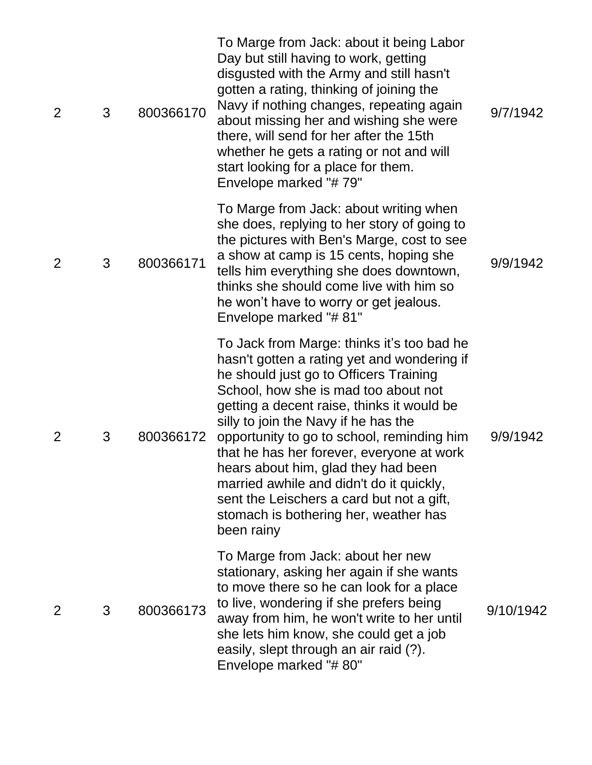| | | | | |
|---|---|---|---|---|
| 2 | 3 | 800366170 | To Marge from Jack: about it being Labor Day but still having to work, getting disgusted with the Army and still hasn't gotten a rating, thinking of joining the Navy if nothing changes, repeating again about missing her and wishing she were there, will send for her after the 15th whether he gets a rating or not and will start looking for a place for them. Envelope marked "# 79" | 9/7/1942 |
| 2 | 3 | 800366171 | To Marge from Jack: about writing when she does, replying to her story of going to the pictures with Ben's Marge, cost to see a show at camp is 15 cents, hoping she tells him everything she does downtown, thinks she should come live with him so he won't have to worry or get jealous. Envelope marked "# 81" | 9/9/1942 |
| 2 | 3 | 800366172 | To Jack from Marge: thinks it's too bad he hasn't gotten a rating yet and wondering if he should just go to Officers Training School, how she is mad too about not getting a decent raise, thinks it would be silly to join the Navy if he has the opportunity to go to school, reminding him that he has her forever, everyone at work hears about him, glad they had been married awhile and didn't do it quickly, sent the Leischers a card but not a gift, stomach is bothering her, weather has been rainy | 9/9/1942 |
| 2 | 3 | 800366173 | To Marge from Jack: about her new stationary, asking her again if she wants to move there so he can look for a place to live, wondering if she prefers being away from him, he won't write to her until she lets him know, she could get a job easily, slept through an air raid (?). Envelope marked "# 80" | 9/10/1942 |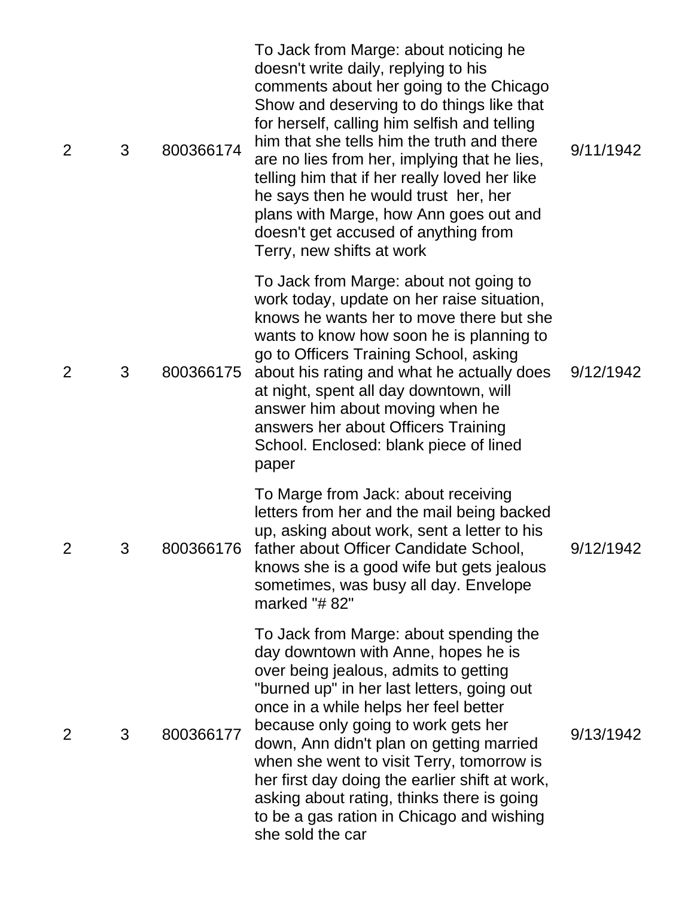| | | | | |
|---|---|---|---|---|
| 2 | 3 | 800366174 | To Jack from Marge: about noticing he doesn't write daily, replying to his comments about her going to the Chicago Show and deserving to do things like that for herself, calling him selfish and telling him that she tells him the truth and there are no lies from her, implying that he lies, telling him that if her really loved her like he says then he would trust her, her plans with Marge, how Ann goes out and doesn't get accused of anything from Terry, new shifts at work | 9/11/1942 |
| 2 | 3 | 800366175 | To Jack from Marge: about not going to work today, update on her raise situation, knows he wants her to move there but she wants to know how soon he is planning to go to Officers Training School, asking about his rating and what he actually does at night, spent all day downtown, will answer him about moving when he answers her about Officers Training School. Enclosed: blank piece of lined paper | 9/12/1942 |
| 2 | 3 | 800366176 | To Marge from Jack: about receiving letters from her and the mail being backed up, asking about work, sent a letter to his father about Officer Candidate School, knows she is a good wife but gets jealous sometimes, was busy all day. Envelope marked "# 82" | 9/12/1942 |
| 2 | 3 | 800366177 | To Jack from Marge: about spending the day downtown with Anne, hopes he is over being jealous, admits to getting "burned up" in her last letters, going out once in a while helps her feel better because only going to work gets her down, Ann didn't plan on getting married when she went to visit Terry, tomorrow is her first day doing the earlier shift at work, asking about rating, thinks there is going to be a gas ration in Chicago and wishing she sold the car | 9/13/1942 |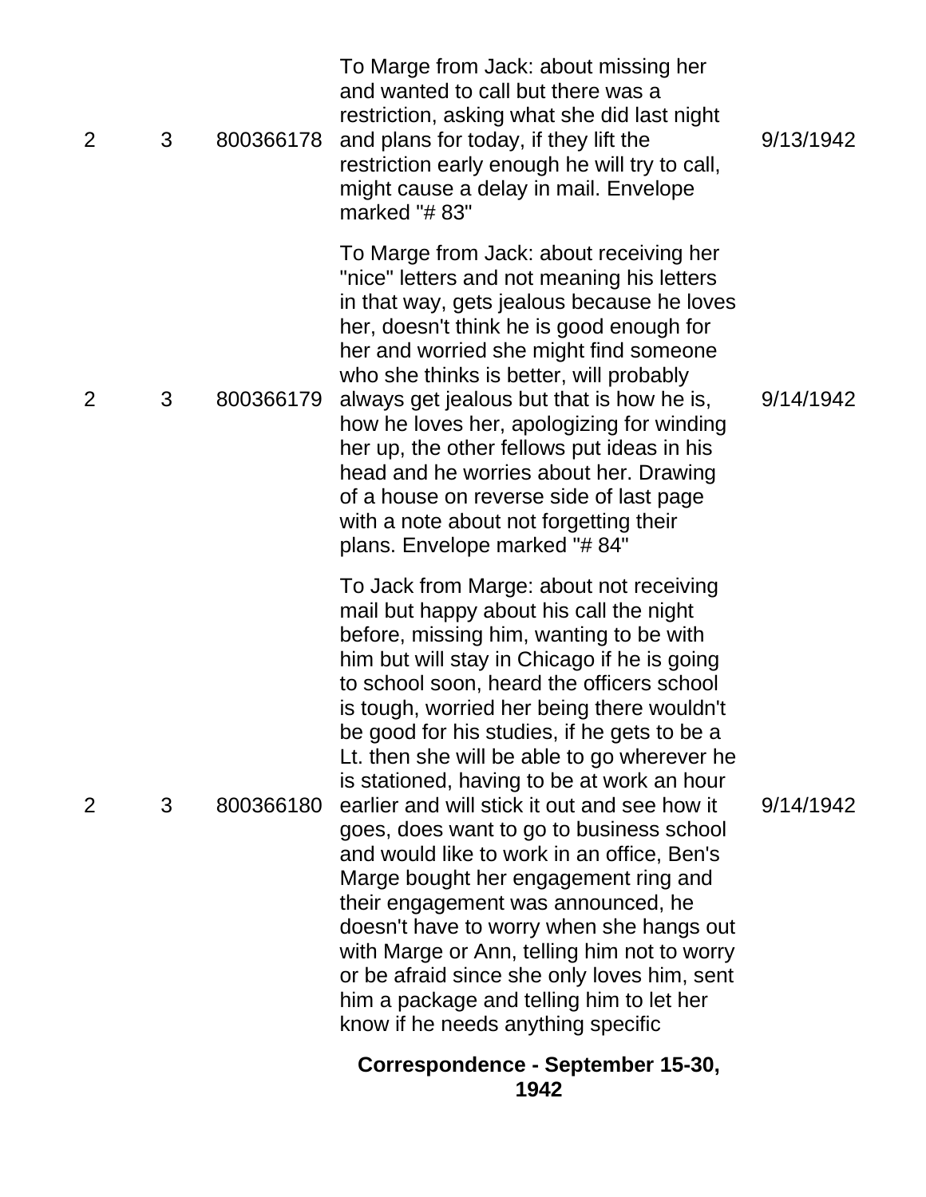| | | | | |
|---|---|---|---|---|
| 2 | 3 | 800366178 | To Marge from Jack: about missing her and wanted to call but there was a restriction, asking what she did last night and plans for today, if they lift the restriction early enough he will try to call, might cause a delay in mail. Envelope marked "# 83" | 9/13/1942 |
| 2 | 3 | 800366179 | To Marge from Jack: about receiving her "nice" letters and not meaning his letters in that way, gets jealous because he loves her, doesn't think he is good enough for her and worried she might find someone who she thinks is better, will probably always get jealous but that is how he is, how he loves her, apologizing for winding her up, the other fellows put ideas in his head and he worries about her. Drawing of a house on reverse side of last page with a note about not forgetting their plans. Envelope marked "# 84" | 9/14/1942 |
| 2 | 3 | 800366180 | To Jack from Marge: about not receiving mail but happy about his call the night before, missing him, wanting to be with him but will stay in Chicago if he is going to school soon, heard the officers school is tough, worried her being there wouldn't be good for his studies, if he gets to be a Lt. then she will be able to go wherever he is stationed, having to be at work an hour earlier and will stick it out and see how it goes, does want to go to business school and would like to work in an office, Ben's Marge bought her engagement ring and their engagement was announced, he doesn't have to worry when she hangs out with Marge or Ann, telling him not to worry or be afraid since she only loves him, sent him a package and telling him to let her know if he needs anything specific | 9/14/1942 |

**Correspondence - September 15-30, 1942**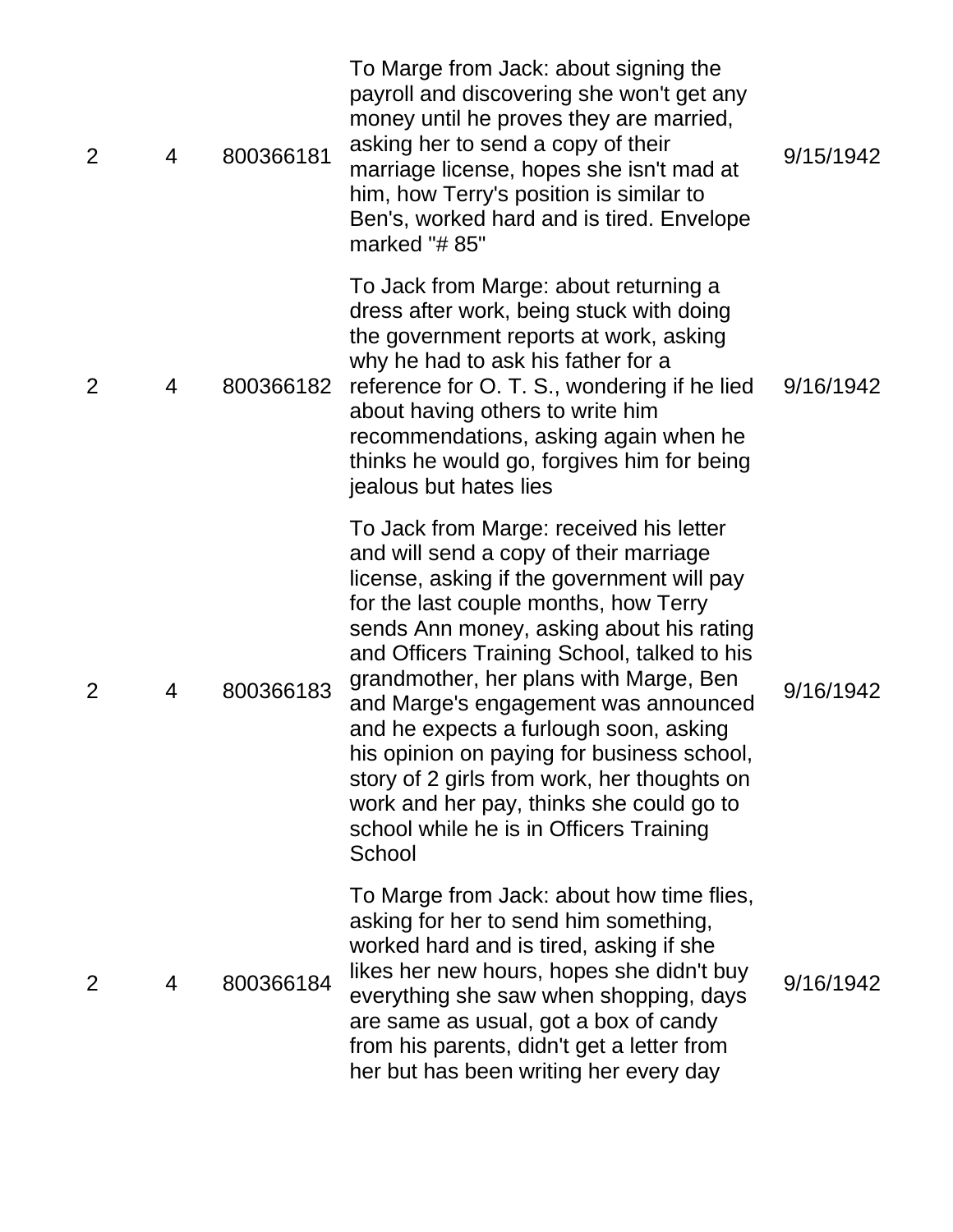| | | | | |
|---|---|---|---|---|
| 2 | 4 | 800366181 | To Marge from Jack: about signing the payroll and discovering she won't get any money until he proves they are married, asking her to send a copy of their marriage license, hopes she isn't mad at him, how Terry's position is similar to Ben's, worked hard and is tired. Envelope marked "# 85" | 9/15/1942 |
| 2 | 4 | 800366182 | To Jack from Marge: about returning a dress after work, being stuck with doing the government reports at work, asking why he had to ask his father for a reference for O. T. S., wondering if he lied about having others to write him recommendations, asking again when he thinks he would go, forgives him for being jealous but hates lies | 9/16/1942 |
| 2 | 4 | 800366183 | To Jack from Marge: received his letter and will send a copy of their marriage license, asking if the government will pay for the last couple months, how Terry sends Ann money, asking about his rating and Officers Training School, talked to his grandmother, her plans with Marge, Ben and Marge's engagement was announced and he expects a furlough soon, asking his opinion on paying for business school, story of 2 girls from work, her thoughts on work and her pay, thinks she could go to school while he is in Officers Training School | 9/16/1942 |
| 2 | 4 | 800366184 | To Marge from Jack: about how time flies, asking for her to send him something, worked hard and is tired, asking if she likes her new hours, hopes she didn't buy everything she saw when shopping, days are same as usual, got a box of candy from his parents, didn't get a letter from her but has been writing her every day | 9/16/1942 |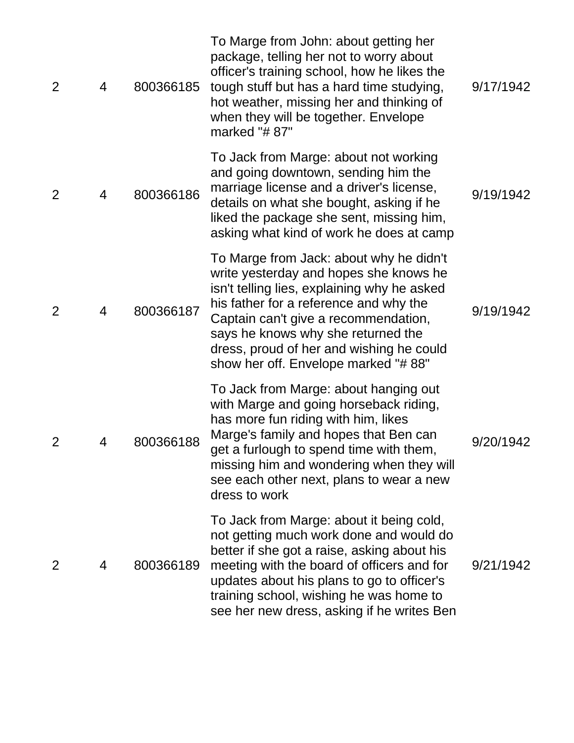| | | | | |
|---|---|---|---|---|
| 2 | 4 | 800366185 | To Marge from John: about getting her package, telling her not to worry about officer's training school, how he likes the tough stuff but has a hard time studying, hot weather, missing her and thinking of when they will be together. Envelope marked "# 87" | 9/17/1942 |
| 2 | 4 | 800366186 | To Jack from Marge: about not working and going downtown, sending him the marriage license and a driver's license, details on what she bought, asking if he liked the package she sent, missing him, asking what kind of work he does at camp | 9/19/1942 |
| 2 | 4 | 800366187 | To Marge from Jack: about why he didn't write yesterday and hopes she knows he isn't telling lies, explaining why he asked his father for a reference and why the Captain can't give a recommendation, says he knows why she returned the dress, proud of her and wishing he could show her off. Envelope marked "# 88" | 9/19/1942 |
| 2 | 4 | 800366188 | To Jack from Marge: about hanging out with Marge and going horseback riding, has more fun riding with him, likes Marge's family and hopes that Ben can get a furlough to spend time with them, missing him and wondering when they will see each other next, plans to wear a new dress to work | 9/20/1942 |
| 2 | 4 | 800366189 | To Jack from Marge: about it being cold, not getting much work done and would do better if she got a raise, asking about his meeting with the board of officers and for updates about his plans to go to officer's training school, wishing he was home to see her new dress, asking if he writes Ben | 9/21/1942 |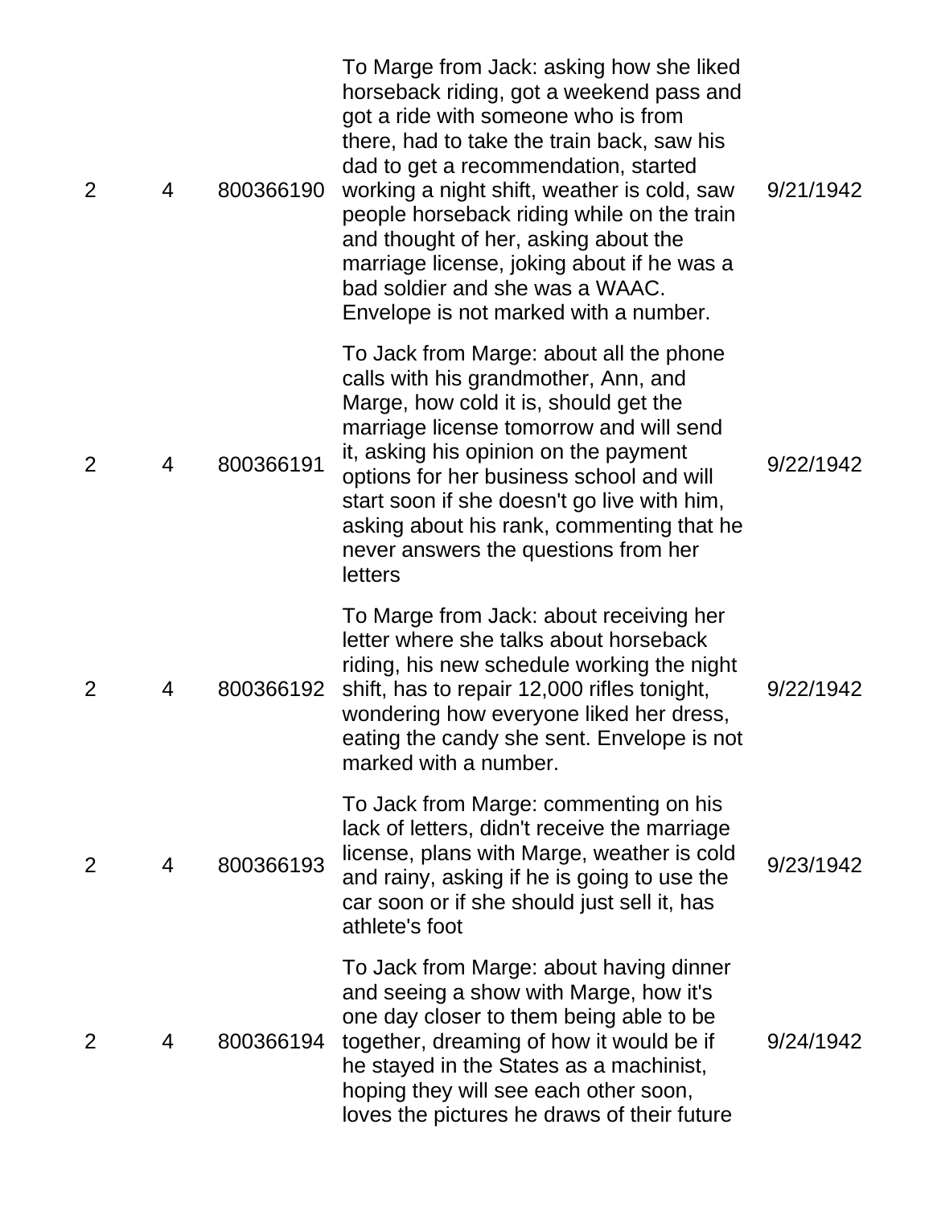| | | | | |
|---|---|---|---|---|
| 2 | 4 | 800366190 | To Marge from Jack: asking how she liked horseback riding, got a weekend pass and got a ride with someone who is from there, had to take the train back, saw his dad to get a recommendation, started working a night shift, weather is cold, saw people horseback riding while on the train and thought of her, asking about the marriage license, joking about if he was a bad soldier and she was a WAAC. Envelope is not marked with a number. | 9/21/1942 |
| 2 | 4 | 800366191 | To Jack from Marge: about all the phone calls with his grandmother, Ann, and Marge, how cold it is, should get the marriage license tomorrow and will send it, asking his opinion on the payment options for her business school and will start soon if she doesn't go live with him, asking about his rank, commenting that he never answers the questions from her letters | 9/22/1942 |
| 2 | 4 | 800366192 | To Marge from Jack: about receiving her letter where she talks about horseback riding, his new schedule working the night shift, has to repair 12,000 rifles tonight, wondering how everyone liked her dress, eating the candy she sent. Envelope is not marked with a number. | 9/22/1942 |
| 2 | 4 | 800366193 | To Jack from Marge: commenting on his lack of letters, didn't receive the marriage license, plans with Marge, weather is cold and rainy, asking if he is going to use the car soon or if she should just sell it, has athlete's foot | 9/23/1942 |
| 2 | 4 | 800366194 | To Jack from Marge: about having dinner and seeing a show with Marge, how it's one day closer to them being able to be together, dreaming of how it would be if he stayed in the States as a machinist, hoping they will see each other soon, loves the pictures he draws of their future | 9/24/1942 |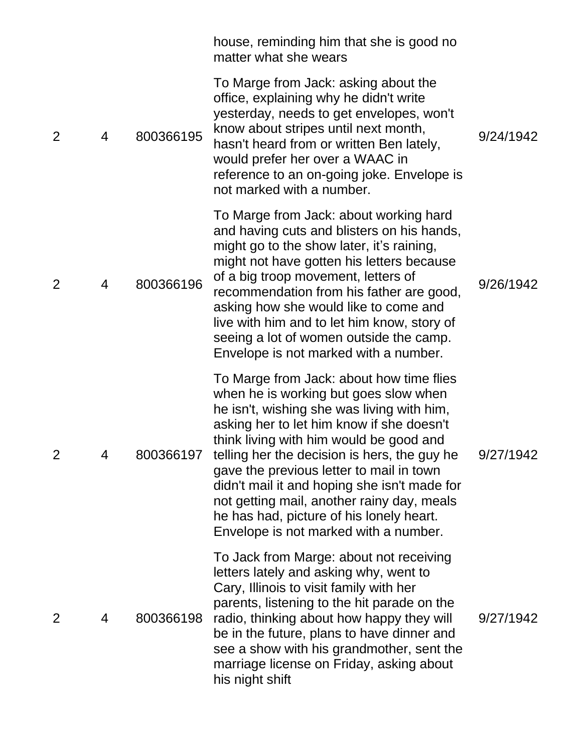| | | | | |
|---|---|---|---|---|
| | | | house, reminding him that she is good no matter what she wears | |
| 2 | 4 | 800366195 | To Marge from Jack: asking about the office, explaining why he didn't write yesterday, needs to get envelopes, won't know about stripes until next month, hasn't heard from or written Ben lately, would prefer her over a WAAC in reference to an on-going joke. Envelope is not marked with a number. | 9/24/1942 |
| 2 | 4 | 800366196 | To Marge from Jack: about working hard and having cuts and blisters on his hands, might go to the show later, it's raining, might not have gotten his letters because of a big troop movement, letters of recommendation from his father are good, asking how she would like to come and live with him and to let him know, story of seeing a lot of women outside the camp. Envelope is not marked with a number. | 9/26/1942 |
| 2 | 4 | 800366197 | To Marge from Jack: about how time flies when he is working but goes slow when he isn't, wishing she was living with him, asking her to let him know if she doesn't think living with him would be good and telling her the decision is hers, the guy he gave the previous letter to mail in town didn't mail it and hoping she isn't made for not getting mail, another rainy day, meals he has had, picture of his lonely heart. Envelope is not marked with a number. | 9/27/1942 |
| 2 | 4 | 800366198 | To Jack from Marge: about not receiving letters lately and asking why, went to Cary, Illinois to visit family with her parents, listening to the hit parade on the radio, thinking about how happy they will be in the future, plans to have dinner and see a show with his grandmother, sent the marriage license on Friday, asking about his night shift | 9/27/1942 |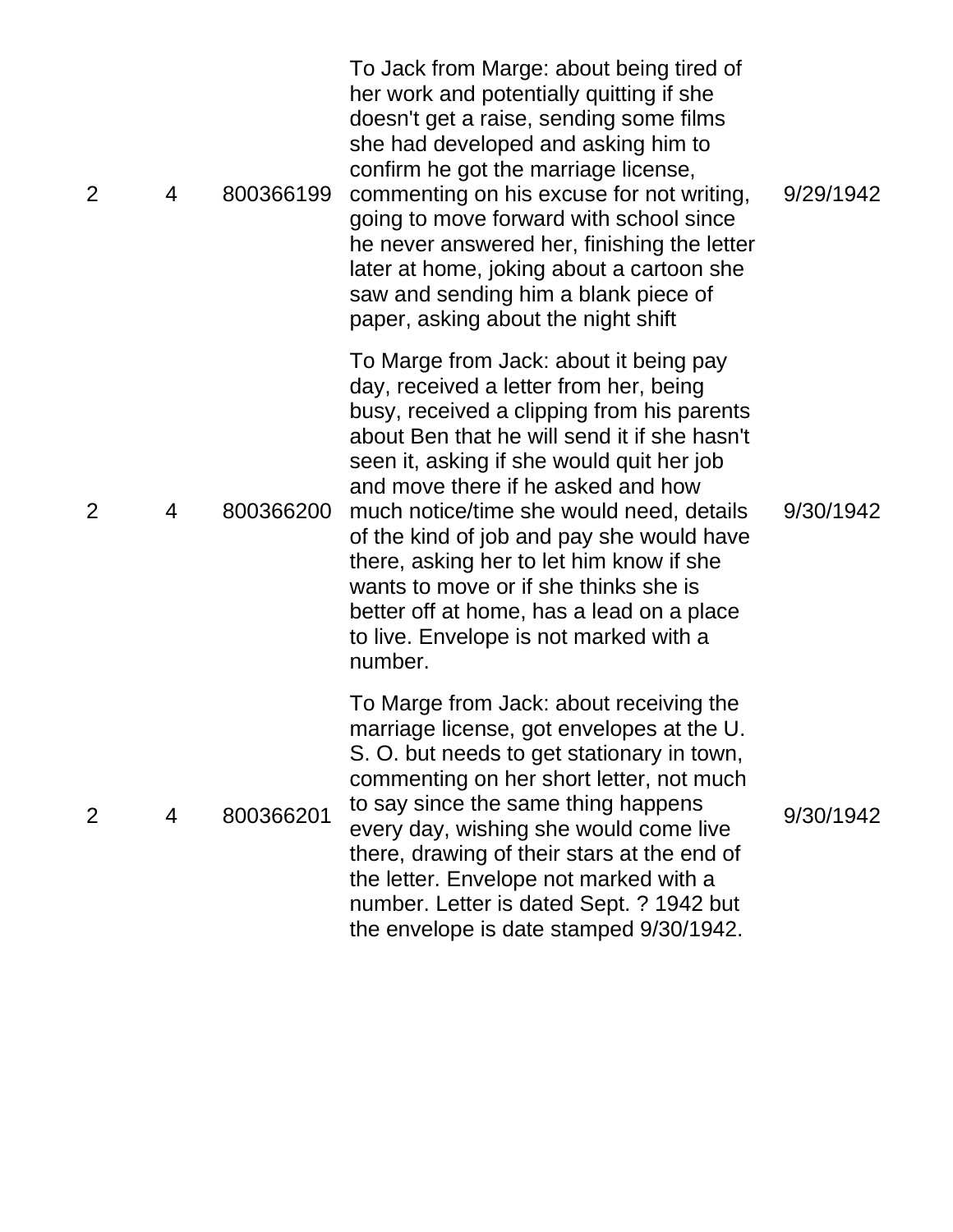| | | | | |
|---|---|---|---|---|
| 2 | 4 | 800366199 | To Jack from Marge: about being tired of her work and potentially quitting if she doesn't get a raise, sending some films she had developed and asking him to confirm he got the marriage license, commenting on his excuse for not writing, going to move forward with school since he never answered her, finishing the letter later at home, joking about a cartoon she saw and sending him a blank piece of paper, asking about the night shift | 9/29/1942 |
| 2 | 4 | 800366200 | To Marge from Jack: about it being pay day, received a letter from her, being busy, received a clipping from his parents about Ben that he will send it if she hasn't seen it, asking if she would quit her job and move there if he asked and how much notice/time she would need, details of the kind of job and pay she would have there, asking her to let him know if she wants to move or if she thinks she is better off at home, has a lead on a place to live. Envelope is not marked with a number. | 9/30/1942 |
| 2 | 4 | 800366201 | To Marge from Jack: about receiving the marriage license, got envelopes at the U. S. O. but needs to get stationary in town, commenting on her short letter, not much to say since the same thing happens every day, wishing she would come live there, drawing of their stars at the end of the letter. Envelope not marked with a number. Letter is dated Sept. ? 1942 but the envelope is date stamped 9/30/1942. | 9/30/1942 |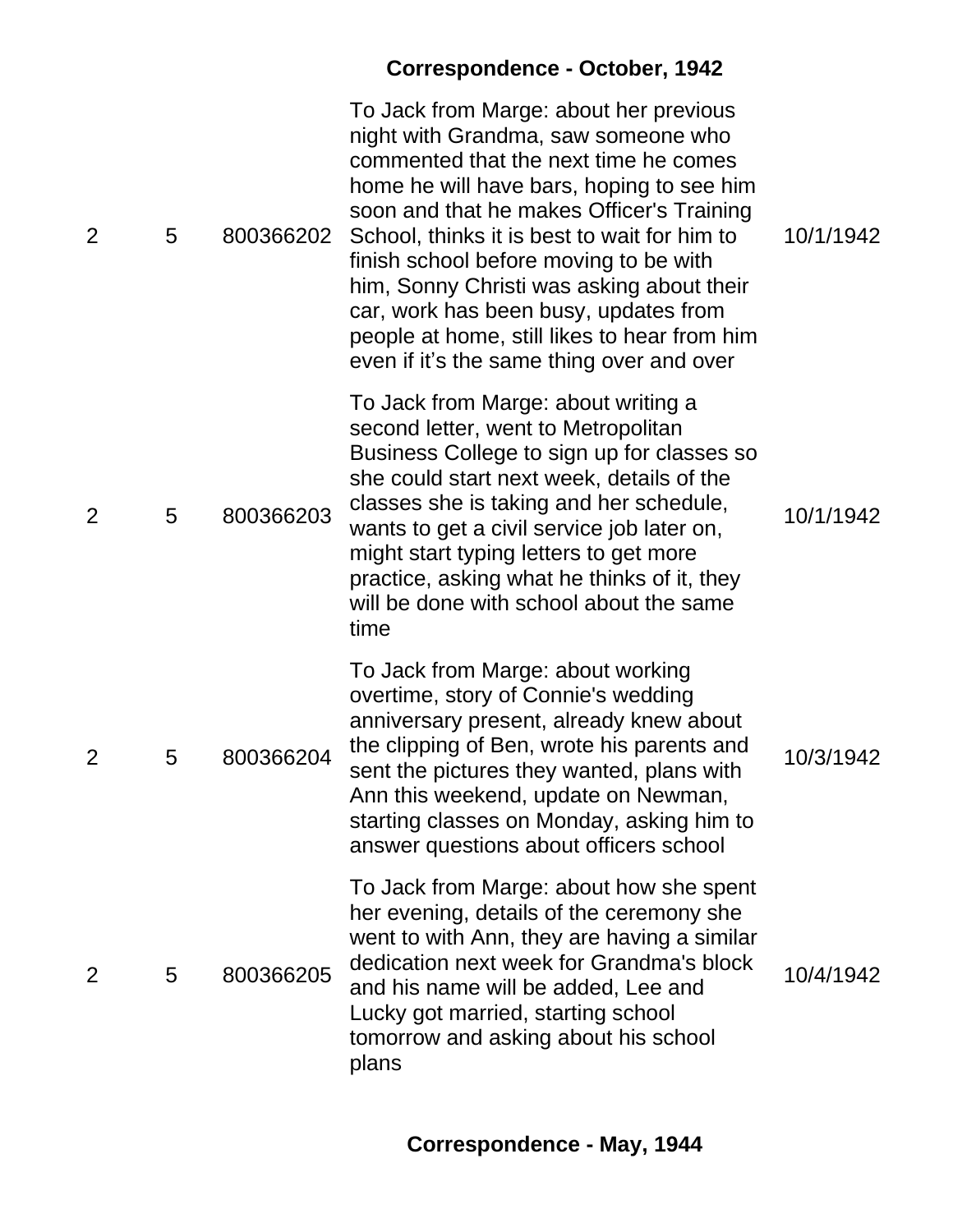## Correspondence - October, 1942

| | | | | |
|---|---|---|---|---|
| 2 | 5 | 800366202 | To Jack from Marge: about her previous night with Grandma, saw someone who commented that the next time he comes home he will have bars, hoping to see him soon and that he makes Officer's Training School, thinks it is best to wait for him to finish school before moving to be with him, Sonny Christi was asking about their car, work has been busy, updates from people at home, still likes to hear from him even if it's the same thing over and over | 10/1/1942 |
| 2 | 5 | 800366203 | To Jack from Marge: about writing a second letter, went to Metropolitan Business College to sign up for classes so she could start next week, details of the classes she is taking and her schedule, wants to get a civil service job later on, might start typing letters to get more practice, asking what he thinks of it, they will be done with school about the same time | 10/1/1942 |
| 2 | 5 | 800366204 | To Jack from Marge: about working overtime, story of Connie's wedding anniversary present, already knew about the clipping of Ben, wrote his parents and sent the pictures they wanted, plans with Ann this weekend, update on Newman, starting classes on Monday, asking him to answer questions about officers school | 10/3/1942 |
| 2 | 5 | 800366205 | To Jack from Marge: about how she spent her evening, details of the ceremony she went to with Ann, they are having a similar dedication next week for Grandma's block and his name will be added, Lee and Lucky got married, starting school tomorrow and asking about his school plans | 10/4/1942 |

## Correspondence - May, 1944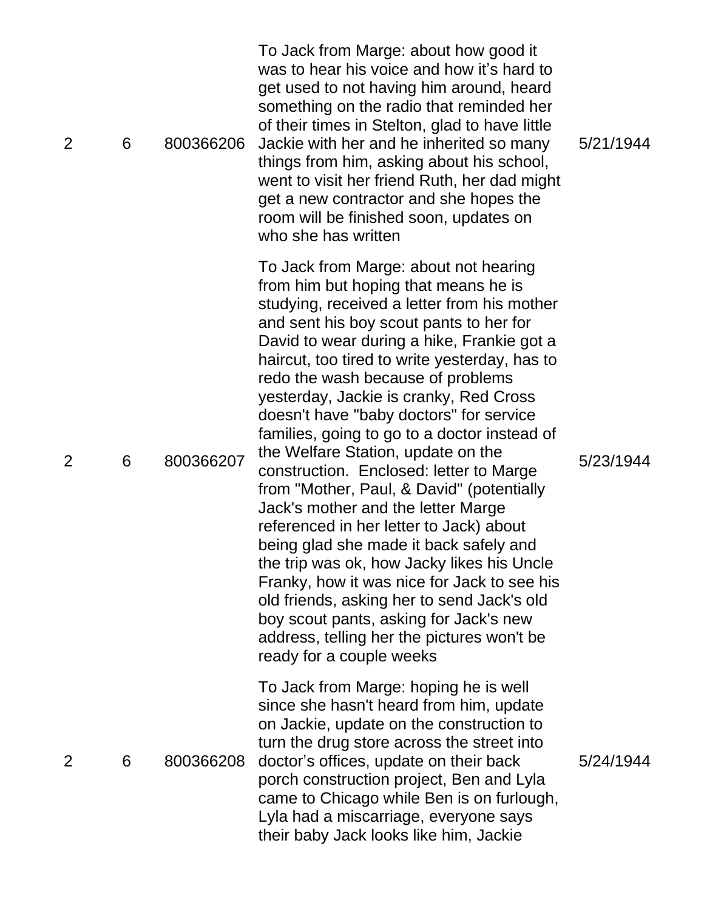| | | | | |
|---|---|---|---|---|
| 2 | 6 | 800366206 | To Jack from Marge: about how good it was to hear his voice and how it's hard to get used to not having him around, heard something on the radio that reminded her of their times in Stelton, glad to have little Jackie with her and he inherited so many things from him, asking about his school, went to visit her friend Ruth, her dad might get a new contractor and she hopes the room will be finished soon, updates on who she has written | 5/21/1944 |
| 2 | 6 | 800366207 | To Jack from Marge: about not hearing from him but hoping that means he is studying, received a letter from his mother and sent his boy scout pants to her for David to wear during a hike, Frankie got a haircut, too tired to write yesterday, has to redo the wash because of problems yesterday, Jackie is cranky, Red Cross doesn't have "baby doctors" for service families, going to go to a doctor instead of the Welfare Station, update on the construction. Enclosed: letter to Marge from "Mother, Paul, & David" (potentially Jack's mother and the letter Marge referenced in her letter to Jack) about being glad she made it back safely and the trip was ok, how Jacky likes his Uncle Franky, how it was nice for Jack to see his old friends, asking her to send Jack's old boy scout pants, asking for Jack's new address, telling her the pictures won't be ready for a couple weeks | 5/23/1944 |
| 2 | 6 | 800366208 | To Jack from Marge: hoping he is well since she hasn't heard from him, update on Jackie, update on the construction to turn the drug store across the street into doctor's offices, update on their back porch construction project, Ben and Lyla came to Chicago while Ben is on furlough, Lyla had a miscarriage, everyone says their baby Jack looks like him, Jackie | 5/24/1944 |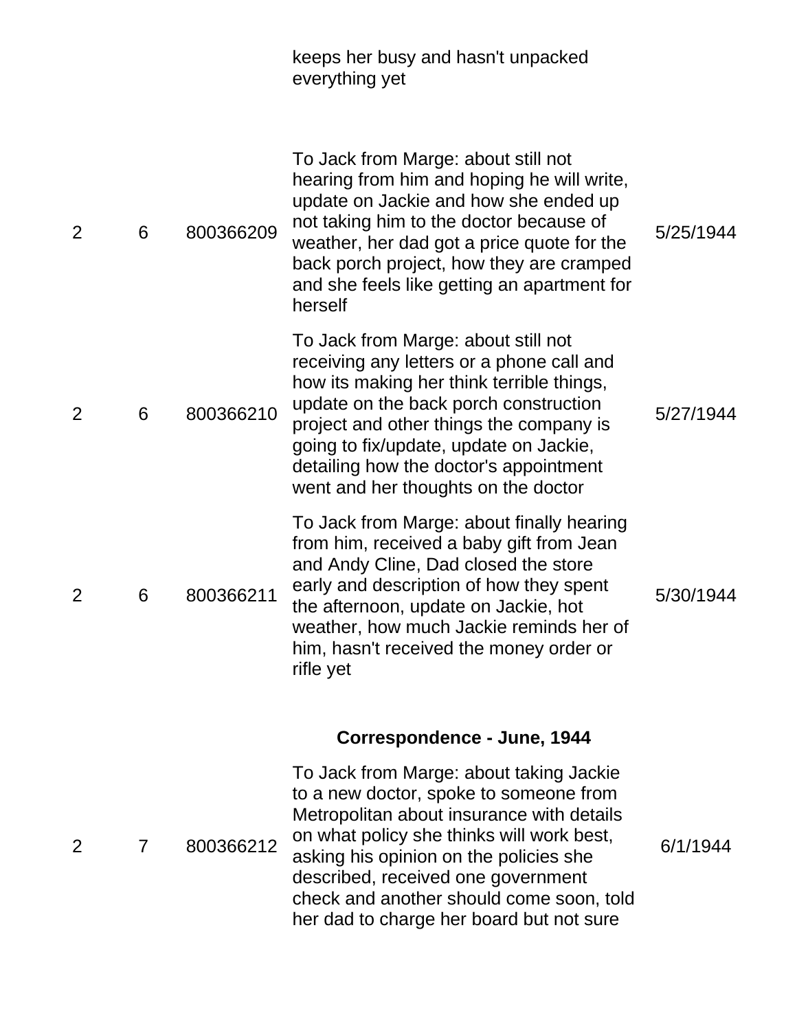| | | | keeps her busy and hasn't unpacked everything yet | |
|---|---|---|---|---|
| 2 | 6 | 800366209 | To Jack from Marge: about still not hearing from him and hoping he will write, update on Jackie and how she ended up not taking him to the doctor because of weather, her dad got a price quote for the back porch project, how they are cramped and she feels like getting an apartment for herself | 5/25/1944 |
| 2 | 6 | 800366210 | To Jack from Marge: about still not receiving any letters or a phone call and how its making her think terrible things, update on the back porch construction project and other things the company is going to fix/update, update on Jackie, detailing how the doctor's appointment went and her thoughts on the doctor | 5/27/1944 |
| 2 | 6 | 800366211 | To Jack from Marge: about finally hearing from him, received a baby gift from Jean and Andy Cline, Dad closed the store early and description of how they spent the afternoon, update on Jackie, hot weather, how much Jackie reminds her of him, hasn't received the money order or rifle yet | 5/30/1944 |

**Correspondence - June, 1944**

| | | | | |
|---|---|---|---|---|
| 2 | 7 | 800366212 | To Jack from Marge: about taking Jackie to a new doctor, spoke to someone from Metropolitan about insurance with details on what policy she thinks will work best, asking his opinion on the policies she described, received one government check and another should come soon, told her dad to charge her board but not sure | 6/1/1944 |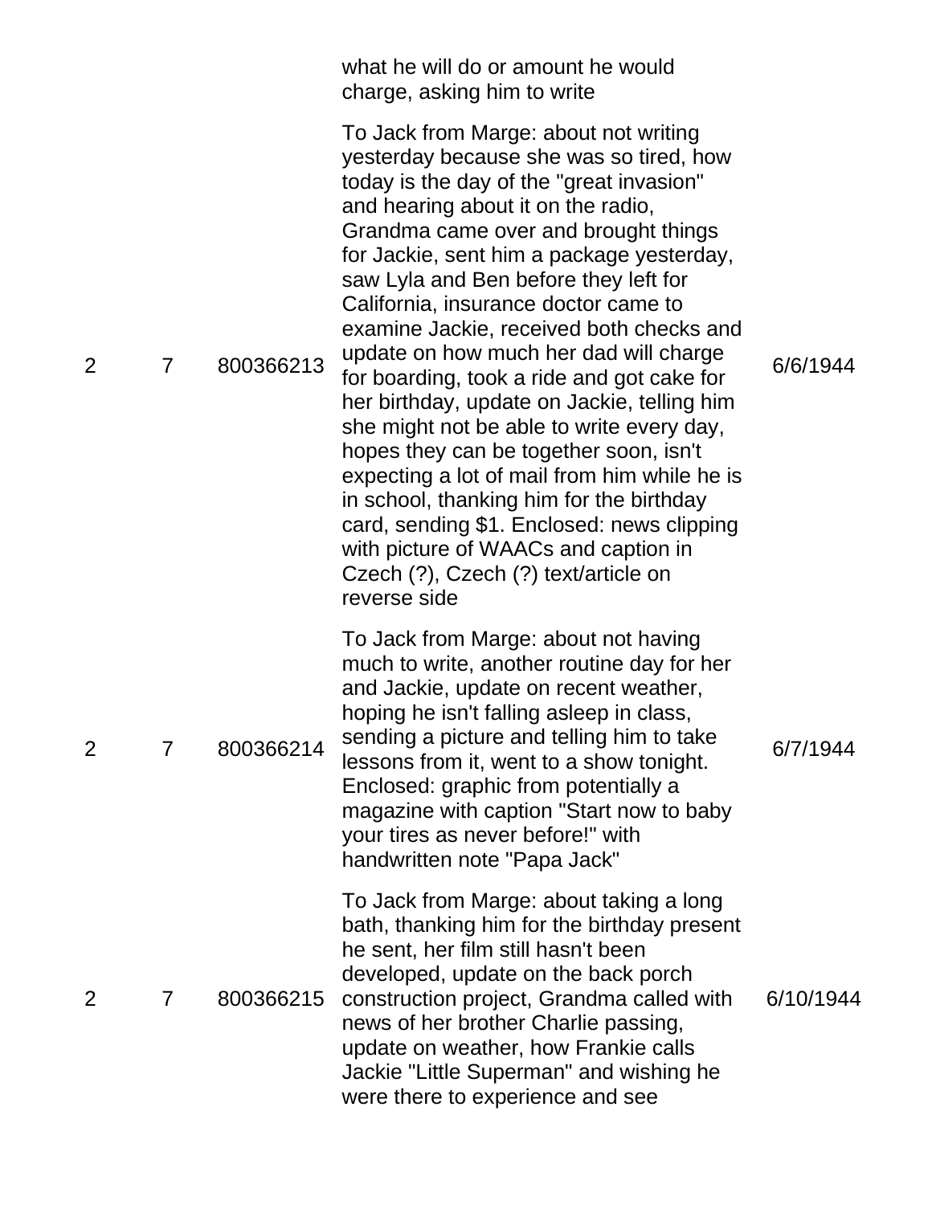| | | | what he will do or amount he would charge, asking him to write | |
|---|---|---|---|---|
| 2 | 7 | 800366213 | To Jack from Marge: about not writing yesterday because she was so tired, how today is the day of the "great invasion" and hearing about it on the radio, Grandma came over and brought things for Jackie, sent him a package yesterday, saw Lyla and Ben before they left for California, insurance doctor came to examine Jackie, received both checks and update on how much her dad will charge for boarding, took a ride and got cake for her birthday, update on Jackie, telling him she might not be able to write every day, hopes they can be together soon, isn't expecting a lot of mail from him while he is in school, thanking him for the birthday card, sending $1. Enclosed: news clipping with picture of WAACs and caption in Czech (?), Czech (?) text/article on reverse side | 6/6/1944 |
| 2 | 7 | 800366214 | To Jack from Marge: about not having much to write, another routine day for her and Jackie, update on recent weather, hoping he isn't falling asleep in class, sending a picture and telling him to take lessons from it, went to a show tonight. Enclosed: graphic from potentially a magazine with caption "Start now to baby your tires as never before!" with handwritten note "Papa Jack" | 6/7/1944 |
| 2 | 7 | 800366215 | To Jack from Marge: about taking a long bath, thanking him for the birthday present he sent, her film still hasn't been developed, update on the back porch construction project, Grandma called with news of her brother Charlie passing, update on weather, how Frankie calls Jackie "Little Superman" and wishing he were there to experience and see | 6/10/1944 |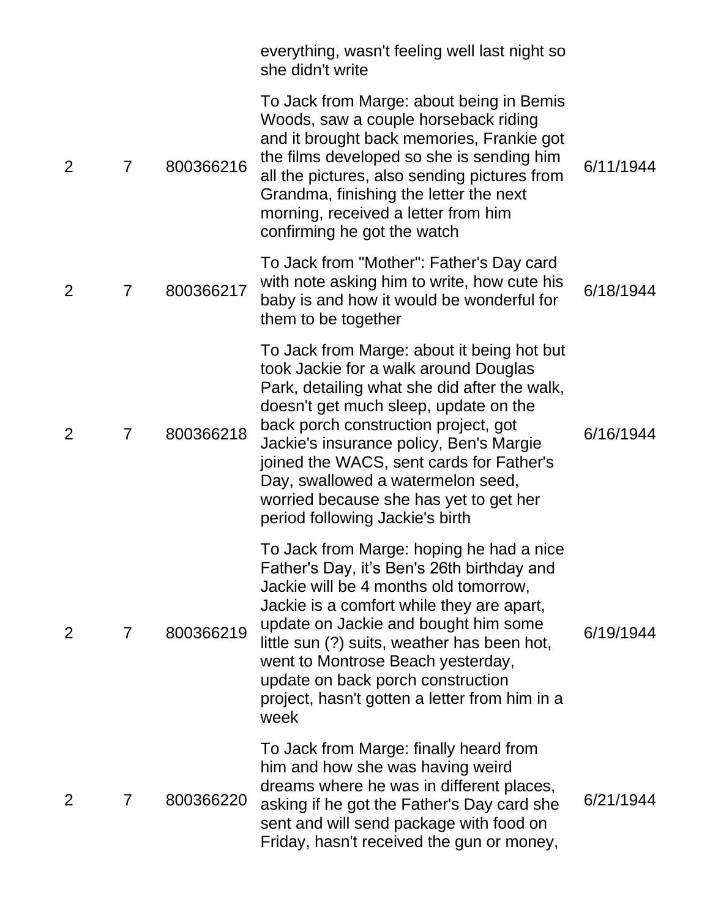| | | | | |
|---|---|---|---|---|
| | | | everything, wasn't feeling well last night so she didn't write | |
| 2 | 7 | 800366216 | To Jack from Marge: about being in Bemis Woods, saw a couple horseback riding and it brought back memories, Frankie got the films developed so she is sending him all the pictures, also sending pictures from Grandma, finishing the letter the next morning, received a letter from him confirming he got the watch | 6/11/1944 |
| 2 | 7 | 800366217 | To Jack from "Mother": Father's Day card with note asking him to write, how cute his baby is and how it would be wonderful for them to be together | 6/18/1944 |
| 2 | 7 | 800366218 | To Jack from Marge: about it being hot but took Jackie for a walk around Douglas Park, detailing what she did after the walk, doesn't get much sleep, update on the back porch construction project, got Jackie's insurance policy, Ben's Margie joined the WACS, sent cards for Father's Day, swallowed a watermelon seed, worried because she has yet to get her period following Jackie's birth | 6/16/1944 |
| 2 | 7 | 800366219 | To Jack from Marge: hoping he had a nice Father's Day, it's Ben's 26th birthday and Jackie will be 4 months old tomorrow, Jackie is a comfort while they are apart, update on Jackie and bought him some little sun (?) suits, weather has been hot, went to Montrose Beach yesterday, update on back porch construction project, hasn't gotten a letter from him in a week | 6/19/1944 |
| 2 | 7 | 800366220 | To Jack from Marge: finally heard from him and how she was having weird dreams where he was in different places, asking if he got the Father's Day card she sent and will send package with food on Friday, hasn't received the gun or money, | 6/21/1944 |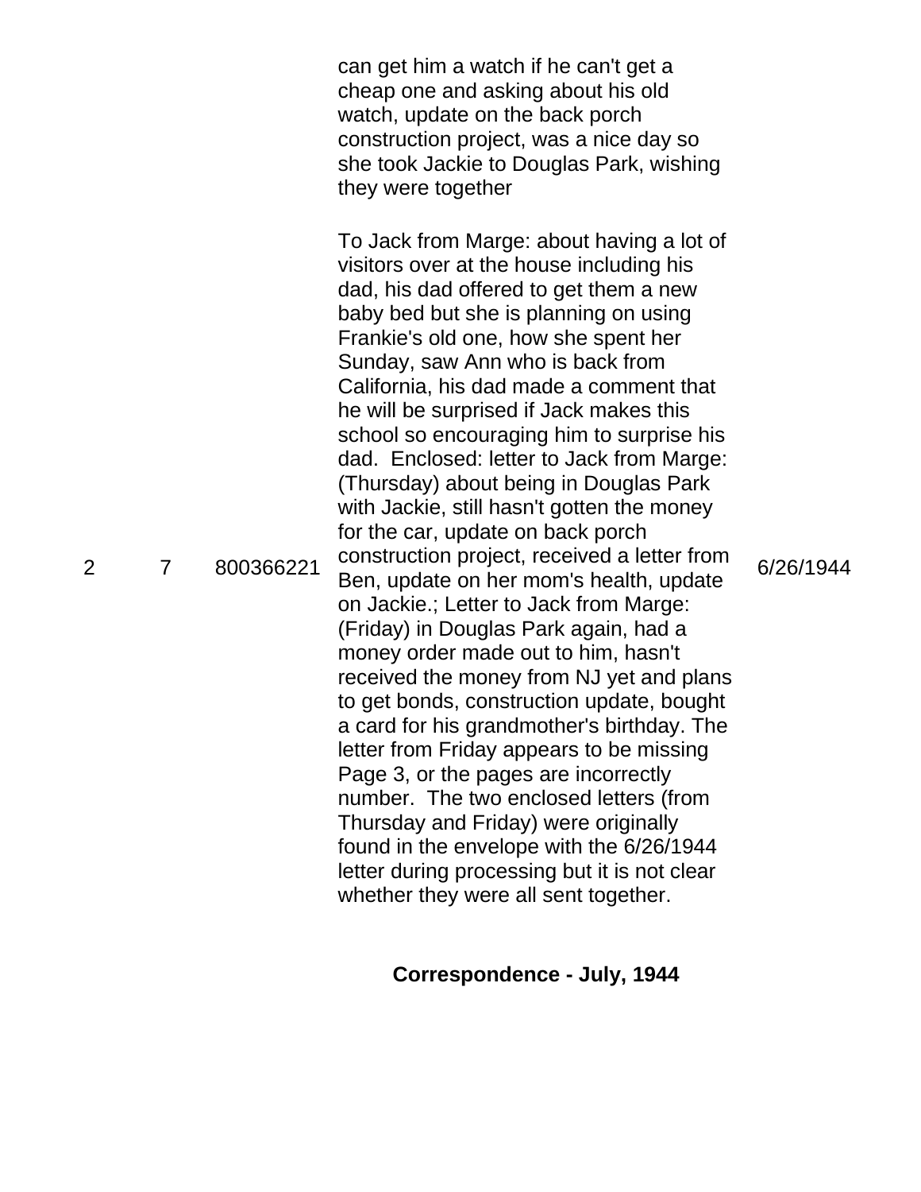| | | | can get him a watch if he can't get a cheap one and asking about his old watch, update on the back porch construction project, was a nice day so she took Jackie to Douglas Park, wishing they were together | |
|---|---|---|---|---|
| 2 | 7 | 800366221 | To Jack from Marge: about having a lot of visitors over at the house including his dad, his dad offered to get them a new baby bed but she is planning on using Frankie's old one, how she spent her Sunday, saw Ann who is back from California, his dad made a comment that he will be surprised if Jack makes this school so encouraging him to surprise his dad. Enclosed: letter to Jack from Marge: (Thursday) about being in Douglas Park with Jackie, still hasn't gotten the money for the car, update on back porch construction project, received a letter from Ben, update on her mom's health, update on Jackie.; Letter to Jack from Marge: (Friday) in Douglas Park again, had a money order made out to him, hasn't received the money from NJ yet and plans to get bonds, construction update, bought a card for his grandmother's birthday. The letter from Friday appears to be missing Page 3, or the pages are incorrectly number. The two enclosed letters (from Thursday and Friday) were originally found in the envelope with the 6/26/1944 letter during processing but it is not clear whether they were all sent together. | 6/26/1944 |

**Correspondence - July, 1944**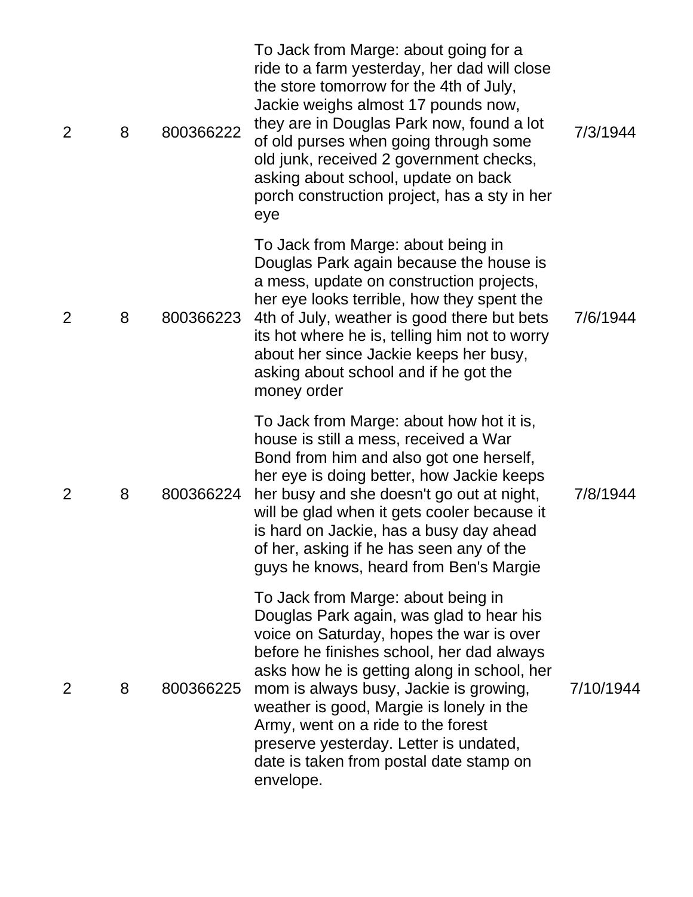| | | | | |
|---|---|---|---|---|
| 2 | 8 | 800366222 | To Jack from Marge: about going for a ride to a farm yesterday, her dad will close the store tomorrow for the 4th of July, Jackie weighs almost 17 pounds now, they are in Douglas Park now, found a lot of old purses when going through some old junk, received 2 government checks, asking about school, update on back porch construction project, has a sty in her eye | 7/3/1944 |
| 2 | 8 | 800366223 | To Jack from Marge: about being in Douglas Park again because the house is a mess, update on construction projects, her eye looks terrible, how they spent the 4th of July, weather is good there but bets its hot where he is, telling him not to worry about her since Jackie keeps her busy, asking about school and if he got the money order | 7/6/1944 |
| 2 | 8 | 800366224 | To Jack from Marge: about how hot it is, house is still a mess, received a War Bond from him and also got one herself, her eye is doing better, how Jackie keeps her busy and she doesn't go out at night, will be glad when it gets cooler because it is hard on Jackie, has a busy day ahead of her, asking if he has seen any of the guys he knows, heard from Ben's Margie | 7/8/1944 |
| 2 | 8 | 800366225 | To Jack from Marge: about being in Douglas Park again, was glad to hear his voice on Saturday, hopes the war is over before he finishes school, her dad always asks how he is getting along in school, her mom is always busy, Jackie is growing, weather is good, Margie is lonely in the Army, went on a ride to the forest preserve yesterday. Letter is undated, date is taken from postal date stamp on envelope. | 7/10/1944 |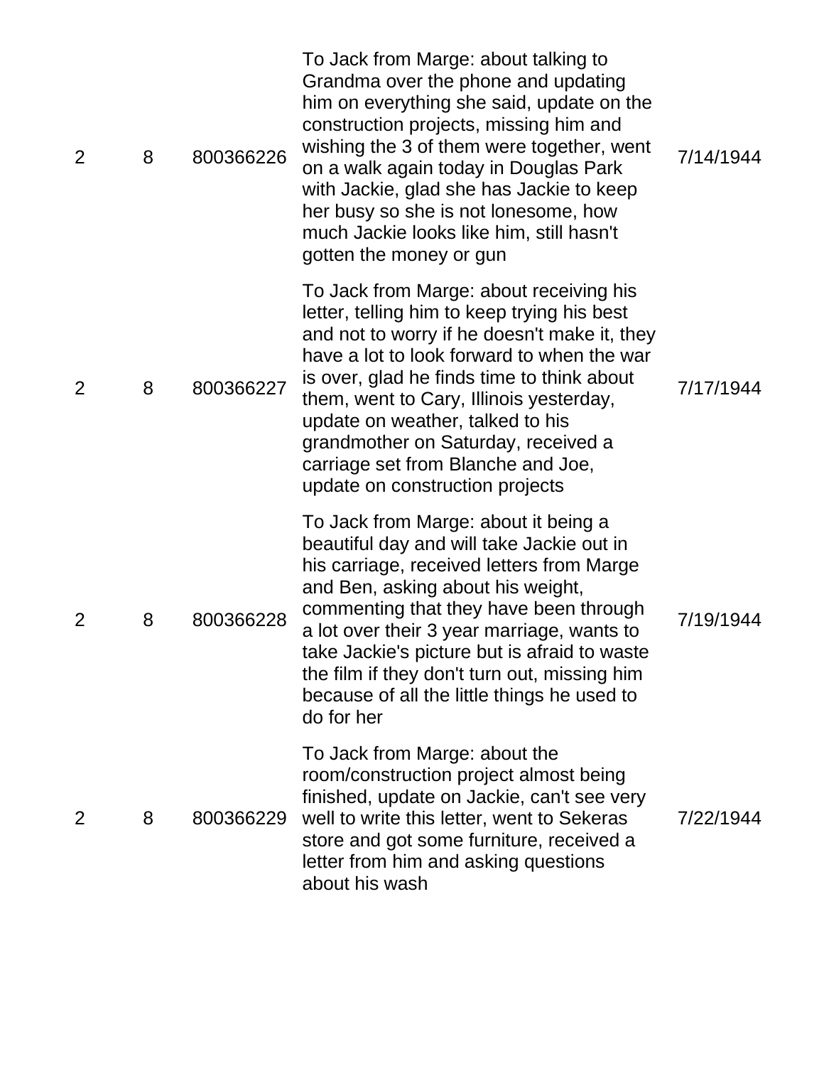| | | | | |
|---|---|---|---|---|
| 2 | 8 | 800366226 | To Jack from Marge: about talking to Grandma over the phone and updating him on everything she said, update on the construction projects, missing him and wishing the 3 of them were together, went on a walk again today in Douglas Park with Jackie, glad she has Jackie to keep her busy so she is not lonesome, how much Jackie looks like him, still hasn't gotten the money or gun | 7/14/1944 |
| 2 | 8 | 800366227 | To Jack from Marge: about receiving his letter, telling him to keep trying his best and not to worry if he doesn't make it, they have a lot to look forward to when the war is over, glad he finds time to think about them, went to Cary, Illinois yesterday, update on weather, talked to his grandmother on Saturday, received a carriage set from Blanche and Joe, update on construction projects | 7/17/1944 |
| 2 | 8 | 800366228 | To Jack from Marge: about it being a beautiful day and will take Jackie out in his carriage, received letters from Marge and Ben, asking about his weight, commenting that they have been through a lot over their 3 year marriage, wants to take Jackie's picture but is afraid to waste the film if they don't turn out, missing him because of all the little things he used to do for her | 7/19/1944 |
| 2 | 8 | 800366229 | To Jack from Marge: about the room/construction project almost being finished, update on Jackie, can't see very well to write this letter, went to Sekeras store and got some furniture, received a letter from him and asking questions about his wash | 7/22/1944 |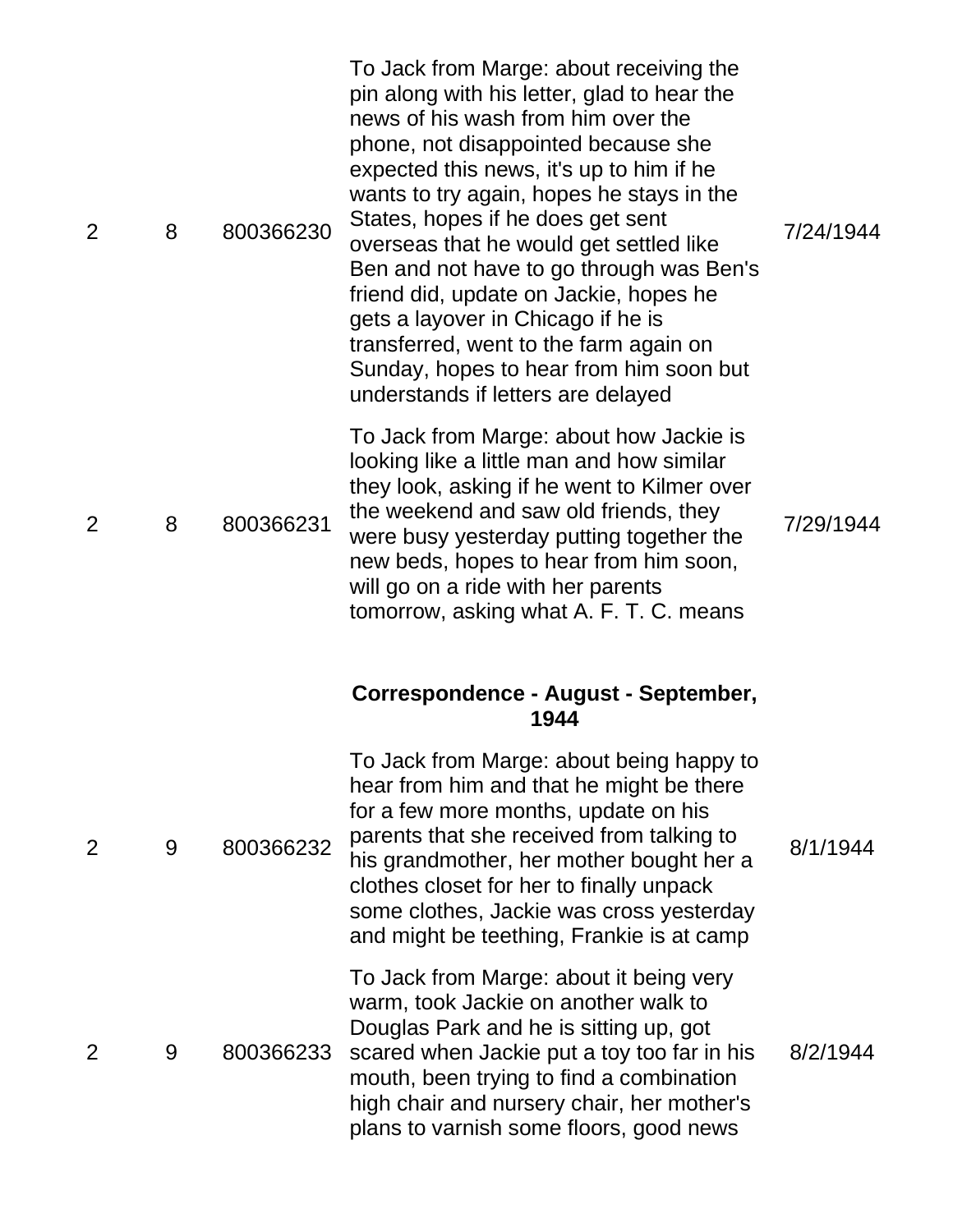| | | | | |
|---|---|---|---|---|
| 2 | 8 | 800366230 | To Jack from Marge: about receiving the pin along with his letter, glad to hear the news of his wash from him over the phone, not disappointed because she expected this news, it's up to him if he wants to try again, hopes he stays in the States, hopes if he does get sent overseas that he would get settled like Ben and not have to go through was Ben's friend did, update on Jackie, hopes he gets a layover in Chicago if he is transferred, went to the farm again on Sunday, hopes to hear from him soon but understands if letters are delayed | 7/24/1944 |
| 2 | 8 | 800366231 | To Jack from Marge: about how Jackie is looking like a little man and how similar they look, asking if he went to Kilmer over the weekend and saw old friends, they were busy yesterday putting together the new beds, hopes to hear from him soon, will go on a ride with her parents tomorrow, asking what A. F. T. C. means | 7/29/1944 |
| | | | **Correspondence - August - September, 1944** | |
| 2 | 9 | 800366232 | To Jack from Marge: about being happy to hear from him and that he might be there for a few more months, update on his parents that she received from talking to his grandmother, her mother bought her a clothes closet for her to finally unpack some clothes, Jackie was cross yesterday and might be teething, Frankie is at camp | 8/1/1944 |
| 2 | 9 | 800366233 | To Jack from Marge: about it being very warm, took Jackie on another walk to Douglas Park and he is sitting up, got scared when Jackie put a toy too far in his mouth, been trying to find a combination high chair and nursery chair, her mother's plans to varnish some floors, good news | 8/2/1944 |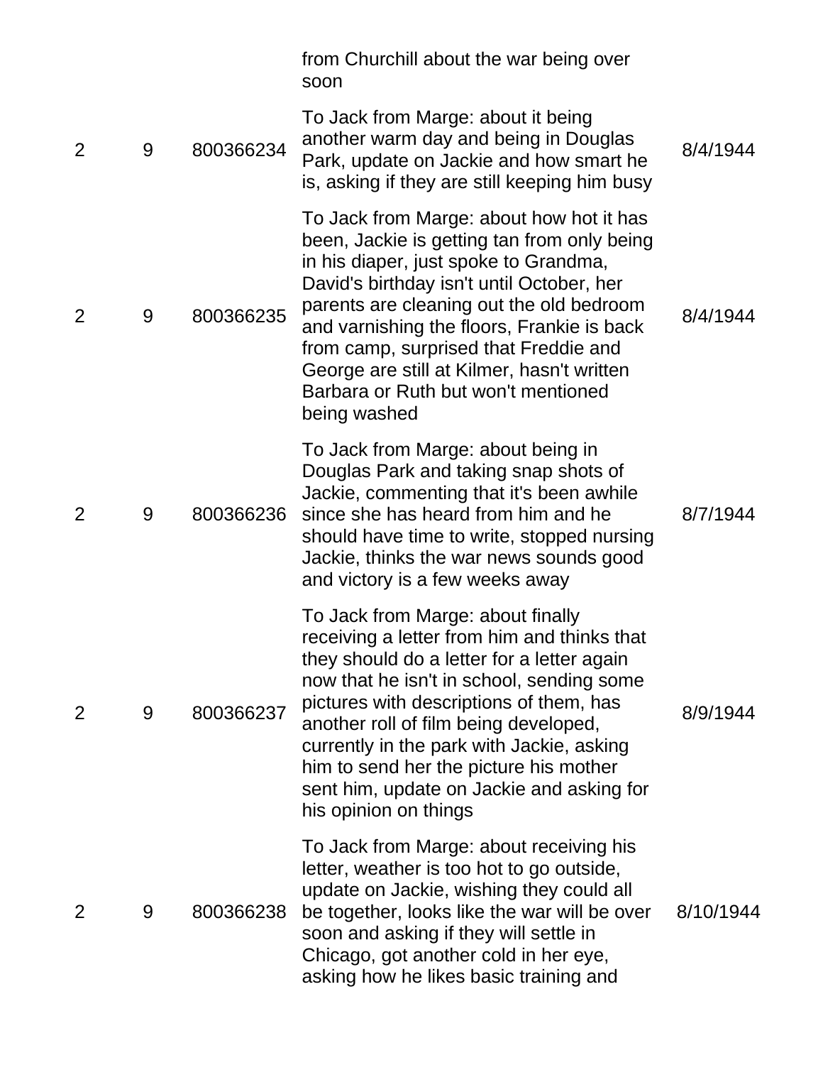| | | | from Churchill about the war being over soon | |
|---|---|---|---|---|
| 2 | 9 | 800366234 | To Jack from Marge: about it being another warm day and being in Douglas Park, update on Jackie and how smart he is, asking if they are still keeping him busy | 8/4/1944 |
| 2 | 9 | 800366235 | To Jack from Marge: about how hot it has been, Jackie is getting tan from only being in his diaper, just spoke to Grandma, David's birthday isn't until October, her parents are cleaning out the old bedroom and varnishing the floors, Frankie is back from camp, surprised that Freddie and George are still at Kilmer, hasn't written Barbara or Ruth but won't mentioned being washed | 8/4/1944 |
| 2 | 9 | 800366236 | To Jack from Marge: about being in Douglas Park and taking snap shots of Jackie, commenting that it's been awhile since she has heard from him and he should have time to write, stopped nursing Jackie, thinks the war news sounds good and victory is a few weeks away | 8/7/1944 |
| 2 | 9 | 800366237 | To Jack from Marge: about finally receiving a letter from him and thinks that they should do a letter for a letter again now that he isn't in school, sending some pictures with descriptions of them, has another roll of film being developed, currently in the park with Jackie, asking him to send her the picture his mother sent him, update on Jackie and asking for his opinion on things | 8/9/1944 |
| 2 | 9 | 800366238 | To Jack from Marge: about receiving his letter, weather is too hot to go outside, update on Jackie, wishing they could all be together, looks like the war will be over soon and asking if they will settle in Chicago, got another cold in her eye, asking how he likes basic training and | 8/10/1944 |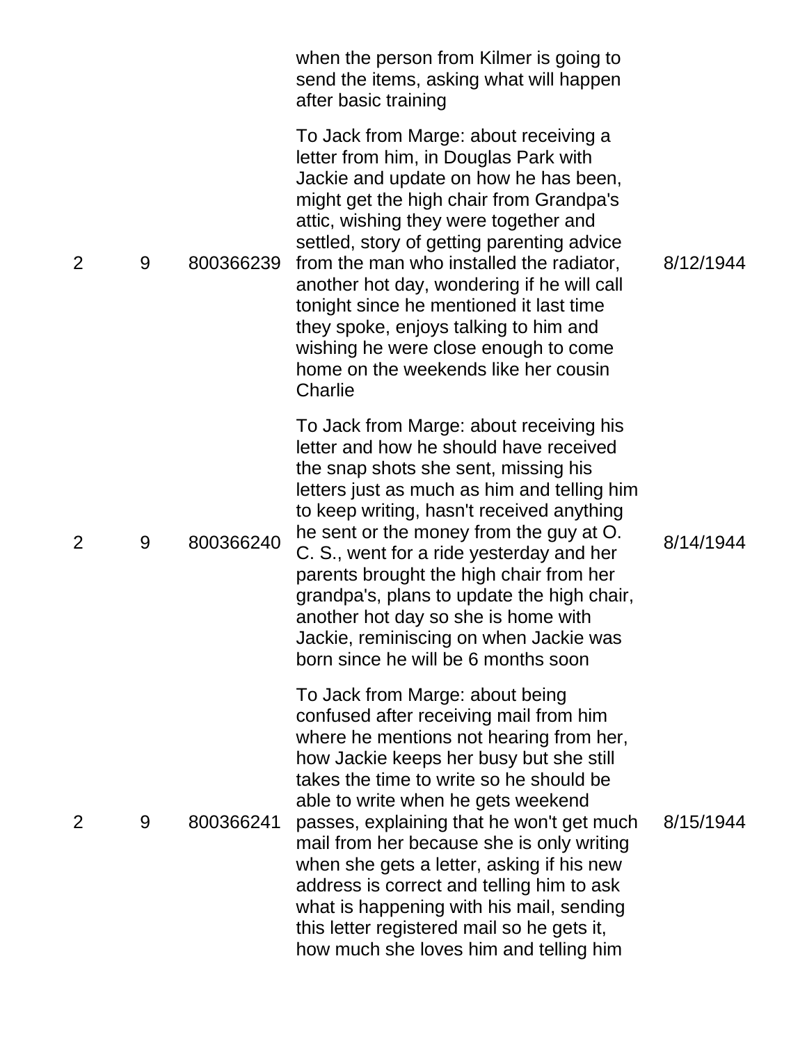| | | | | |
|---|---|---|---|---|
| | | | when the person from Kilmer is going to send the items, asking what will happen after basic training | |
| 2 | 9 | 800366239 | To Jack from Marge: about receiving a letter from him, in Douglas Park with Jackie and update on how he has been, might get the high chair from Grandpa's attic, wishing they were together and settled, story of getting parenting advice from the man who installed the radiator, another hot day, wondering if he will call tonight since he mentioned it last time they spoke, enjoys talking to him and wishing he were close enough to come home on the weekends like her cousin Charlie | 8/12/1944 |
| 2 | 9 | 800366240 | To Jack from Marge: about receiving his letter and how he should have received the snap shots she sent, missing his letters just as much as him and telling him to keep writing, hasn't received anything he sent or the money from the guy at O. C. S., went for a ride yesterday and her parents brought the high chair from her grandpa's, plans to update the high chair, another hot day so she is home with Jackie, reminiscing on when Jackie was born since he will be 6 months soon | 8/14/1944 |
| 2 | 9 | 800366241 | To Jack from Marge: about being confused after receiving mail from him where he mentions not hearing from her, how Jackie keeps her busy but she still takes the time to write so he should be able to write when he gets weekend passes, explaining that he won't get much mail from her because she is only writing when she gets a letter, asking if his new address is correct and telling him to ask what is happening with his mail, sending this letter registered mail so he gets it, how much she loves him and telling him | 8/15/1944 |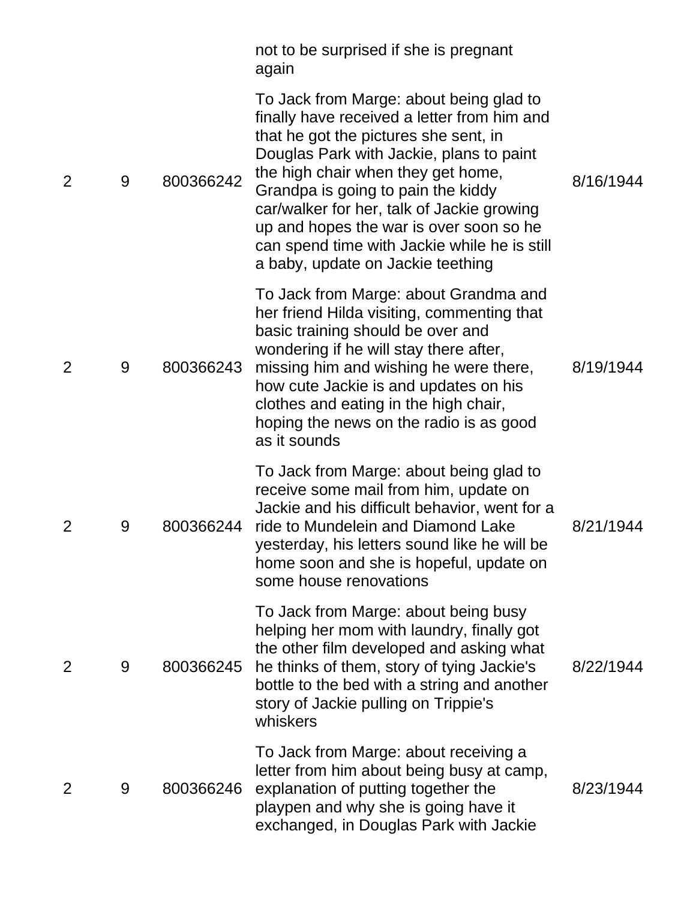| | | | | |
|---|---|---|---|---|
| | | | not to be surprised if she is pregnant again | |
| 2 | 9 | 800366242 | To Jack from Marge: about being glad to finally have received a letter from him and that he got the pictures she sent, in Douglas Park with Jackie, plans to paint the high chair when they get home, Grandpa is going to pain the kiddy car/walker for her, talk of Jackie growing up and hopes the war is over soon so he can spend time with Jackie while he is still a baby, update on Jackie teething | 8/16/1944 |
| 2 | 9 | 800366243 | To Jack from Marge: about Grandma and her friend Hilda visiting, commenting that basic training should be over and wondering if he will stay there after, missing him and wishing he were there, how cute Jackie is and updates on his clothes and eating in the high chair, hoping the news on the radio is as good as it sounds | 8/19/1944 |
| 2 | 9 | 800366244 | To Jack from Marge: about being glad to receive some mail from him, update on Jackie and his difficult behavior, went for a ride to Mundelein and Diamond Lake yesterday, his letters sound like he will be home soon and she is hopeful, update on some house renovations | 8/21/1944 |
| 2 | 9 | 800366245 | To Jack from Marge: about being busy helping her mom with laundry, finally got the other film developed and asking what he thinks of them, story of tying Jackie's bottle to the bed with a string and another story of Jackie pulling on Trippie's whiskers | 8/22/1944 |
| 2 | 9 | 800366246 | To Jack from Marge: about receiving a letter from him about being busy at camp, explanation of putting together the playpen and why she is going have it exchanged, in Douglas Park with Jackie | 8/23/1944 |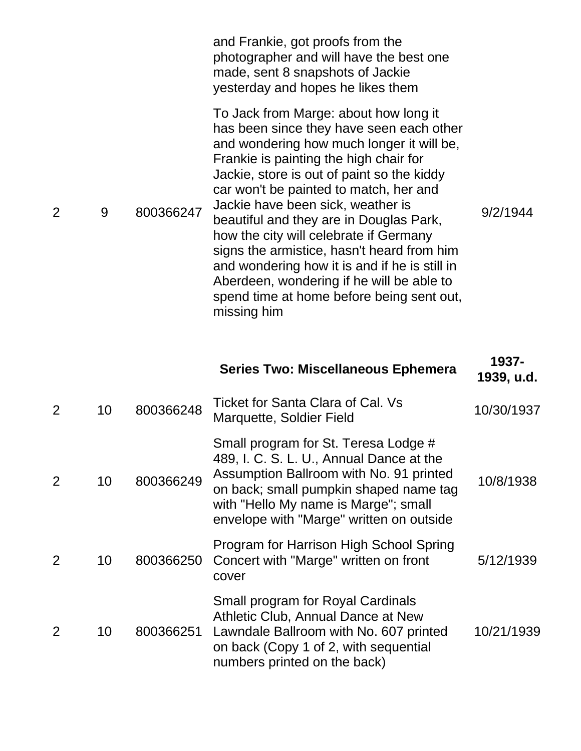| | | | and Frankie, got proofs from the photographer and will have the best one made, sent 8 snapshots of Jackie yesterday and hopes he likes them | |
|---|---|---|---|---|
| 2 | 9 | 800366247 | To Jack from Marge: about how long it has been since they have seen each other and wondering how much longer it will be, Frankie is painting the high chair for Jackie, store is out of paint so the kiddy car won't be painted to match, her and Jackie have been sick, weather is beautiful and they are in Douglas Park, how the city will celebrate if Germany signs the armistice, hasn't heard from him and wondering how it is and if he is still in Aberdeen, wondering if he will be able to spend time at home before being sent out, missing him | 9/2/1944 |
| | | | **Series Two: Miscellaneous Ephemera** | **1937-1939, u.d.** |
| 2 | 10 | 800366248 | Ticket for Santa Clara of Cal. Vs Marquette, Soldier Field | 10/30/1937 |
| 2 | 10 | 800366249 | Small program for St. Teresa Lodge # 489, I. C. S. L. U., Annual Dance at the Assumption Ballroom with No. 91 printed on back; small pumpkin shaped name tag with "Hello My name is Marge"; small envelope with "Marge" written on outside | 10/8/1938 |
| 2 | 10 | 800366250 | Program for Harrison High School Spring Concert with "Marge" written on front cover | 5/12/1939 |
| 2 | 10 | 800366251 | Small program for Royal Cardinals Athletic Club, Annual Dance at New Lawndale Ballroom with No. 607 printed on back (Copy 1 of 2, with sequential numbers printed on the back) | 10/21/1939 |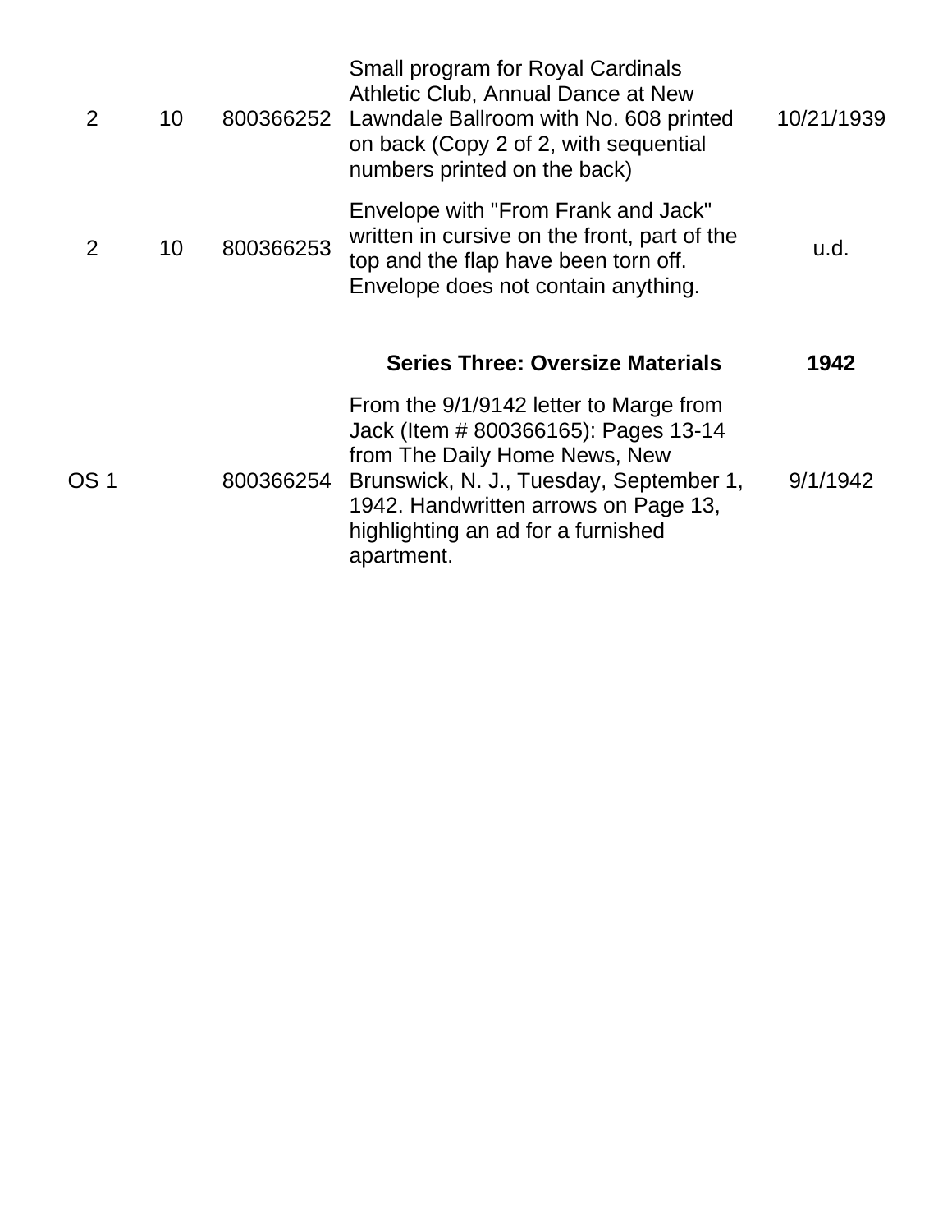| | | | | |
|---|---|---|---|---|
| 2 | 10 | 800366252 | Small program for Royal Cardinals Athletic Club, Annual Dance at New Lawndale Ballroom with No. 608 printed on back (Copy 2 of 2, with sequential numbers printed on the back) | 10/21/1939 |
| 2 | 10 | 800366253 | Envelope with "From Frank and Jack" written in cursive on the front, part of the top and the flap have been torn off. Envelope does not contain anything. | u.d. |
| | | | **Series Three: Oversize Materials** | **1942** |
| OS 1 | | 800366254 | From the 9/1/9142 letter to Marge from Jack (Item # 800366165): Pages 13-14 from The Daily Home News, New Brunswick, N. J., Tuesday, September 1, 1942. Handwritten arrows on Page 13, highlighting an ad for a furnished apartment. | 9/1/1942 |